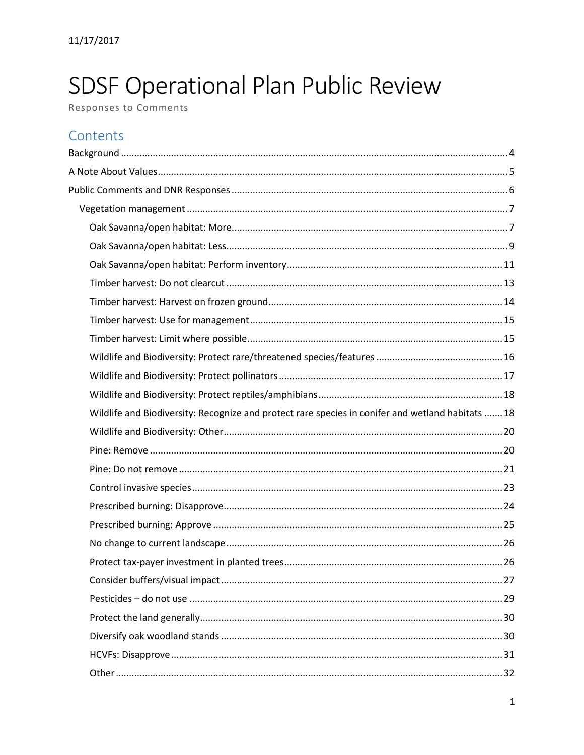11/17/2017

# SDSF Operational Plan Public Review

Responses to Comments

## Contents

- Background ... 4
- A Note About Values ... 5
- Public Comments and DNR Responses ... 6
  - Vegetation management ... 7
    - Oak Savanna/open habitat: More ... 7
    - Oak Savanna/open habitat: Less ... 9
    - Oak Savanna/open habitat: Perform inventory ... 11
    - Timber harvest: Do not clearcut ... 13
    - Timber harvest: Harvest on frozen ground ... 14
    - Timber harvest: Use for management ... 15
    - Timber harvest: Limit where possible ... 15
    - Wildlife and Biodiversity: Protect rare/threatened species/features ... 16
    - Wildlife and Biodiversity: Protect pollinators ... 17
    - Wildlife and Biodiversity: Protect reptiles/amphibians ... 18
    - Wildlife and Biodiversity: Recognize and protect rare species in conifer and wetland habitats ... 18
    - Wildlife and Biodiversity: Other ... 20
    - Pine: Remove ... 20
    - Pine: Do not remove ... 21
    - Control invasive species ... 23
    - Prescribed burning: Disapprove ... 24
    - Prescribed burning: Approve ... 25
    - No change to current landscape ... 26
    - Protect tax-payer investment in planted trees ... 26
    - Consider buffers/visual impact ... 27
    - Pesticides – do not use ... 29
    - Protect the land generally ... 30
    - Diversify oak woodland stands ... 30
    - HCVFs: Disapprove ... 31
    - Other ... 32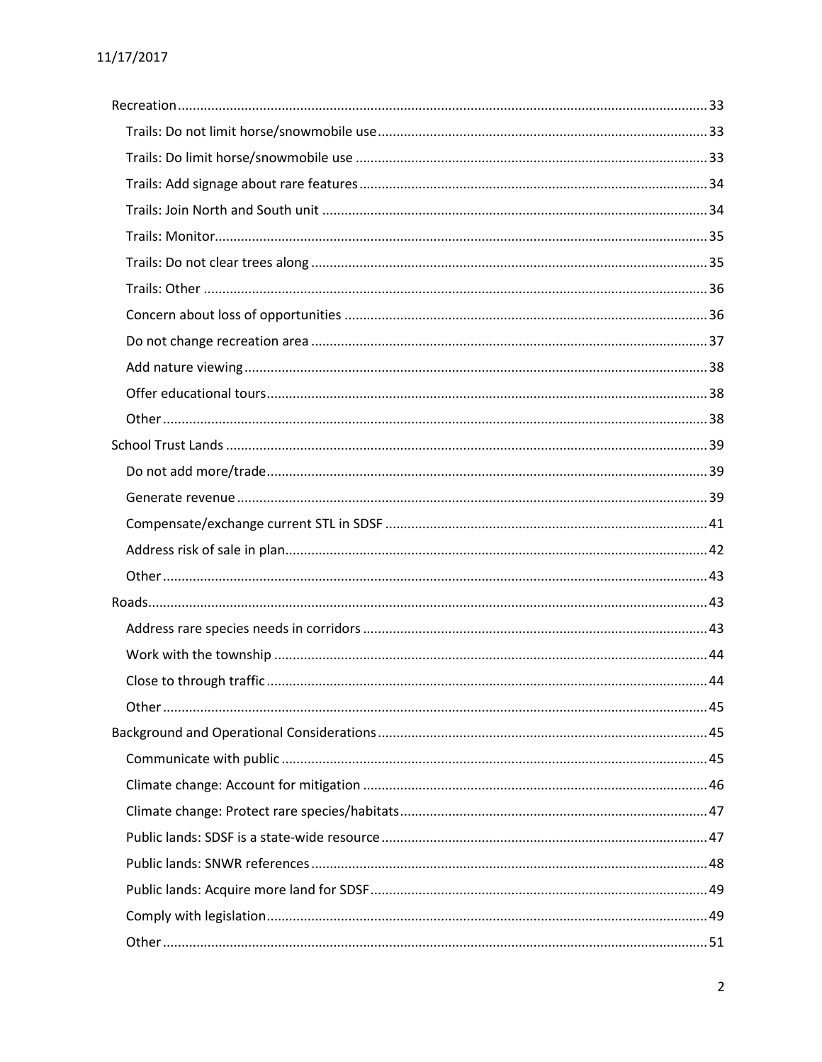Recreation ........ 33

- Trails: Do not limit horse/snowmobile use ........ 33
- Trails: Do limit horse/snowmobile use ........ 33
- Trails: Add signage about rare features ........ 34
- Trails: Join North and South unit ........ 34
- Trails: Monitor ........ 35
- Trails: Do not clear trees along ........ 35
- Trails: Other ........ 36
- Concern about loss of opportunities ........ 36
- Do not change recreation area ........ 37
- Add nature viewing ........ 38
- Offer educational tours ........ 38
- Other ........ 38

School Trust Lands ........ 39

- Do not add more/trade ........ 39
- Generate revenue ........ 39
- Compensate/exchange current STL in SDSF ........ 41
- Address risk of sale in plan ........ 42
- Other ........ 43

Roads ........ 43

- Address rare species needs in corridors ........ 43
- Work with the township ........ 44
- Close to through traffic ........ 44
- Other ........ 45

Background and Operational Considerations ........ 45

- Communicate with public ........ 45
- Climate change: Account for mitigation ........ 46
- Climate change: Protect rare species/habitats ........ 47
- Public lands: SDSF is a state-wide resource ........ 47
- Public lands: SNWR references ........ 48
- Public lands: Acquire more land for SDSF ........ 49
- Comply with legislation ........ 49
- Other ........ 51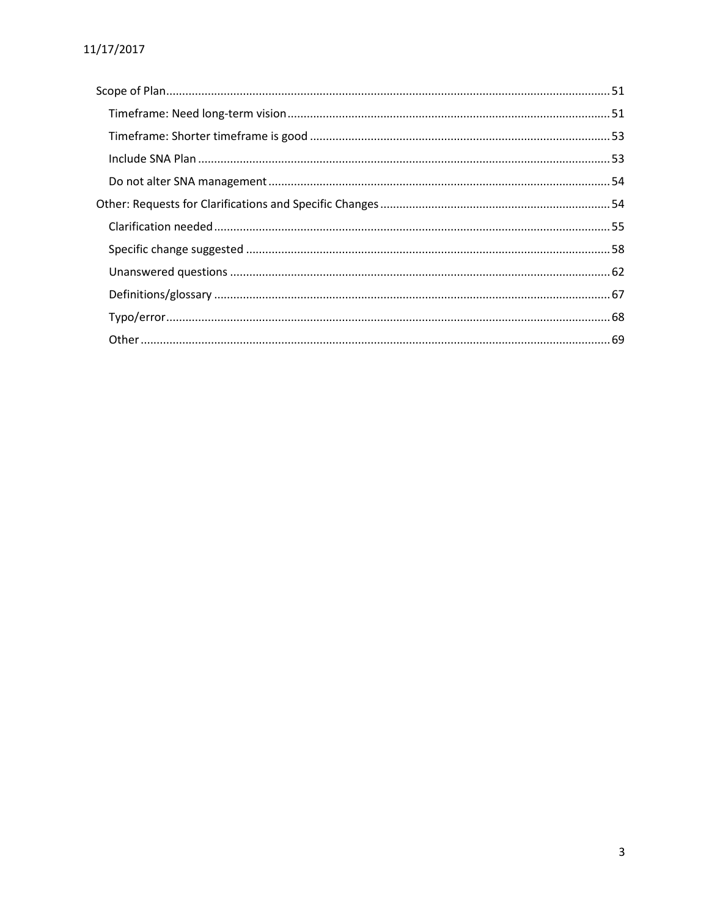- Scope of Plan ... 51
  - Timeframe: Need long-term vision ... 51
  - Timeframe: Shorter timeframe is good ... 53
  - Include SNA Plan ... 53
  - Do not alter SNA management ... 54
- Other: Requests for Clarifications and Specific Changes ... 54
  - Clarification needed ... 55
  - Specific change suggested ... 58
  - Unanswered questions ... 62
  - Definitions/glossary ... 67
  - Typo/error ... 68
  - Other ... 69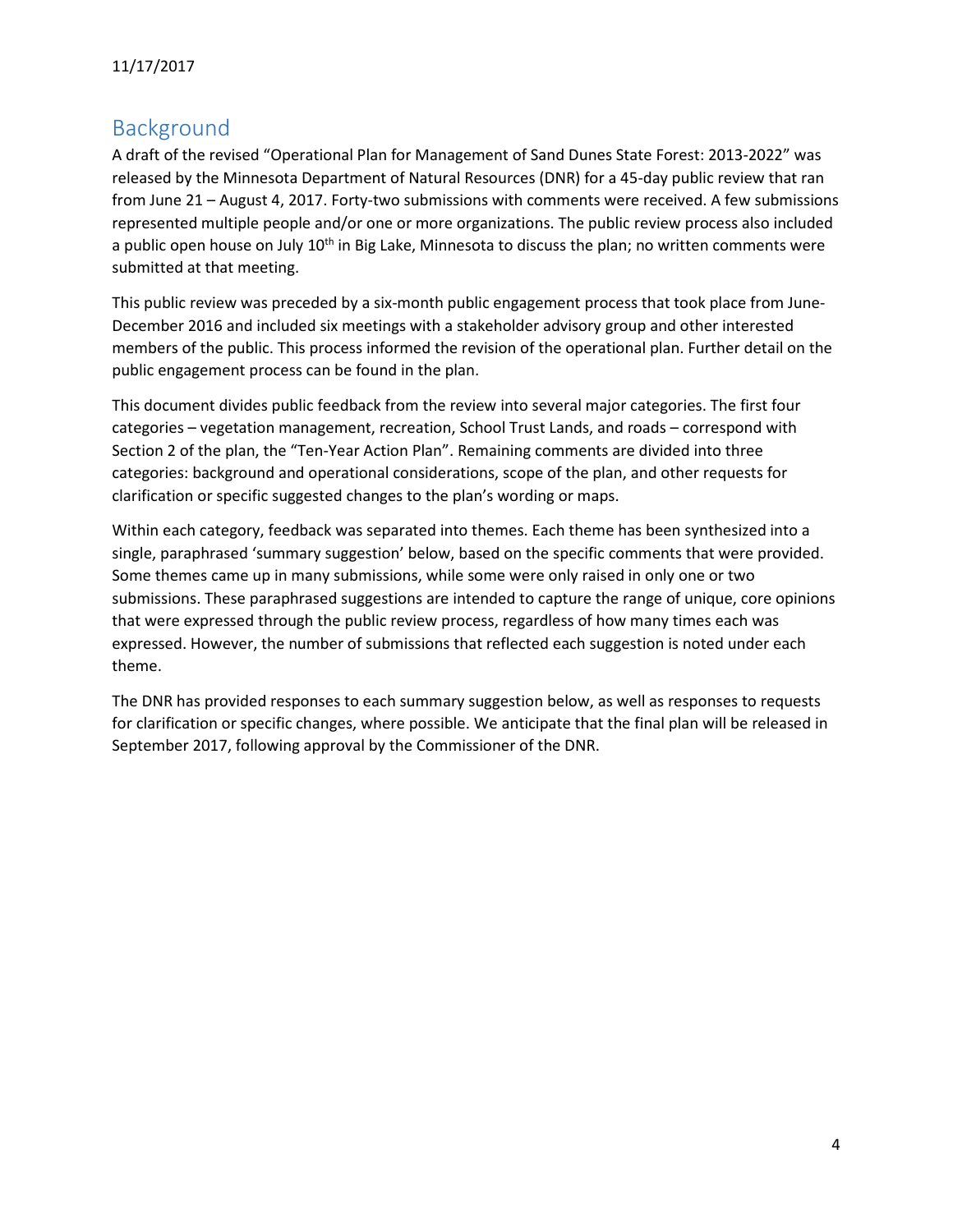## Background

A draft of the revised "Operational Plan for Management of Sand Dunes State Forest: 2013-2022" was released by the Minnesota Department of Natural Resources (DNR) for a 45-day public review that ran from June 21 – August 4, 2017. Forty-two submissions with comments were received. A few submissions represented multiple people and/or one or more organizations. The public review process also included a public open house on July 10th in Big Lake, Minnesota to discuss the plan; no written comments were submitted at that meeting.

This public review was preceded by a six-month public engagement process that took place from June-December 2016 and included six meetings with a stakeholder advisory group and other interested members of the public. This process informed the revision of the operational plan. Further detail on the public engagement process can be found in the plan.

This document divides public feedback from the review into several major categories. The first four categories – vegetation management, recreation, School Trust Lands, and roads – correspond with Section 2 of the plan, the "Ten-Year Action Plan". Remaining comments are divided into three categories: background and operational considerations, scope of the plan, and other requests for clarification or specific suggested changes to the plan's wording or maps.

Within each category, feedback was separated into themes. Each theme has been synthesized into a single, paraphrased 'summary suggestion' below, based on the specific comments that were provided. Some themes came up in many submissions, while some were only raised in only one or two submissions. These paraphrased suggestions are intended to capture the range of unique, core opinions that were expressed through the public review process, regardless of how many times each was expressed. However, the number of submissions that reflected each suggestion is noted under each theme.

The DNR has provided responses to each summary suggestion below, as well as responses to requests for clarification or specific changes, where possible. We anticipate that the final plan will be released in September 2017, following approval by the Commissioner of the DNR.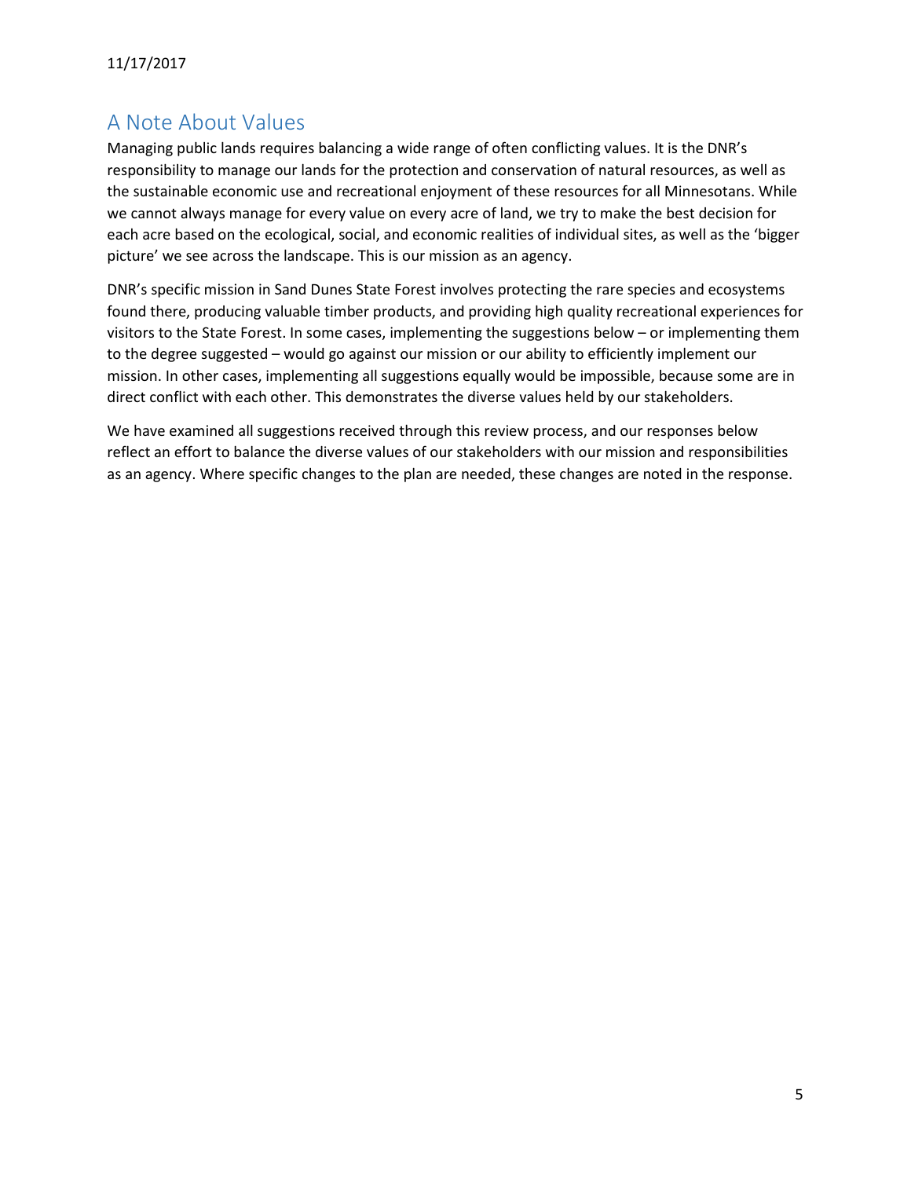## A Note About Values

Managing public lands requires balancing a wide range of often conflicting values. It is the DNR's responsibility to manage our lands for the protection and conservation of natural resources, as well as the sustainable economic use and recreational enjoyment of these resources for all Minnesotans. While we cannot always manage for every value on every acre of land, we try to make the best decision for each acre based on the ecological, social, and economic realities of individual sites, as well as the 'bigger picture' we see across the landscape. This is our mission as an agency.

DNR's specific mission in Sand Dunes State Forest involves protecting the rare species and ecosystems found there, producing valuable timber products, and providing high quality recreational experiences for visitors to the State Forest. In some cases, implementing the suggestions below – or implementing them to the degree suggested – would go against our mission or our ability to efficiently implement our mission. In other cases, implementing all suggestions equally would be impossible, because some are in direct conflict with each other. This demonstrates the diverse values held by our stakeholders.

We have examined all suggestions received through this review process, and our responses below reflect an effort to balance the diverse values of our stakeholders with our mission and responsibilities as an agency. Where specific changes to the plan are needed, these changes are noted in the response.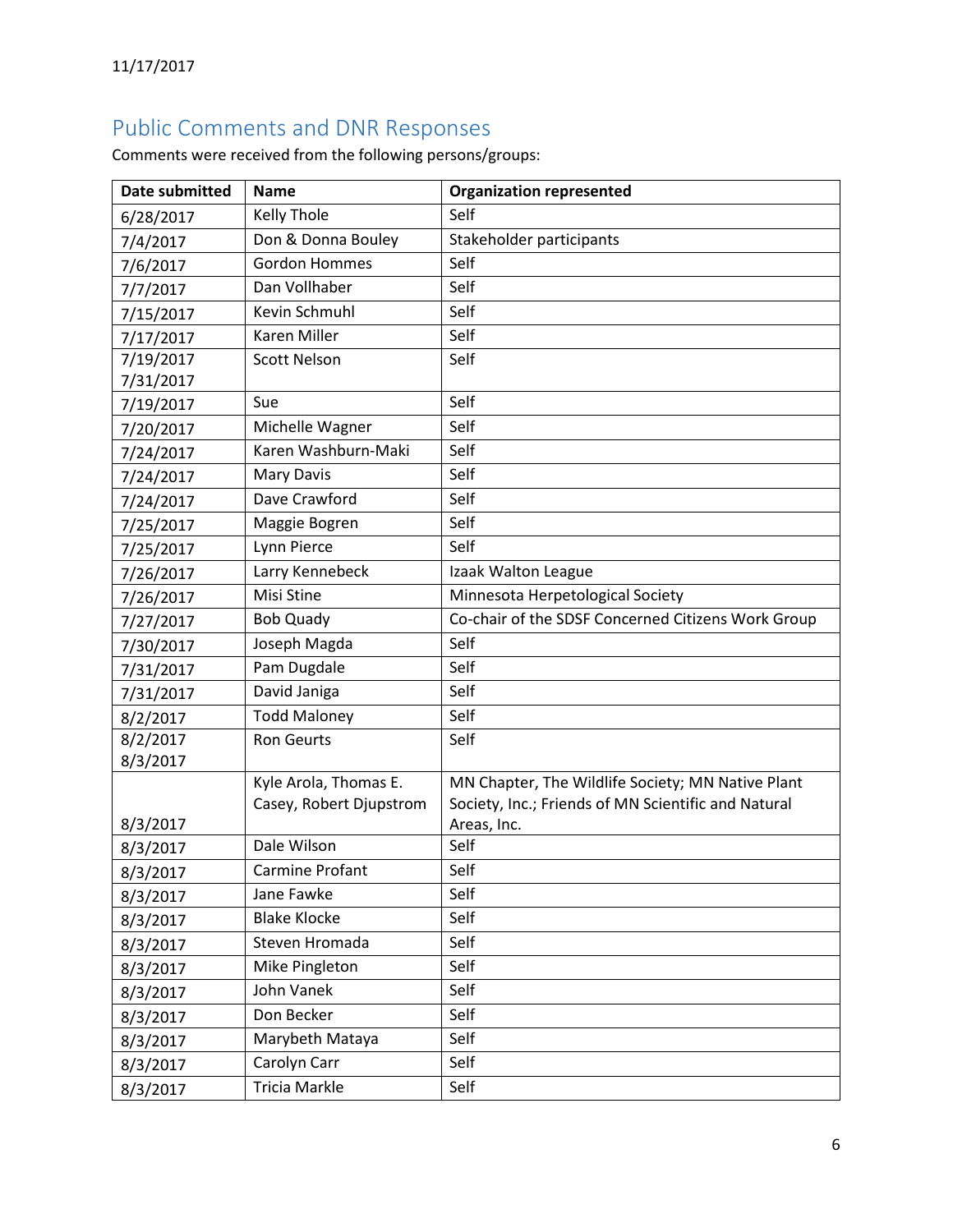11/17/2017

## Public Comments and DNR Responses

Comments were received from the following persons/groups:

| Date submitted | Name | Organization represented |
|---|---|---|
| 6/28/2017 | Kelly Thole | Self |
| 7/4/2017 | Don & Donna Bouley | Stakeholder participants |
| 7/6/2017 | Gordon Hommes | Self |
| 7/7/2017 | Dan Vollhaber | Self |
| 7/15/2017 | Kevin Schmuhl | Self |
| 7/17/2017 | Karen Miller | Self |
| 7/19/2017 7/31/2017 | Scott Nelson | Self |
| 7/19/2017 | Sue | Self |
| 7/20/2017 | Michelle Wagner | Self |
| 7/24/2017 | Karen Washburn-Maki | Self |
| 7/24/2017 | Mary Davis | Self |
| 7/24/2017 | Dave Crawford | Self |
| 7/25/2017 | Maggie Bogren | Self |
| 7/25/2017 | Lynn Pierce | Self |
| 7/26/2017 | Larry Kennebeck | Izaak Walton League |
| 7/26/2017 | Misi Stine | Minnesota Herpetological Society |
| 7/27/2017 | Bob Quady | Co-chair of the SDSF Concerned Citizens Work Group |
| 7/30/2017 | Joseph Magda | Self |
| 7/31/2017 | Pam Dugdale | Self |
| 7/31/2017 | David Janiga | Self |
| 8/2/2017 | Todd Maloney | Self |
| 8/2/2017 8/3/2017 | Ron Geurts | Self |
| 8/3/2017 | Kyle Arola, Thomas E. Casey, Robert Djupstrom | MN Chapter, The Wildlife Society; MN Native Plant Society, Inc.; Friends of MN Scientific and Natural Areas, Inc. |
| 8/3/2017 | Dale Wilson | Self |
| 8/3/2017 | Carmine Profant | Self |
| 8/3/2017 | Jane Fawke | Self |
| 8/3/2017 | Blake Klocke | Self |
| 8/3/2017 | Steven Hromada | Self |
| 8/3/2017 | Mike Pingleton | Self |
| 8/3/2017 | John Vanek | Self |
| 8/3/2017 | Don Becker | Self |
| 8/3/2017 | Marybeth Mataya | Self |
| 8/3/2017 | Carolyn Carr | Self |
| 8/3/2017 | Tricia Markle | Self |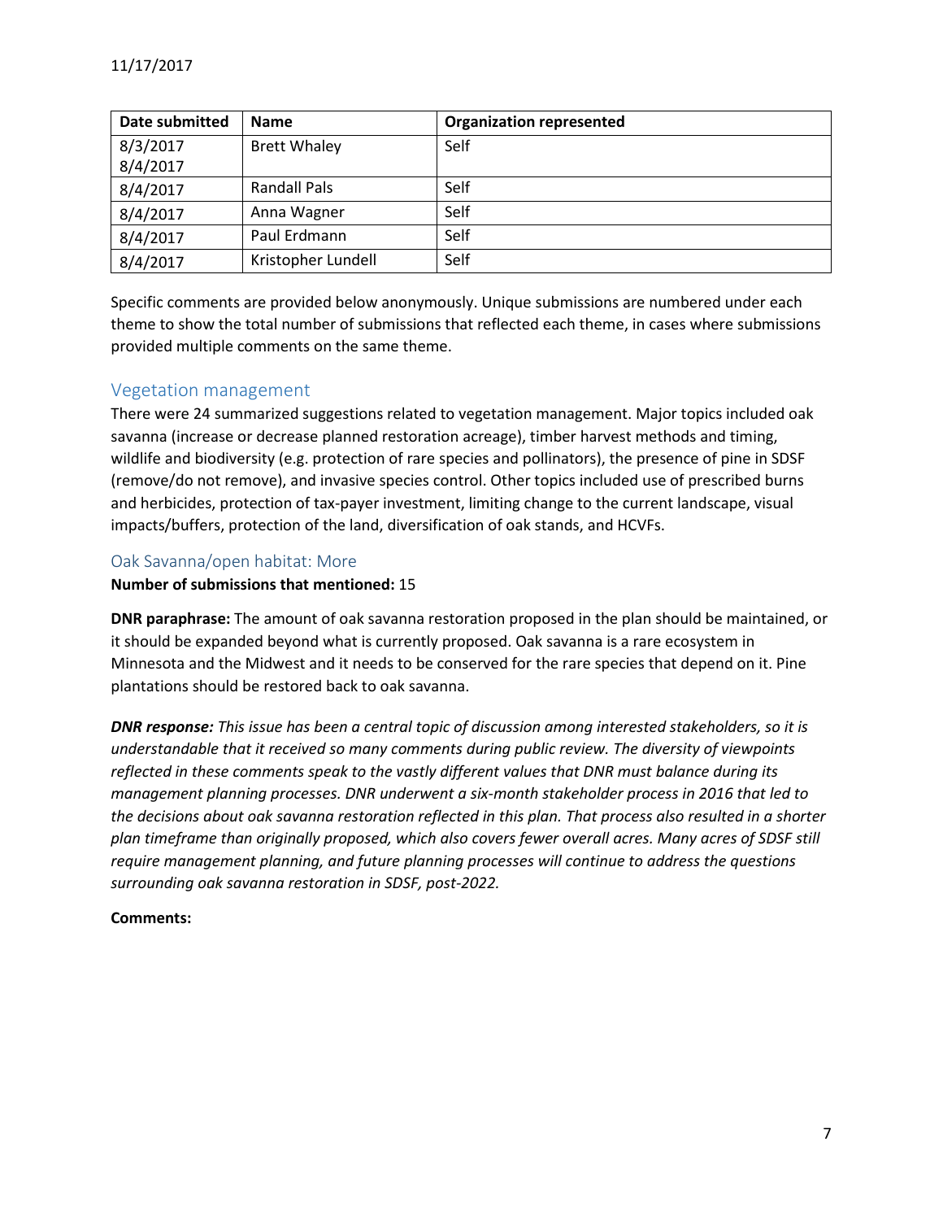| Date submitted | Name | Organization represented |
|---|---|---|
| 8/3/2017<br>8/4/2017 | Brett Whaley | Self |
| 8/4/2017 | Randall Pals | Self |
| 8/4/2017 | Anna Wagner | Self |
| 8/4/2017 | Paul Erdmann | Self |
| 8/4/2017 | Kristopher Lundell | Self |

Specific comments are provided below anonymously. Unique submissions are numbered under each theme to show the total number of submissions that reflected each theme, in cases where submissions provided multiple comments on the same theme.

## Vegetation management

There were 24 summarized suggestions related to vegetation management. Major topics included oak savanna (increase or decrease planned restoration acreage), timber harvest methods and timing, wildlife and biodiversity (e.g. protection of rare species and pollinators), the presence of pine in SDSF (remove/do not remove), and invasive species control. Other topics included use of prescribed burns and herbicides, protection of tax-payer investment, limiting change to the current landscape, visual impacts/buffers, protection of the land, diversification of oak stands, and HCVFs.

### Oak Savanna/open habitat: More

**Number of submissions that mentioned:** 15

**DNR paraphrase:** The amount of oak savanna restoration proposed in the plan should be maintained, or it should be expanded beyond what is currently proposed. Oak savanna is a rare ecosystem in Minnesota and the Midwest and it needs to be conserved for the rare species that depend on it. Pine plantations should be restored back to oak savanna.

***DNR response:*** *This issue has been a central topic of discussion among interested stakeholders, so it is understandable that it received so many comments during public review. The diversity of viewpoints reflected in these comments speak to the vastly different values that DNR must balance during its management planning processes. DNR underwent a six-month stakeholder process in 2016 that led to the decisions about oak savanna restoration reflected in this plan. That process also resulted in a shorter plan timeframe than originally proposed, which also covers fewer overall acres. Many acres of SDSF still require management planning, and future planning processes will continue to address the questions surrounding oak savanna restoration in SDSF, post-2022.*

**Comments:**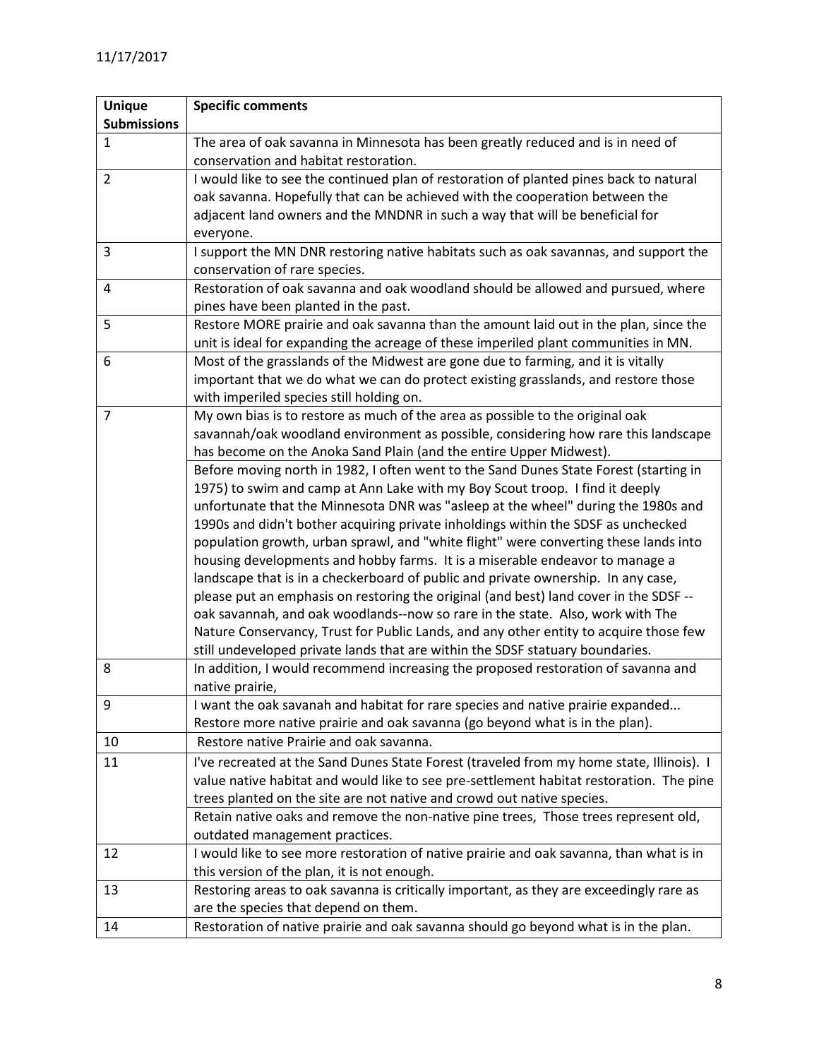11/17/2017

| Unique Submissions | Specific comments |
|---|---|
| 1 | The area of oak savanna in Minnesota has been greatly reduced and is in need of conservation and habitat restoration. |
| 2 | I would like to see the continued plan of restoration of planted pines back to natural oak savanna. Hopefully that can be achieved with the cooperation between the adjacent land owners and the MNDNR in such a way that will be beneficial for everyone. |
| 3 | I support the MN DNR restoring native habitats such as oak savannas, and support the conservation of rare species. |
| 4 | Restoration of oak savanna and oak woodland should be allowed and pursued, where pines have been planted in the past. |
| 5 | Restore MORE prairie and oak savanna than the amount laid out in the plan, since the unit is ideal for expanding the acreage of these imperiled plant communities in MN. |
| 6 | Most of the grasslands of the Midwest are gone due to farming, and it is vitally important that we do what we can do protect existing grasslands, and restore those with imperiled species still holding on. |
| 7 | My own bias is to restore as much of the area as possible to the original oak savannah/oak woodland environment as possible, considering how rare this landscape has become on the Anoka Sand Plain (and the entire Upper Midwest). |
| | Before moving north in 1982, I often went to the Sand Dunes State Forest (starting in 1975) to swim and camp at Ann Lake with my Boy Scout troop. I find it deeply unfortunate that the Minnesota DNR was "asleep at the wheel" during the 1980s and 1990s and didn't bother acquiring private inholdings within the SDSF as unchecked population growth, urban sprawl, and "white flight" were converting these lands into housing developments and hobby farms. It is a miserable endeavor to manage a landscape that is in a checkerboard of public and private ownership. In any case, please put an emphasis on restoring the original (and best) land cover in the SDSF -- oak savannah, and oak woodlands--now so rare in the state. Also, work with The Nature Conservancy, Trust for Public Lands, and any other entity to acquire those few still undeveloped private lands that are within the SDSF statuary boundaries. |
| 8 | In addition, I would recommend increasing the proposed restoration of savanna and native prairie, |
| 9 | I want the oak savanah and habitat for rare species and native prairie expanded... Restore more native prairie and oak savanna (go beyond what is in the plan). |
| 10 | Restore native Prairie and oak savanna. |
| 11 | I've recreated at the Sand Dunes State Forest (traveled from my home state, Illinois). I value native habitat and would like to see pre-settlement habitat restoration. The pine trees planted on the site are not native and crowd out native species. |
| | Retain native oaks and remove the non-native pine trees, Those trees represent old, outdated management practices. |
| 12 | I would like to see more restoration of native prairie and oak savanna, than what is in this version of the plan, it is not enough. |
| 13 | Restoring areas to oak savanna is critically important, as they are exceedingly rare as are the species that depend on them. |
| 14 | Restoration of native prairie and oak savanna should go beyond what is in the plan. |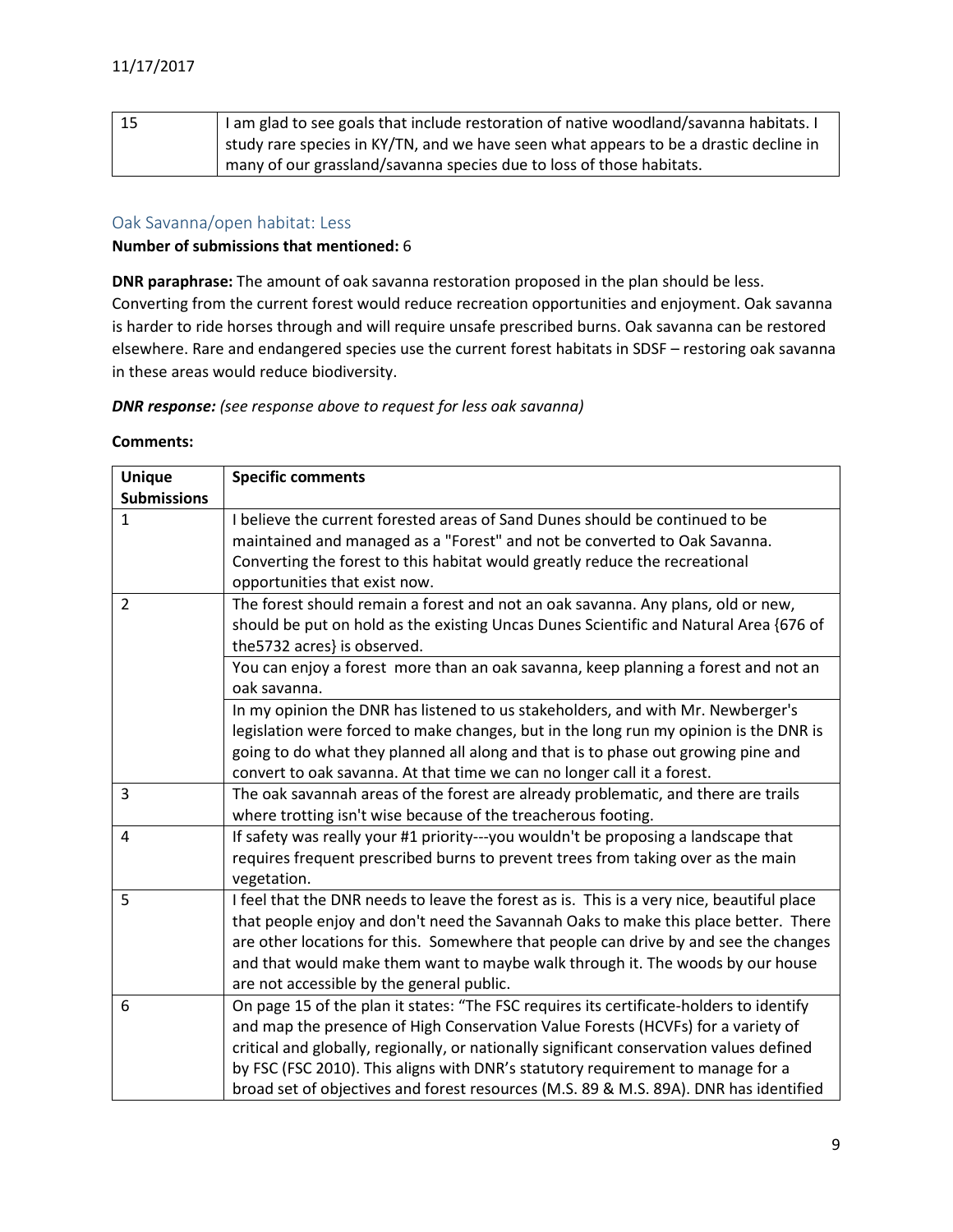| 15 | I am glad to see goals that include restoration of native woodland/savanna habitats. I study rare species in KY/TN, and we have seen what appears to be a drastic decline in many of our grassland/savanna species due to loss of those habitats. |
|---|---|

## Oak Savanna/open habitat: Less

**Number of submissions that mentioned:** 6

**DNR paraphrase:** The amount of oak savanna restoration proposed in the plan should be less. Converting from the current forest would reduce recreation opportunities and enjoyment. Oak savanna is harder to ride horses through and will require unsafe prescribed burns. Oak savanna can be restored elsewhere. Rare and endangered species use the current forest habitats in SDSF – restoring oak savanna in these areas would reduce biodiversity.

***DNR response:*** *(see response above to request for less oak savanna)*

**Comments:**

| Unique Submissions | Specific comments |
|---|---|
| 1 | I believe the current forested areas of Sand Dunes should be continued to be maintained and managed as a "Forest" and not be converted to Oak Savanna. Converting the forest to this habitat would greatly reduce the recreational opportunities that exist now. |
| 2 | The forest should remain a forest and not an oak savanna. Any plans, old or new, should be put on hold as the existing Uncas Dunes Scientific and Natural Area {676 of the5732 acres} is observed. |
| | You can enjoy a forest more than an oak savanna, keep planning a forest and not an oak savanna. |
| | In my opinion the DNR has listened to us stakeholders, and with Mr. Newberger's legislation were forced to make changes, but in the long run my opinion is the DNR is going to do what they planned all along and that is to phase out growing pine and convert to oak savanna. At that time we can no longer call it a forest. |
| 3 | The oak savannah areas of the forest are already problematic, and there are trails where trotting isn't wise because of the treacherous footing. |
| 4 | If safety was really your #1 priority---you wouldn't be proposing a landscape that requires frequent prescribed burns to prevent trees from taking over as the main vegetation. |
| 5 | I feel that the DNR needs to leave the forest as is. This is a very nice, beautiful place that people enjoy and don't need the Savannah Oaks to make this place better. There are other locations for this. Somewhere that people can drive by and see the changes and that would make them want to maybe walk through it. The woods by our house are not accessible by the general public. |
| 6 | On page 15 of the plan it states: "The FSC requires its certificate-holders to identify and map the presence of High Conservation Value Forests (HCVFs) for a variety of critical and globally, regionally, or nationally significant conservation values defined by FSC (FSC 2010). This aligns with DNR's statutory requirement to manage for a broad set of objectives and forest resources (M.S. 89 & M.S. 89A). DNR has identified |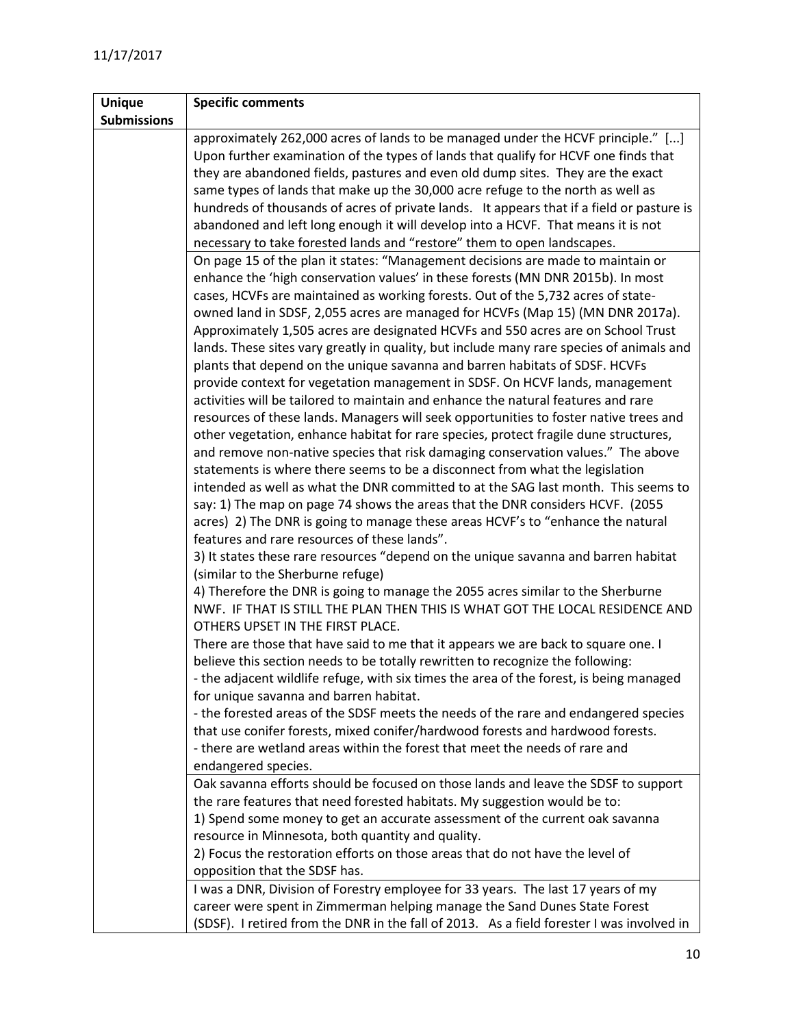| Unique Submissions | Specific comments |
|---|---|
| | approximately 262,000 acres of lands to be managed under the HCVF principle." [...] Upon further examination of the types of lands that qualify for HCVF one finds that they are abandoned fields, pastures and even old dump sites. They are the exact same types of lands that make up the 30,000 acre refuge to the north as well as hundreds of thousands of acres of private lands. It appears that if a field or pasture is abandoned and left long enough it will develop into a HCVF. That means it is not necessary to take forested lands and "restore" them to open landscapes. |
| | On page 15 of the plan it states: "Management decisions are made to maintain or enhance the 'high conservation values' in these forests (MN DNR 2015b). In most cases, HCVFs are maintained as working forests. Out of the 5,732 acres of state-owned land in SDSF, 2,055 acres are managed for HCVFs (Map 15) (MN DNR 2017a). Approximately 1,505 acres are designated HCVFs and 550 acres are on School Trust lands. These sites vary greatly in quality, but include many rare species of animals and plants that depend on the unique savanna and barren habitats of SDSF. HCVFs provide context for vegetation management in SDSF. On HCVF lands, management activities will be tailored to maintain and enhance the natural features and rare resources of these lands. Managers will seek opportunities to foster native trees and other vegetation, enhance habitat for rare species, protect fragile dune structures, and remove non-native species that risk damaging conservation values." The above statements is where there seems to be a disconnect from what the legislation intended as well as what the DNR committed to at the SAG last month. This seems to say: 1) The map on page 74 shows the areas that the DNR considers HCVF. (2055 acres) 2) The DNR is going to manage these areas HCVF's to "enhance the natural features and rare resources of these lands".<br>3) It states these rare resources "depend on the unique savanna and barren habitat (similar to the Sherburne refuge)<br>4) Therefore the DNR is going to manage the 2055 acres similar to the Sherburne NWF. IF THAT IS STILL THE PLAN THEN THIS IS WHAT GOT THE LOCAL RESIDENCE AND OTHERS UPSET IN THE FIRST PLACE.<br>There are those that have said to me that it appears we are back to square one. I believe this section needs to be totally rewritten to recognize the following:<br>- the adjacent wildlife refuge, with six times the area of the forest, is being managed for unique savanna and barren habitat.<br>- the forested areas of the SDSF meets the needs of the rare and endangered species that use conifer forests, mixed conifer/hardwood forests and hardwood forests.<br>- there are wetland areas within the forest that meet the needs of rare and endangered species. |
| | Oak savanna efforts should be focused on those lands and leave the SDSF to support the rare features that need forested habitats. My suggestion would be to:<br>1) Spend some money to get an accurate assessment of the current oak savanna resource in Minnesota, both quantity and quality.<br>2) Focus the restoration efforts on those areas that do not have the level of opposition that the SDSF has. |
| | I was a DNR, Division of Forestry employee for 33 years. The last 17 years of my career were spent in Zimmerman helping manage the Sand Dunes State Forest (SDSF). I retired from the DNR in the fall of 2013. As a field forester I was involved in |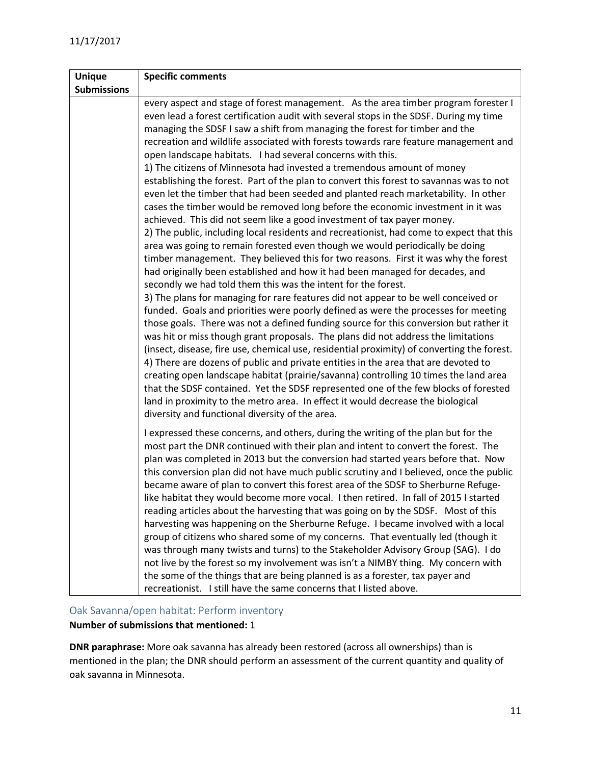| Unique Submissions | Specific comments |
|---|---|
| | every aspect and stage of forest management. As the area timber program forester I even lead a forest certification audit with several stops in the SDSF. During my time managing the SDSF I saw a shift from managing the forest for timber and the recreation and wildlife associated with forests towards rare feature management and open landscape habitats. I had several concerns with this.<br>1) The citizens of Minnesota had invested a tremendous amount of money establishing the forest. Part of the plan to convert this forest to savannas was to not even let the timber that had been seeded and planted reach marketability. In other cases the timber would be removed long before the economic investment in it was achieved. This did not seem like a good investment of tax payer money.<br>2) The public, including local residents and recreationist, had come to expect that this area was going to remain forested even though we would periodically be doing timber management. They believed this for two reasons. First it was why the forest had originally been established and how it had been managed for decades, and secondly we had told them this was the intent for the forest.<br>3) The plans for managing for rare features did not appear to be well conceived or funded. Goals and priorities were poorly defined as were the processes for meeting those goals. There was not a defined funding source for this conversion but rather it was hit or miss though grant proposals. The plans did not address the limitations (insect, disease, fire use, chemical use, residential proximity) of converting the forest.<br>4) There are dozens of public and private entities in the area that are devoted to creating open landscape habitat (prairie/savanna) controlling 10 times the land area that the SDSF contained. Yet the SDSF represented one of the few blocks of forested land in proximity to the metro area. In effect it would decrease the biological diversity and functional diversity of the area.<br><br>I expressed these concerns, and others, during the writing of the plan but for the most part the DNR continued with their plan and intent to convert the forest. The plan was completed in 2013 but the conversion had started years before that. Now this conversion plan did not have much public scrutiny and I believed, once the public became aware of plan to convert this forest area of the SDSF to Sherburne Refuge-like habitat they would become more vocal. I then retired. In fall of 2015 I started reading articles about the harvesting that was going on by the SDSF. Most of this harvesting was happening on the Sherburne Refuge. I became involved with a local group of citizens who shared some of my concerns. That eventually led (though it was through many twists and turns) to the Stakeholder Advisory Group (SAG). I do not live by the forest so my involvement was isn't a NIMBY thing. My concern with the some of the things that are being planned is as a forester, tax payer and recreationist. I still have the same concerns that I listed above. |

## Oak Savanna/open habitat: Perform inventory

**Number of submissions that mentioned:** 1

**DNR paraphrase:** More oak savanna has already been restored (across all ownerships) than is mentioned in the plan; the DNR should perform an assessment of the current quantity and quality of oak savanna in Minnesota.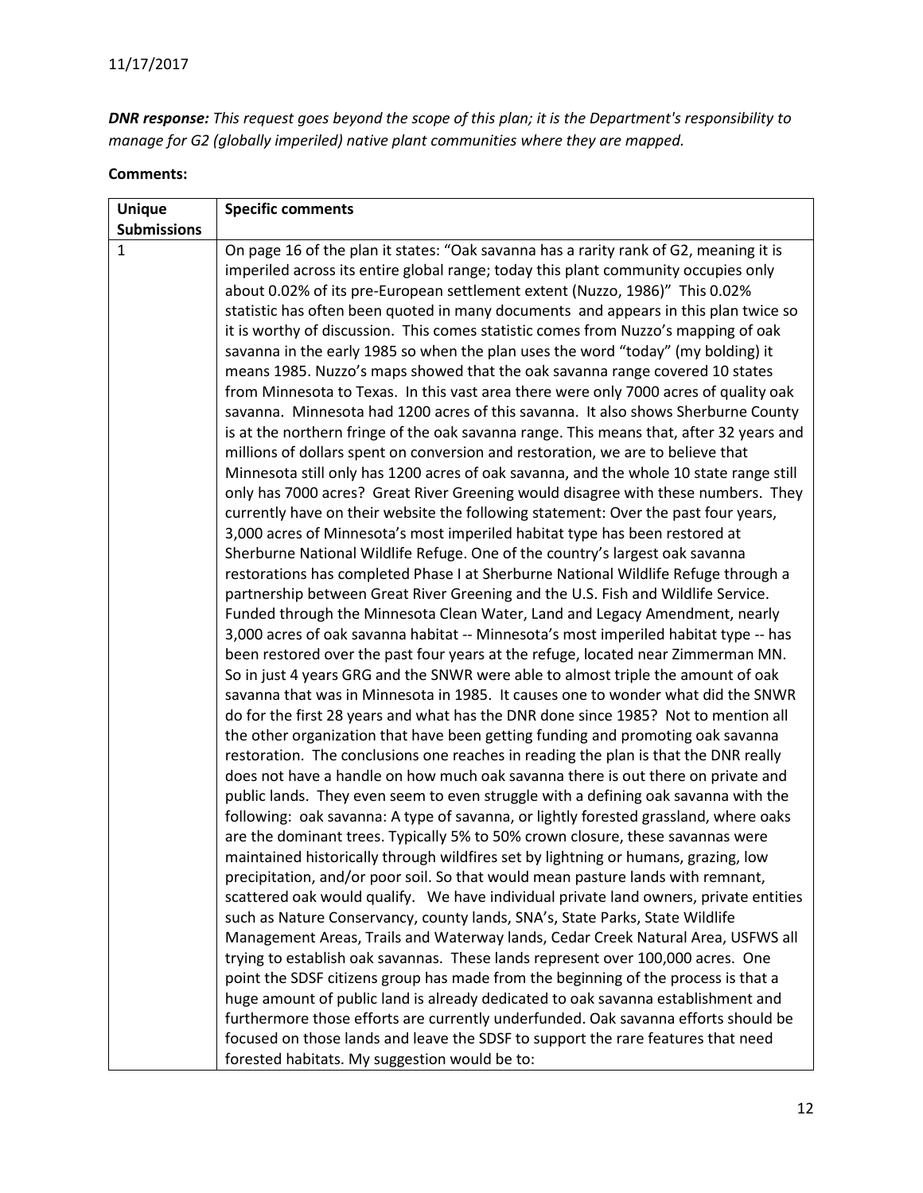*DNR response: This request goes beyond the scope of this plan; it is the Department's responsibility to manage for G2 (globally imperiled) native plant communities where they are mapped.*

**Comments:**

| Unique Submissions | Specific comments |
|---|---|
| 1 | On page 16 of the plan it states: "Oak savanna has a rarity rank of G2, meaning it is imperiled across its entire global range; today this plant community occupies only about 0.02% of its pre-European settlement extent (Nuzzo, 1986)" This 0.02% statistic has often been quoted in many documents and appears in this plan twice so it is worthy of discussion. This comes statistic comes from Nuzzo's mapping of oak savanna in the early 1985 so when the plan uses the word "today" (my bolding) it means 1985. Nuzzo's maps showed that the oak savanna range covered 10 states from Minnesota to Texas. In this vast area there were only 7000 acres of quality oak savanna. Minnesota had 1200 acres of this savanna. It also shows Sherburne County is at the northern fringe of the oak savanna range. This means that, after 32 years and millions of dollars spent on conversion and restoration, we are to believe that Minnesota still only has 1200 acres of oak savanna, and the whole 10 state range still only has 7000 acres? Great River Greening would disagree with these numbers. They currently have on their website the following statement: Over the past four years, 3,000 acres of Minnesota's most imperiled habitat type has been restored at Sherburne National Wildlife Refuge. One of the country's largest oak savanna restorations has completed Phase I at Sherburne National Wildlife Refuge through a partnership between Great River Greening and the U.S. Fish and Wildlife Service. Funded through the Minnesota Clean Water, Land and Legacy Amendment, nearly 3,000 acres of oak savanna habitat -- Minnesota's most imperiled habitat type -- has been restored over the past four years at the refuge, located near Zimmerman MN. So in just 4 years GRG and the SNWR were able to almost triple the amount of oak savanna that was in Minnesota in 1985. It causes one to wonder what did the SNWR do for the first 28 years and what has the DNR done since 1985? Not to mention all the other organization that have been getting funding and promoting oak savanna restoration. The conclusions one reaches in reading the plan is that the DNR really does not have a handle on how much oak savanna there is out there on private and public lands. They even seem to even struggle with a defining oak savanna with the following: oak savanna: A type of savanna, or lightly forested grassland, where oaks are the dominant trees. Typically 5% to 50% crown closure, these savannas were maintained historically through wildfires set by lightning or humans, grazing, low precipitation, and/or poor soil. So that would mean pasture lands with remnant, scattered oak would qualify. We have individual private land owners, private entities such as Nature Conservancy, county lands, SNA's, State Parks, State Wildlife Management Areas, Trails and Waterway lands, Cedar Creek Natural Area, USFWS all trying to establish oak savannas. These lands represent over 100,000 acres. One point the SDSF citizens group has made from the beginning of the process is that a huge amount of public land is already dedicated to oak savanna establishment and furthermore those efforts are currently underfunded. Oak savanna efforts should be focused on those lands and leave the SDSF to support the rare features that need forested habitats. My suggestion would be to: |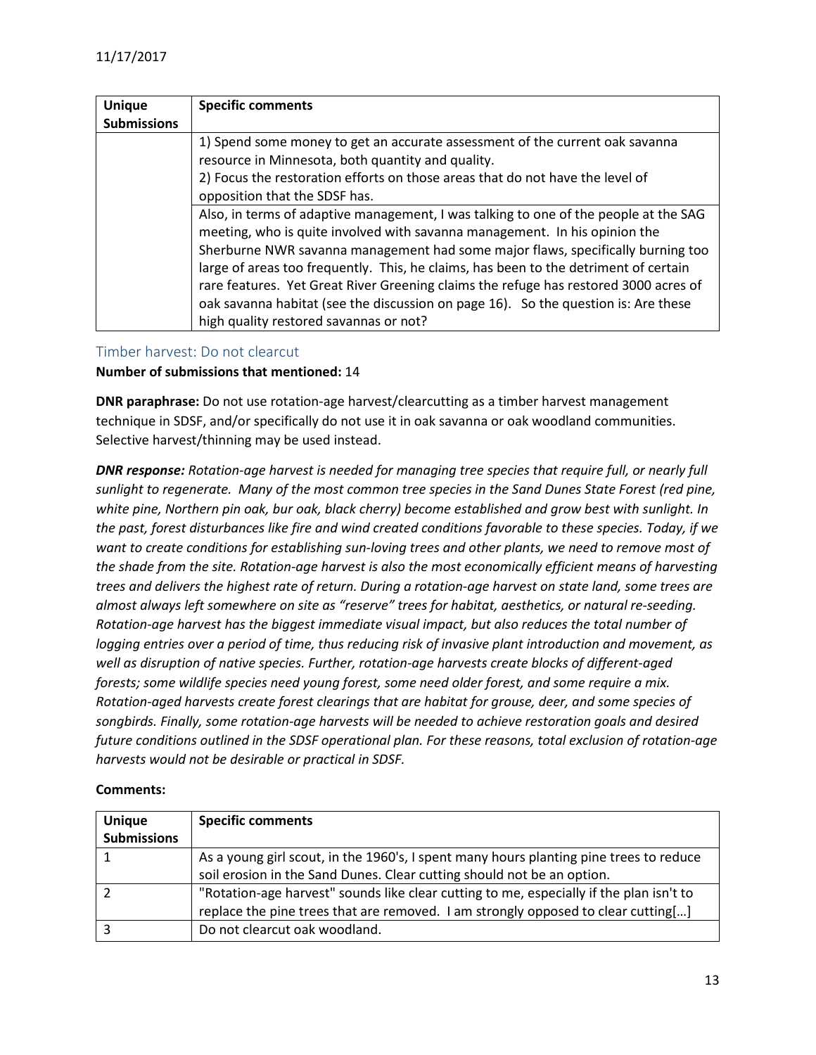| Unique Submissions | Specific comments |
| --- | --- |
| | 1) Spend some money to get an accurate assessment of the current oak savanna resource in Minnesota, both quantity and quality.<br>2) Focus the restoration efforts on those areas that do not have the level of opposition that the SDSF has. |
| | Also, in terms of adaptive management, I was talking to one of the people at the SAG meeting, who is quite involved with savanna management. In his opinion the Sherburne NWR savanna management had some major flaws, specifically burning too large of areas too frequently. This, he claims, has been to the detriment of certain rare features. Yet Great River Greening claims the refuge has restored 3000 acres of oak savanna habitat (see the discussion on page 16). So the question is: Are these high quality restored savannas or not? |

## Timber harvest: Do not clearcut

**Number of submissions that mentioned:** 14

**DNR paraphrase:** Do not use rotation-age harvest/clearcutting as a timber harvest management technique in SDSF, and/or specifically do not use it in oak savanna or oak woodland communities. Selective harvest/thinning may be used instead.

***DNR response:*** *Rotation-age harvest is needed for managing tree species that require full, or nearly full sunlight to regenerate. Many of the most common tree species in the Sand Dunes State Forest (red pine, white pine, Northern pin oak, bur oak, black cherry) become established and grow best with sunlight. In the past, forest disturbances like fire and wind created conditions favorable to these species. Today, if we want to create conditions for establishing sun-loving trees and other plants, we need to remove most of the shade from the site. Rotation-age harvest is also the most economically efficient means of harvesting trees and delivers the highest rate of return. During a rotation-age harvest on state land, some trees are almost always left somewhere on site as "reserve" trees for habitat, aesthetics, or natural re-seeding. Rotation-age harvest has the biggest immediate visual impact, but also reduces the total number of logging entries over a period of time, thus reducing risk of invasive plant introduction and movement, as well as disruption of native species. Further, rotation-age harvests create blocks of different-aged forests; some wildlife species need young forest, some need older forest, and some require a mix. Rotation-aged harvests create forest clearings that are habitat for grouse, deer, and some species of songbirds. Finally, some rotation-age harvests will be needed to achieve restoration goals and desired future conditions outlined in the SDSF operational plan. For these reasons, total exclusion of rotation-age harvests would not be desirable or practical in SDSF.*

**Comments:**

| Unique Submissions | Specific comments |
| --- | --- |
| 1 | As a young girl scout, in the 1960's, I spent many hours planting pine trees to reduce soil erosion in the Sand Dunes. Clear cutting should not be an option. |
| 2 | "Rotation-age harvest" sounds like clear cutting to me, especially if the plan isn't to replace the pine trees that are removed. I am strongly opposed to clear cutting[…] |
| 3 | Do not clearcut oak woodland. |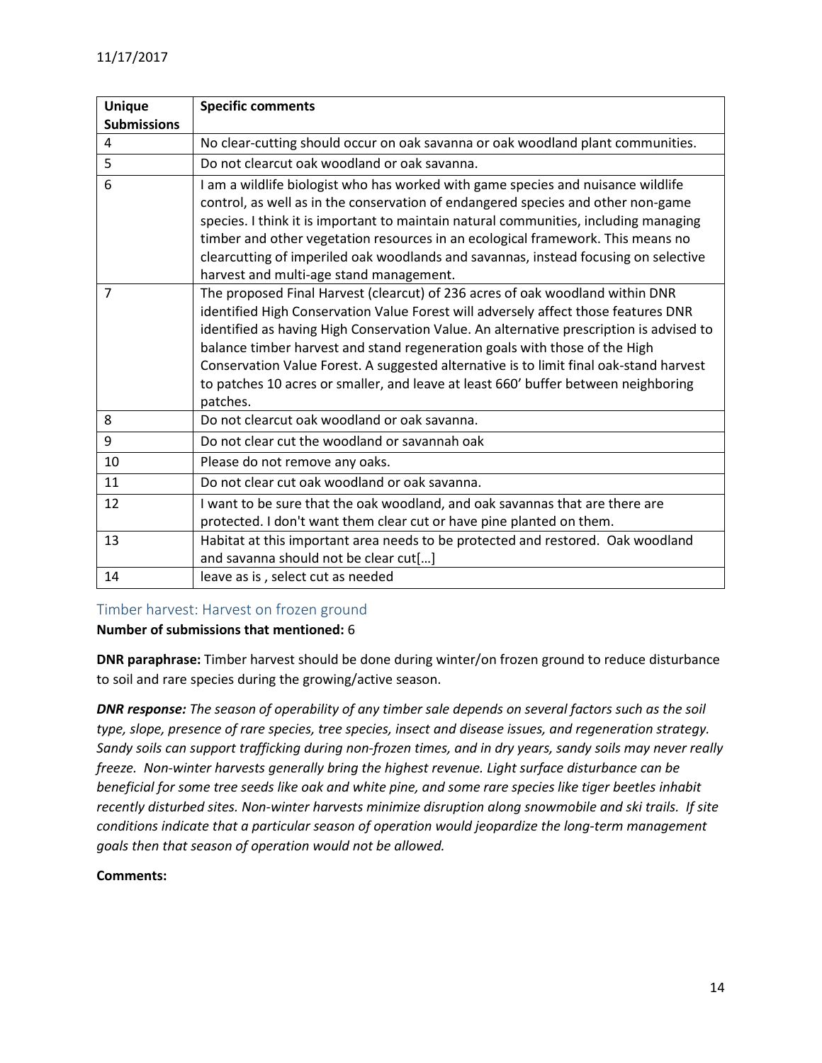| Unique Submissions | Specific comments |
|---|---|
| 4 | No clear-cutting should occur on oak savanna or oak woodland plant communities. |
| 5 | Do not clearcut oak woodland or oak savanna. |
| 6 | I am a wildlife biologist who has worked with game species and nuisance wildlife control, as well as in the conservation of endangered species and other non-game species. I think it is important to maintain natural communities, including managing timber and other vegetation resources in an ecological framework. This means no clearcutting of imperiled oak woodlands and savannas, instead focusing on selective harvest and multi-age stand management. |
| 7 | The proposed Final Harvest (clearcut) of 236 acres of oak woodland within DNR identified High Conservation Value Forest will adversely affect those features DNR identified as having High Conservation Value. An alternative prescription is advised to balance timber harvest and stand regeneration goals with those of the High Conservation Value Forest. A suggested alternative is to limit final oak-stand harvest to patches 10 acres or smaller, and leave at least 660' buffer between neighboring patches. |
| 8 | Do not clearcut oak woodland or oak savanna. |
| 9 | Do not clear cut the woodland or savannah oak |
| 10 | Please do not remove any oaks. |
| 11 | Do not clear cut oak woodland or oak savanna. |
| 12 | I want to be sure that the oak woodland, and oak savannas that are there are protected. I don't want them clear cut or have pine planted on them. |
| 13 | Habitat at this important area needs to be protected and restored. Oak woodland and savanna should not be clear cut[…] |
| 14 | leave as is , select cut as needed |

### Timber harvest: Harvest on frozen ground

**Number of submissions that mentioned:** 6

**DNR paraphrase:** Timber harvest should be done during winter/on frozen ground to reduce disturbance to soil and rare species during the growing/active season.

***DNR response:*** *The season of operability of any timber sale depends on several factors such as the soil type, slope, presence of rare species, tree species, insect and disease issues, and regeneration strategy. Sandy soils can support trafficking during non-frozen times, and in dry years, sandy soils may never really freeze. Non-winter harvests generally bring the highest revenue. Light surface disturbance can be beneficial for some tree seeds like oak and white pine, and some rare species like tiger beetles inhabit recently disturbed sites. Non-winter harvests minimize disruption along snowmobile and ski trails. If site conditions indicate that a particular season of operation would jeopardize the long-term management goals then that season of operation would not be allowed.*

**Comments:**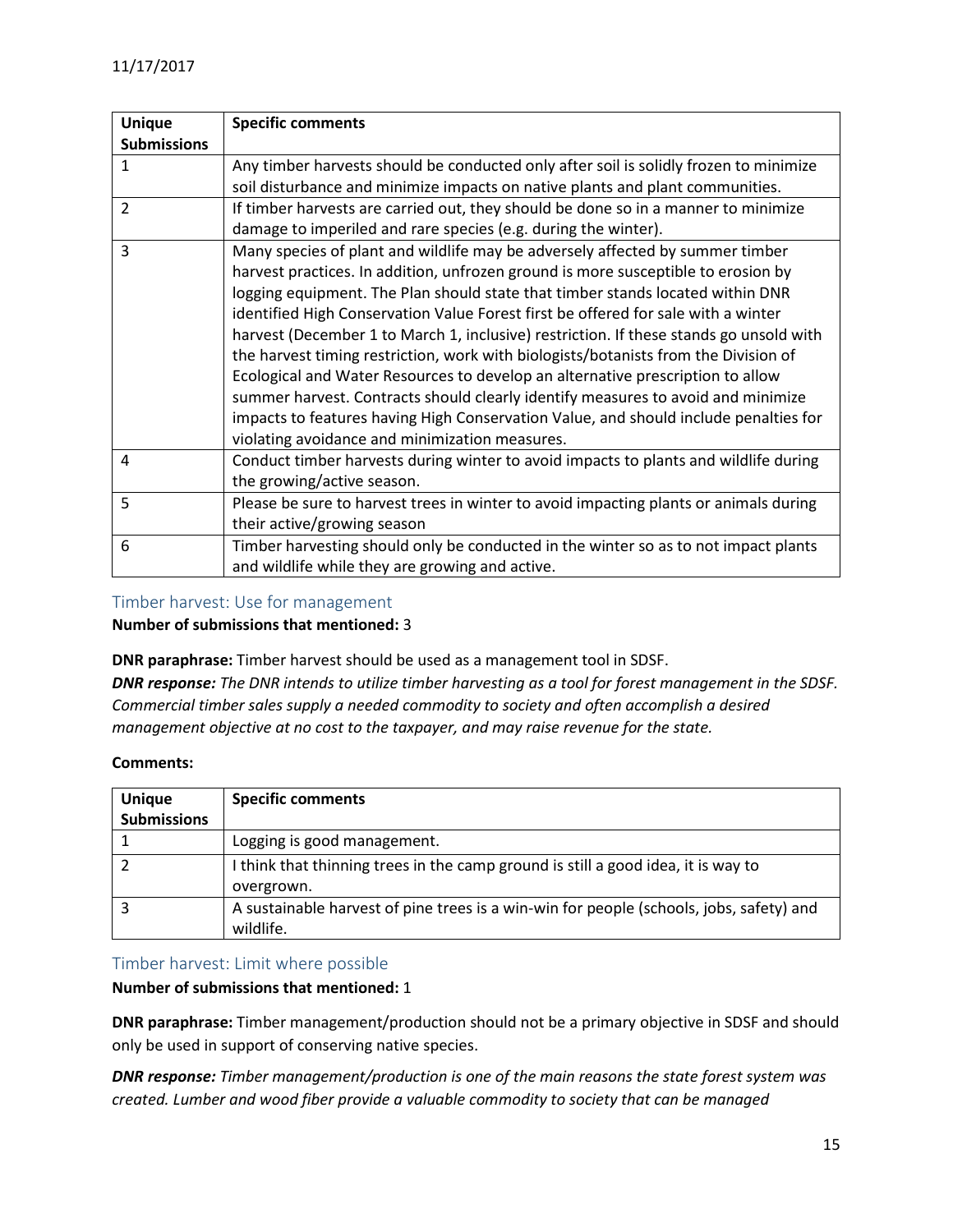| Unique Submissions | Specific comments |
|---|---|
| 1 | Any timber harvests should be conducted only after soil is solidly frozen to minimize soil disturbance and minimize impacts on native plants and plant communities. |
| 2 | If timber harvests are carried out, they should be done so in a manner to minimize damage to imperiled and rare species (e.g. during the winter). |
| 3 | Many species of plant and wildlife may be adversely affected by summer timber harvest practices. In addition, unfrozen ground is more susceptible to erosion by logging equipment. The Plan should state that timber stands located within DNR identified High Conservation Value Forest first be offered for sale with a winter harvest (December 1 to March 1, inclusive) restriction. If these stands go unsold with the harvest timing restriction, work with biologists/botanists from the Division of Ecological and Water Resources to develop an alternative prescription to allow summer harvest. Contracts should clearly identify measures to avoid and minimize impacts to features having High Conservation Value, and should include penalties for violating avoidance and minimization measures. |
| 4 | Conduct timber harvests during winter to avoid impacts to plants and wildlife during the growing/active season. |
| 5 | Please be sure to harvest trees in winter to avoid impacting plants or animals during their active/growing season |
| 6 | Timber harvesting should only be conducted in the winter so as to not impact plants and wildlife while they are growing and active. |

## Timber harvest: Use for management

**Number of submissions that mentioned:** 3

**DNR paraphrase:** Timber harvest should be used as a management tool in SDSF.

***DNR response:*** *The DNR intends to utilize timber harvesting as a tool for forest management in the SDSF. Commercial timber sales supply a needed commodity to society and often accomplish a desired management objective at no cost to the taxpayer, and may raise revenue for the state.*

**Comments:**

| Unique Submissions | Specific comments |
|---|---|
| 1 | Logging is good management. |
| 2 | I think that thinning trees in the camp ground is still a good idea, it is way to overgrown. |
| 3 | A sustainable harvest of pine trees is a win-win for people (schools, jobs, safety) and wildlife. |

## Timber harvest: Limit where possible

**Number of submissions that mentioned:** 1

**DNR paraphrase:** Timber management/production should not be a primary objective in SDSF and should only be used in support of conserving native species.

***DNR response:*** *Timber management/production is one of the main reasons the state forest system was created. Lumber and wood fiber provide a valuable commodity to society that can be managed*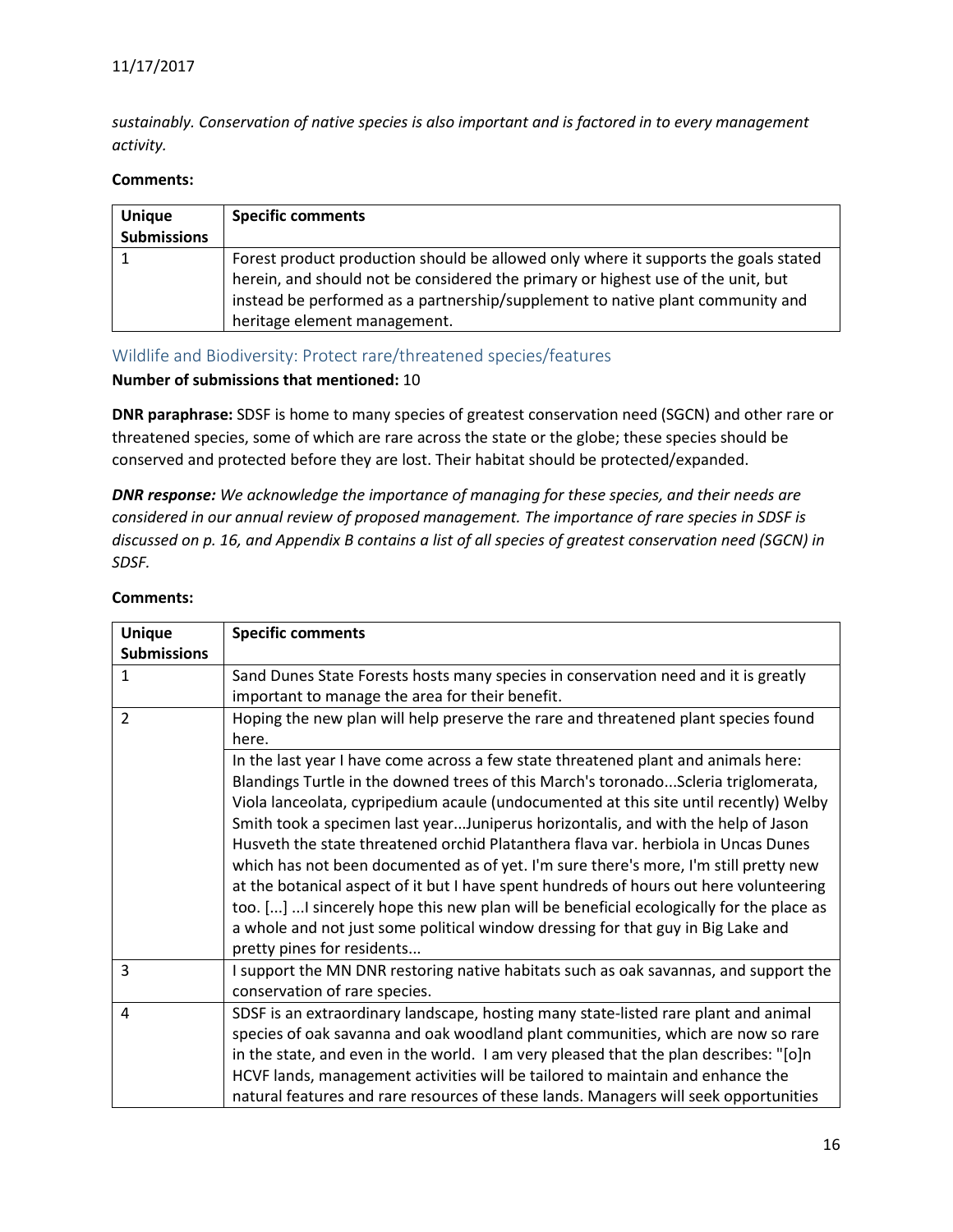*sustainably. Conservation of native species is also important and is factored in to every management activity.*

**Comments:**

| Unique Submissions | Specific comments |
|---|---|
| 1 | Forest product production should be allowed only where it supports the goals stated herein, and should not be considered the primary or highest use of the unit, but instead be performed as a partnership/supplement to native plant community and heritage element management. |

### Wildlife and Biodiversity: Protect rare/threatened species/features

**Number of submissions that mentioned:** 10

**DNR paraphrase:** SDSF is home to many species of greatest conservation need (SGCN) and other rare or threatened species, some of which are rare across the state or the globe; these species should be conserved and protected before they are lost. Their habitat should be protected/expanded.

***DNR response:*** *We acknowledge the importance of managing for these species, and their needs are considered in our annual review of proposed management. The importance of rare species in SDSF is discussed on p. 16, and Appendix B contains a list of all species of greatest conservation need (SGCN) in SDSF.*

**Comments:**

| Unique Submissions | Specific comments |
|---|---|
| 1 | Sand Dunes State Forests hosts many species in conservation need and it is greatly important to manage the area for their benefit. |
| 2 | Hoping the new plan will help preserve the rare and threatened plant species found here. |
| | In the last year I have come across a few state threatened plant and animals here: Blandings Turtle in the downed trees of this March's toronado...Scleria triglomerata, Viola lanceolata, cypripedium acaule (undocumented at this site until recently) Welby Smith took a specimen last year...Juniperus horizontalis, and with the help of Jason Husveth the state threatened orchid Platanthera flava var. herbiola in Uncas Dunes which has not been documented as of yet. I'm sure there's more, I'm still pretty new at the botanical aspect of it but I have spent hundreds of hours out here volunteering too. [...] ...I sincerely hope this new plan will be beneficial ecologically for the place as a whole and not just some political window dressing for that guy in Big Lake and pretty pines for residents... |
| 3 | I support the MN DNR restoring native habitats such as oak savannas, and support the conservation of rare species. |
| 4 | SDSF is an extraordinary landscape, hosting many state-listed rare plant and animal species of oak savanna and oak woodland plant communities, which are now so rare in the state, and even in the world. I am very pleased that the plan describes: "[o]n HCVF lands, management activities will be tailored to maintain and enhance the natural features and rare resources of these lands. Managers will seek opportunities |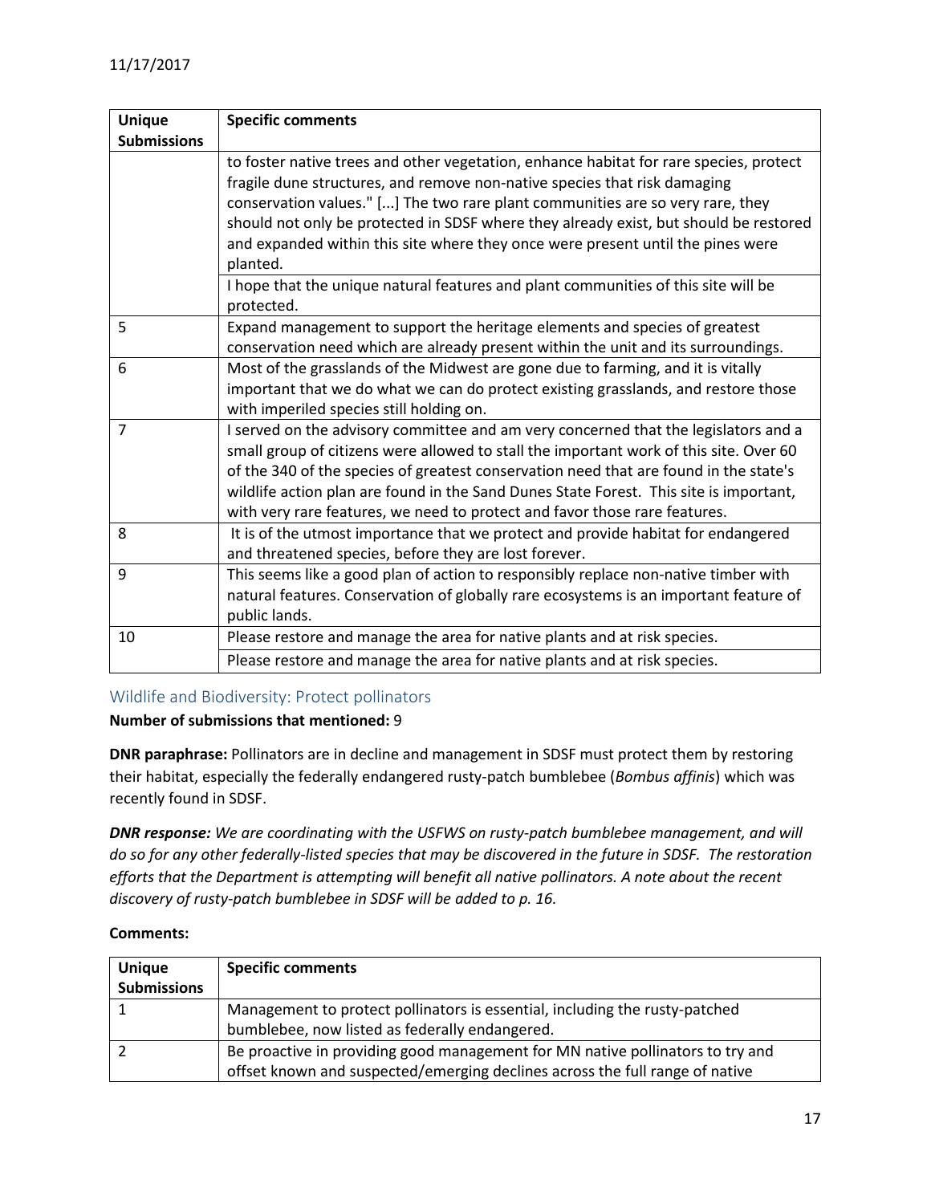| Unique Submissions | Specific comments |
|---|---|
| | to foster native trees and other vegetation, enhance habitat for rare species, protect fragile dune structures, and remove non-native species that risk damaging conservation values." [...] The two rare plant communities are so very rare, they should not only be protected in SDSF where they already exist, but should be restored and expanded within this site where they once were present until the pines were planted. |
| | I hope that the unique natural features and plant communities of this site will be protected. |
| 5 | Expand management to support the heritage elements and species of greatest conservation need which are already present within the unit and its surroundings. |
| 6 | Most of the grasslands of the Midwest are gone due to farming, and it is vitally important that we do what we can do protect existing grasslands, and restore those with imperiled species still holding on. |
| 7 | I served on the advisory committee and am very concerned that the legislators and a small group of citizens were allowed to stall the important work of this site. Over 60 of the 340 of the species of greatest conservation need that are found in the state's wildlife action plan are found in the Sand Dunes State Forest. This site is important, with very rare features, we need to protect and favor those rare features. |
| 8 | It is of the utmost importance that we protect and provide habitat for endangered and threatened species, before they are lost forever. |
| 9 | This seems like a good plan of action to responsibly replace non-native timber with natural features. Conservation of globally rare ecosystems is an important feature of public lands. |
| 10 | Please restore and manage the area for native plants and at risk species. |
| | Please restore and manage the area for native plants and at risk species. |

### Wildlife and Biodiversity: Protect pollinators

**Number of submissions that mentioned:** 9

**DNR paraphrase:** Pollinators are in decline and management in SDSF must protect them by restoring their habitat, especially the federally endangered rusty-patch bumblebee (*Bombus affinis*) which was recently found in SDSF.

***DNR response:*** *We are coordinating with the USFWS on rusty-patch bumblebee management, and will do so for any other federally-listed species that may be discovered in the future in SDSF. The restoration efforts that the Department is attempting will benefit all native pollinators. A note about the recent discovery of rusty-patch bumblebee in SDSF will be added to p. 16.*

**Comments:**

| Unique Submissions | Specific comments |
|---|---|
| 1 | Management to protect pollinators is essential, including the rusty-patched bumblebee, now listed as federally endangered. |
| 2 | Be proactive in providing good management for MN native pollinators to try and offset known and suspected/emerging declines across the full range of native |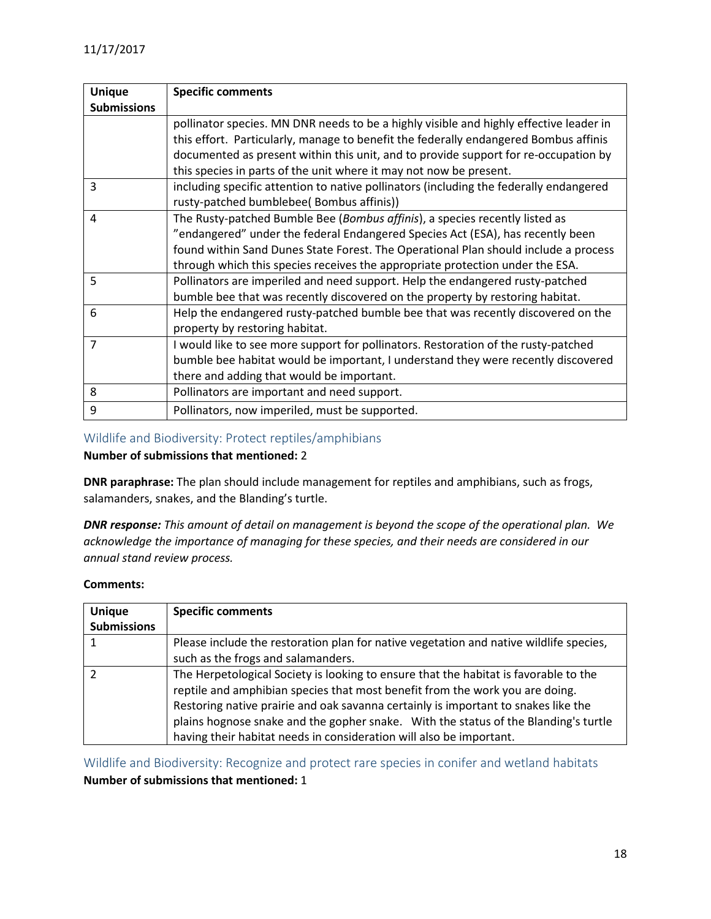| Unique Submissions | Specific comments |
|---|---|
| | pollinator species. MN DNR needs to be a highly visible and highly effective leader in this effort. Particularly, manage to benefit the federally endangered Bombus affinis documented as present within this unit, and to provide support for re-occupation by this species in parts of the unit where it may not now be present. |
| 3 | including specific attention to native pollinators (including the federally endangered rusty-patched bumblebee( Bombus affinis)) |
| 4 | The Rusty-patched Bumble Bee (*Bombus affinis*), a species recently listed as "endangered" under the federal Endangered Species Act (ESA), has recently been found within Sand Dunes State Forest. The Operational Plan should include a process through which this species receives the appropriate protection under the ESA. |
| 5 | Pollinators are imperiled and need support. Help the endangered rusty-patched bumble bee that was recently discovered on the property by restoring habitat. |
| 6 | Help the endangered rusty-patched bumble bee that was recently discovered on the property by restoring habitat. |
| 7 | I would like to see more support for pollinators. Restoration of the rusty-patched bumble bee habitat would be important, I understand they were recently discovered there and adding that would be important. |
| 8 | Pollinators are important and need support. |
| 9 | Pollinators, now imperiled, must be supported. |

## Wildlife and Biodiversity: Protect reptiles/amphibians

**Number of submissions that mentioned:** 2

**DNR paraphrase:** The plan should include management for reptiles and amphibians, such as frogs, salamanders, snakes, and the Blanding's turtle.

***DNR response:*** *This amount of detail on management is beyond the scope of the operational plan. We acknowledge the importance of managing for these species, and their needs are considered in our annual stand review process.*

**Comments:**

| Unique Submissions | Specific comments |
|---|---|
| 1 | Please include the restoration plan for native vegetation and native wildlife species, such as the frogs and salamanders. |
| 2 | The Herpetological Society is looking to ensure that the habitat is favorable to the reptile and amphibian species that most benefit from the work you are doing. Restoring native prairie and oak savanna certainly is important to snakes like the plains hognose snake and the gopher snake. With the status of the Blanding's turtle having their habitat needs in consideration will also be important. |

## Wildlife and Biodiversity: Recognize and protect rare species in conifer and wetland habitats

**Number of submissions that mentioned:** 1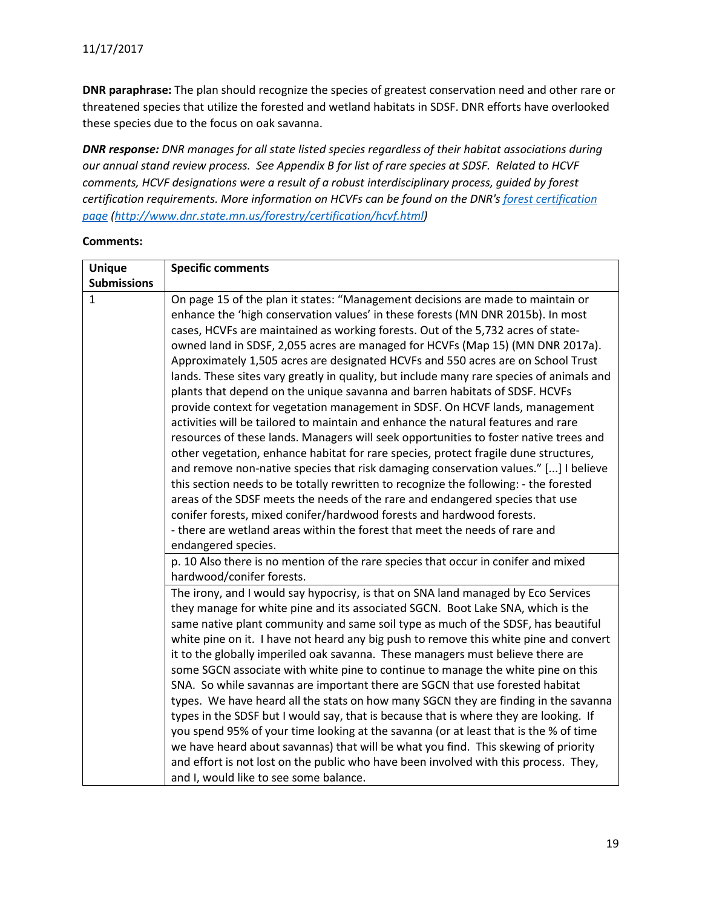11/17/2017

**DNR paraphrase:** The plan should recognize the species of greatest conservation need and other rare or threatened species that utilize the forested and wetland habitats in SDSF. DNR efforts have overlooked these species due to the focus on oak savanna.

***DNR response:*** *DNR manages for all state listed species regardless of their habitat associations during our annual stand review process. See Appendix B for list of rare species at SDSF. Related to HCVF comments, HCVF designations were a result of a robust interdisciplinary process, guided by forest certification requirements. More information on HCVFs can be found on the DNR's [forest certification page](http://www.dnr.state.mn.us/forestry/certification/hcvf.html) (http://www.dnr.state.mn.us/forestry/certification/hcvf.html)*

**Comments:**

| Unique Submissions | Specific comments |
|---|---|
| 1 | On page 15 of the plan it states: "Management decisions are made to maintain or enhance the 'high conservation values' in these forests (MN DNR 2015b). In most cases, HCVFs are maintained as working forests. Out of the 5,732 acres of state-owned land in SDSF, 2,055 acres are managed for HCVFs (Map 15) (MN DNR 2017a). Approximately 1,505 acres are designated HCVFs and 550 acres are on School Trust lands. These sites vary greatly in quality, but include many rare species of animals and plants that depend on the unique savanna and barren habitats of SDSF. HCVFs provide context for vegetation management in SDSF. On HCVF lands, management activities will be tailored to maintain and enhance the natural features and rare resources of these lands. Managers will seek opportunities to foster native trees and other vegetation, enhance habitat for rare species, protect fragile dune structures, and remove non-native species that risk damaging conservation values." [...] I believe this section needs to be totally rewritten to recognize the following: - the forested areas of the SDSF meets the needs of the rare and endangered species that use conifer forests, mixed conifer/hardwood forests and hardwood forests. - there are wetland areas within the forest that meet the needs of rare and endangered species. |
| | p. 10 Also there is no mention of the rare species that occur in conifer and mixed hardwood/conifer forests. |
| | The irony, and I would say hypocrisy, is that on SNA land managed by Eco Services they manage for white pine and its associated SGCN. Boot Lake SNA, which is the same native plant community and same soil type as much of the SDSF, has beautiful white pine on it. I have not heard any big push to remove this white pine and convert it to the globally imperiled oak savanna. These managers must believe there are some SGCN associate with white pine to continue to manage the white pine on this SNA. So while savannas are important there are SGCN that use forested habitat types. We have heard all the stats on how many SGCN they are finding in the savanna types in the SDSF but I would say, that is because that is where they are looking. If you spend 95% of your time looking at the savanna (or at least that is the % of time we have heard about savannas) that will be what you find. This skewing of priority and effort is not lost on the public who have been involved with this process. They, and I, would like to see some balance. |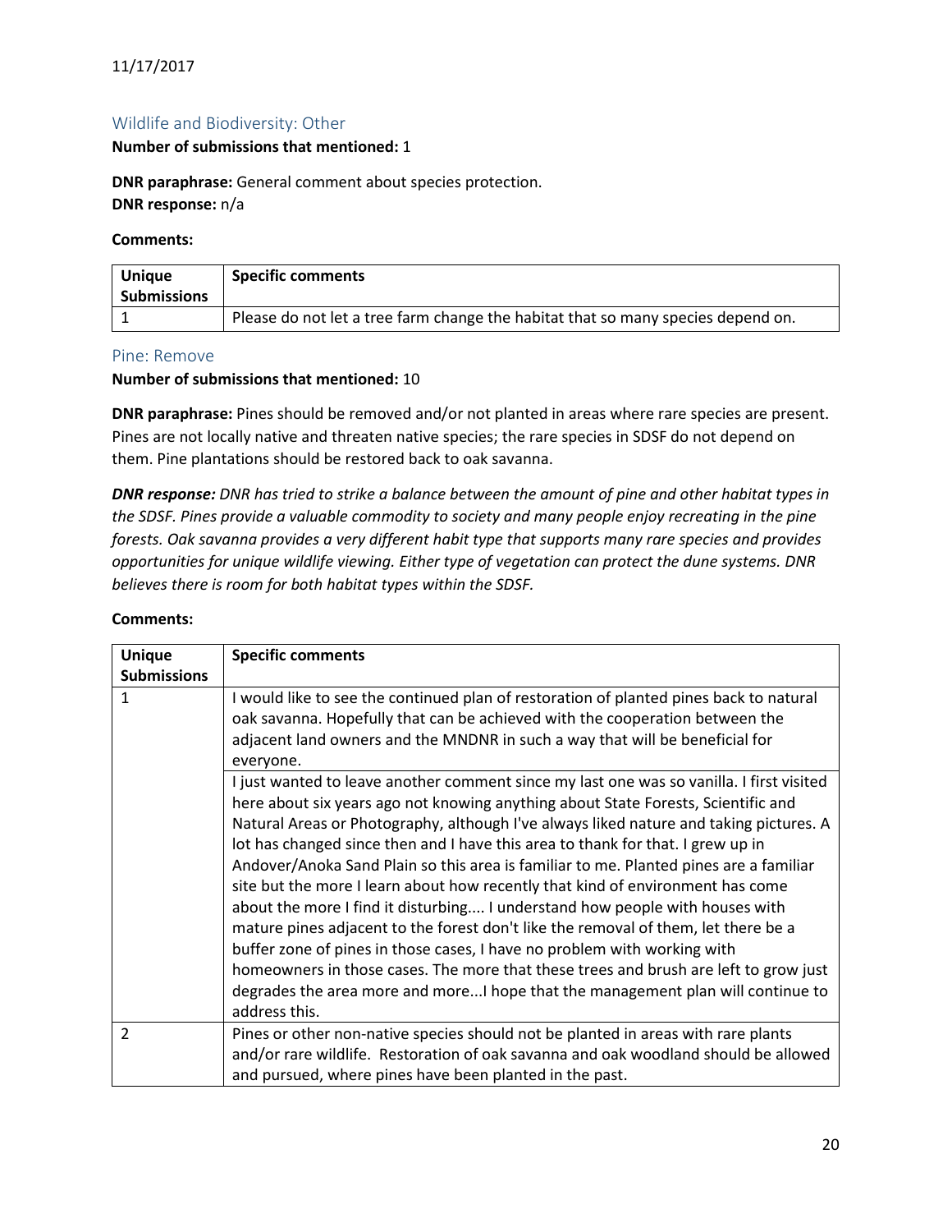## Wildlife and Biodiversity: Other

**Number of submissions that mentioned:** 1

**DNR paraphrase:** General comment about species protection.
**DNR response:** n/a

**Comments:**

| Unique Submissions | Specific comments |
|---|---|
| 1 | Please do not let a tree farm change the habitat that so many species depend on. |

## Pine: Remove

**Number of submissions that mentioned:** 10

**DNR paraphrase:** Pines should be removed and/or not planted in areas where rare species are present. Pines are not locally native and threaten native species; the rare species in SDSF do not depend on them. Pine plantations should be restored back to oak savanna.

***DNR response:*** *DNR has tried to strike a balance between the amount of pine and other habitat types in the SDSF. Pines provide a valuable commodity to society and many people enjoy recreating in the pine forests. Oak savanna provides a very different habit type that supports many rare species and provides opportunities for unique wildlife viewing. Either type of vegetation can protect the dune systems. DNR believes there is room for both habitat types within the SDSF.*

**Comments:**

| Unique Submissions | Specific comments |
|---|---|
| 1 | I would like to see the continued plan of restoration of planted pines back to natural oak savanna. Hopefully that can be achieved with the cooperation between the adjacent land owners and the MNDNR in such a way that will be beneficial for everyone. |
| | I just wanted to leave another comment since my last one was so vanilla. I first visited here about six years ago not knowing anything about State Forests, Scientific and Natural Areas or Photography, although I've always liked nature and taking pictures. A lot has changed since then and I have this area to thank for that. I grew up in Andover/Anoka Sand Plain so this area is familiar to me. Planted pines are a familiar site but the more I learn about how recently that kind of environment has come about the more I find it disturbing.... I understand how people with houses with mature pines adjacent to the forest don't like the removal of them, let there be a buffer zone of pines in those cases, I have no problem with working with homeowners in those cases. The more that these trees and brush are left to grow just degrades the area more and more...I hope that the management plan will continue to address this. |
| 2 | Pines or other non-native species should not be planted in areas with rare plants and/or rare wildlife. Restoration of oak savanna and oak woodland should be allowed and pursued, where pines have been planted in the past. |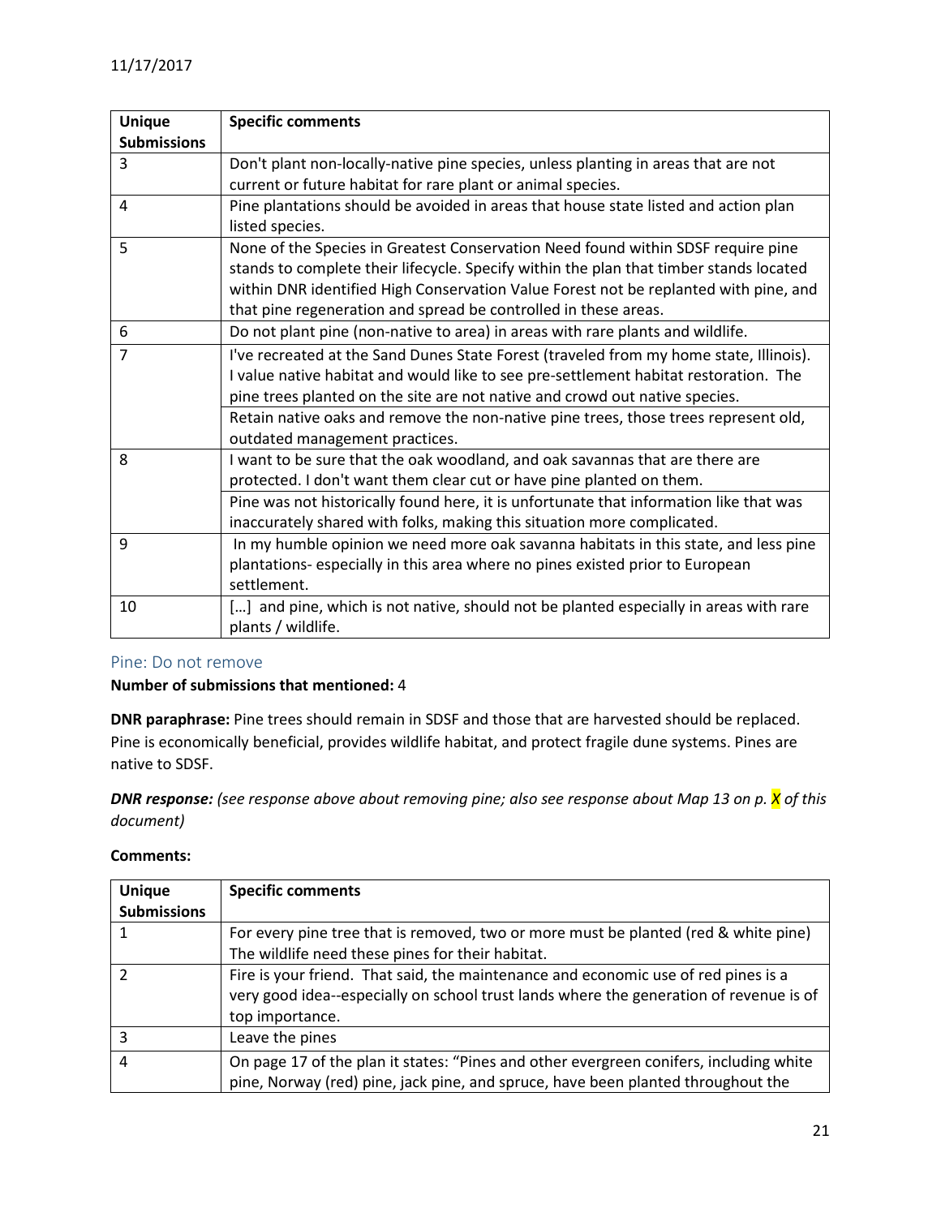| Unique Submissions | Specific comments |
|---|---|
| 3 | Don't plant non-locally-native pine species, unless planting in areas that are not current or future habitat for rare plant or animal species. |
| 4 | Pine plantations should be avoided in areas that house state listed and action plan listed species. |
| 5 | None of the Species in Greatest Conservation Need found within SDSF require pine stands to complete their lifecycle. Specify within the plan that timber stands located within DNR identified High Conservation Value Forest not be replanted with pine, and that pine regeneration and spread be controlled in these areas. |
| 6 | Do not plant pine (non-native to area) in areas with rare plants and wildlife. |
| 7 | I've recreated at the Sand Dunes State Forest (traveled from my home state, Illinois). I value native habitat and would like to see pre-settlement habitat restoration. The pine trees planted on the site are not native and crowd out native species. |
| | Retain native oaks and remove the non-native pine trees, those trees represent old, outdated management practices. |
| 8 | I want to be sure that the oak woodland, and oak savannas that are there are protected. I don't want them clear cut or have pine planted on them. |
| | Pine was not historically found here, it is unfortunate that information like that was inaccurately shared with folks, making this situation more complicated. |
| 9 | In my humble opinion we need more oak savanna habitats in this state, and less pine plantations- especially in this area where no pines existed prior to European settlement. |
| 10 | […] and pine, which is not native, should not be planted especially in areas with rare plants / wildlife. |

### Pine: Do not remove

**Number of submissions that mentioned:** 4

**DNR paraphrase:** Pine trees should remain in SDSF and those that are harvested should be replaced. Pine is economically beneficial, provides wildlife habitat, and protect fragile dune systems. Pines are native to SDSF.

***DNR response:*** *(see response above about removing pine; also see response about Map 13 on p. X of this document)*

**Comments:**

| Unique Submissions | Specific comments |
|---|---|
| 1 | For every pine tree that is removed, two or more must be planted (red & white pine) The wildlife need these pines for their habitat. |
| 2 | Fire is your friend. That said, the maintenance and economic use of red pines is a very good idea--especially on school trust lands where the generation of revenue is of top importance. |
| 3 | Leave the pines |
| 4 | On page 17 of the plan it states: "Pines and other evergreen conifers, including white pine, Norway (red) pine, jack pine, and spruce, have been planted throughout the |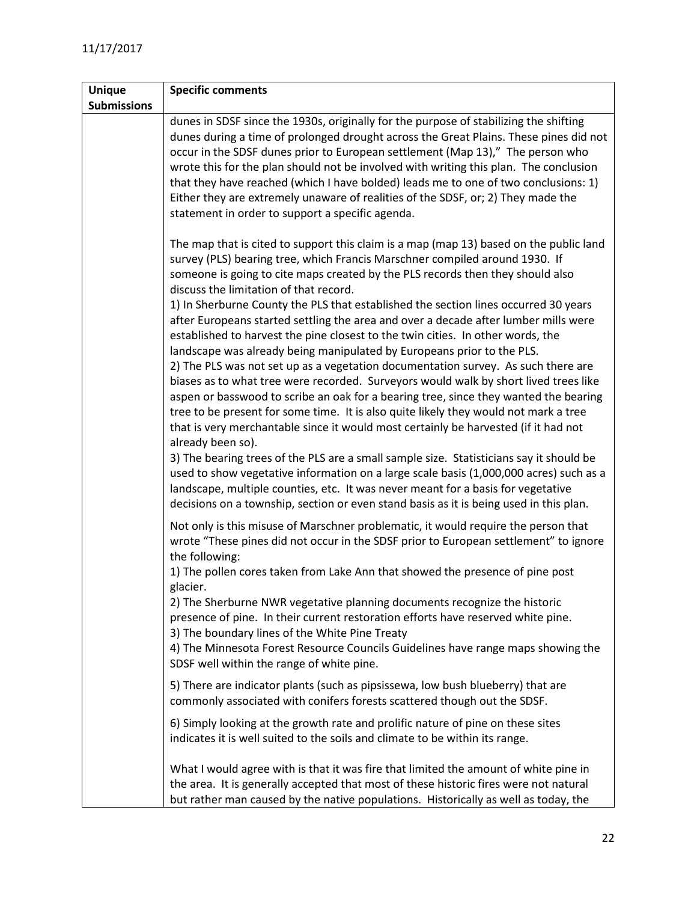| Unique Submissions | Specific comments |
|---|---|
| | dunes in SDSF since the 1930s, originally for the purpose of stabilizing the shifting dunes during a time of prolonged drought across the Great Plains. These pines did not occur in the SDSF dunes prior to European settlement (Map 13)," The person who wrote this for the plan should not be involved with writing this plan. The conclusion that they have reached (which I have bolded) leads me to one of two conclusions: 1) Either they are extremely unaware of realities of the SDSF, or; 2) They made the statement in order to support a specific agenda.<br><br>The map that is cited to support this claim is a map (map 13) based on the public land survey (PLS) bearing tree, which Francis Marschner compiled around 1930. If someone is going to cite maps created by the PLS records then they should also discuss the limitation of that record.<br>1) In Sherburne County the PLS that established the section lines occurred 30 years after Europeans started settling the area and over a decade after lumber mills were established to harvest the pine closest to the twin cities. In other words, the landscape was already being manipulated by Europeans prior to the PLS.<br>2) The PLS was not set up as a vegetation documentation survey. As such there are biases as to what tree were recorded. Surveyors would walk by short lived trees like aspen or basswood to scribe an oak for a bearing tree, since they wanted the bearing tree to be present for some time. It is also quite likely they would not mark a tree that is very merchantable since it would most certainly be harvested (if it had not already been so).<br>3) The bearing trees of the PLS are a small sample size. Statisticians say it should be used to show vegetative information on a large scale basis (1,000,000 acres) such as a landscape, multiple counties, etc. It was never meant for a basis for vegetative decisions on a township, section or even stand basis as it is being used in this plan.<br><br>Not only is this misuse of Marschner problematic, it would require the person that wrote "These pines did not occur in the SDSF prior to European settlement" to ignore the following:<br>1) The pollen cores taken from Lake Ann that showed the presence of pine post glacier.<br>2) The Sherburne NWR vegetative planning documents recognize the historic presence of pine. In their current restoration efforts have reserved white pine.<br>3) The boundary lines of the White Pine Treaty<br>4) The Minnesota Forest Resource Councils Guidelines have range maps showing the SDSF well within the range of white pine.<br><br>5) There are indicator plants (such as pipsissewa, low bush blueberry) that are commonly associated with conifers forests scattered though out the SDSF.<br><br>6) Simply looking at the growth rate and prolific nature of pine on these sites indicates it is well suited to the soils and climate to be within its range.<br><br>What I would agree with is that it was fire that limited the amount of white pine in the area. It is generally accepted that most of these historic fires were not natural but rather man caused by the native populations. Historically as well as today, the |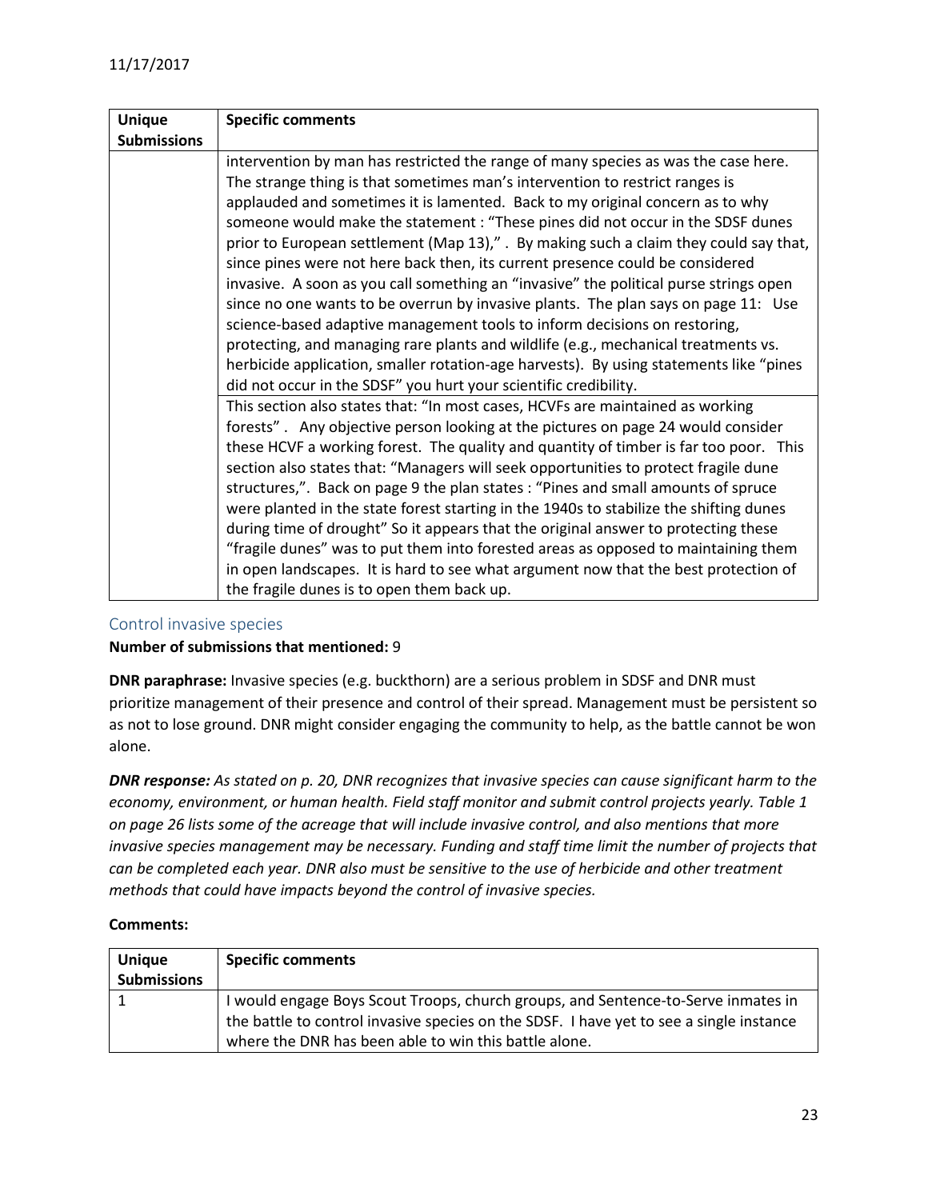| Unique Submissions | Specific comments |
|---|---|
| | intervention by man has restricted the range of many species as was the case here. The strange thing is that sometimes man's intervention to restrict ranges is applauded and sometimes it is lamented. Back to my original concern as to why someone would make the statement : "These pines did not occur in the SDSF dunes prior to European settlement (Map 13)," . By making such a claim they could say that, since pines were not here back then, its current presence could be considered invasive. A soon as you call something an "invasive" the political purse strings open since no one wants to be overrun by invasive plants. The plan says on page 11: Use science-based adaptive management tools to inform decisions on restoring, protecting, and managing rare plants and wildlife (e.g., mechanical treatments vs. herbicide application, smaller rotation-age harvests). By using statements like "pines did not occur in the SDSF" you hurt your scientific credibility. |
| | This section also states that: "In most cases, HCVFs are maintained as working forests" . Any objective person looking at the pictures on page 24 would consider these HCVF a working forest. The quality and quantity of timber is far too poor. This section also states that: "Managers will seek opportunities to protect fragile dune structures,". Back on page 9 the plan states : "Pines and small amounts of spruce were planted in the state forest starting in the 1940s to stabilize the shifting dunes during time of drought" So it appears that the original answer to protecting these "fragile dunes" was to put them into forested areas as opposed to maintaining them in open landscapes. It is hard to see what argument now that the best protection of the fragile dunes is to open them back up. |

## Control invasive species

**Number of submissions that mentioned:** 9

**DNR paraphrase:** Invasive species (e.g. buckthorn) are a serious problem in SDSF and DNR must prioritize management of their presence and control of their spread. Management must be persistent so as not to lose ground. DNR might consider engaging the community to help, as the battle cannot be won alone.

***DNR response:*** *As stated on p. 20, DNR recognizes that invasive species can cause significant harm to the economy, environment, or human health. Field staff monitor and submit control projects yearly. Table 1 on page 26 lists some of the acreage that will include invasive control, and also mentions that more invasive species management may be necessary. Funding and staff time limit the number of projects that can be completed each year. DNR also must be sensitive to the use of herbicide and other treatment methods that could have impacts beyond the control of invasive species.*

**Comments:**

| Unique Submissions | Specific comments |
|---|---|
| 1 | I would engage Boys Scout Troops, church groups, and Sentence-to-Serve inmates in the battle to control invasive species on the SDSF. I have yet to see a single instance where the DNR has been able to win this battle alone. |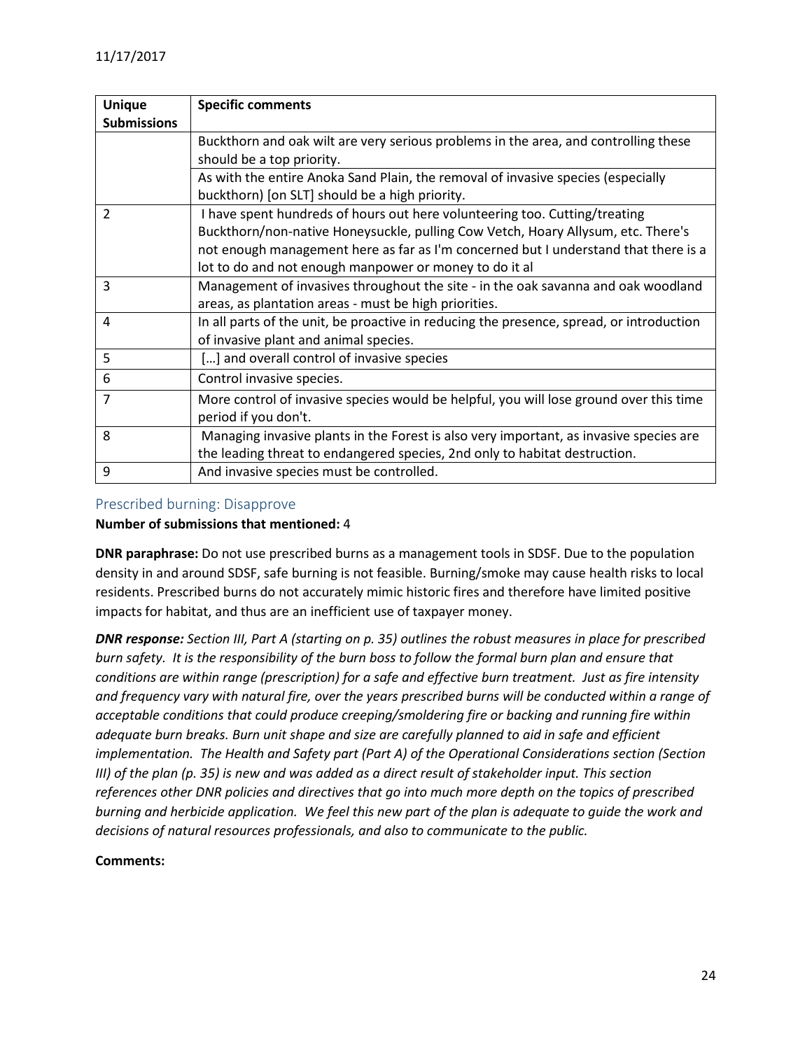| Unique Submissions | Specific comments |
|---|---|
| | Buckthorn and oak wilt are very serious problems in the area, and controlling these should be a top priority. |
| | As with the entire Anoka Sand Plain, the removal of invasive species (especially buckthorn) [on SLT] should be a high priority. |
| 2 | I have spent hundreds of hours out here volunteering too. Cutting/treating Buckthorn/non-native Honeysuckle, pulling Cow Vetch, Hoary Allysum, etc. There's not enough management here as far as I'm concerned but I understand that there is a lot to do and not enough manpower or money to do it al |
| 3 | Management of invasives throughout the site - in the oak savanna and oak woodland areas, as plantation areas - must be high priorities. |
| 4 | In all parts of the unit, be proactive in reducing the presence, spread, or introduction of invasive plant and animal species. |
| 5 | […] and overall control of invasive species |
| 6 | Control invasive species. |
| 7 | More control of invasive species would be helpful, you will lose ground over this time period if you don't. |
| 8 | Managing invasive plants in the Forest is also very important, as invasive species are the leading threat to endangered species, 2nd only to habitat destruction. |
| 9 | And invasive species must be controlled. |

### Prescribed burning: Disapprove

**Number of submissions that mentioned:** 4

**DNR paraphrase:** Do not use prescribed burns as a management tools in SDSF. Due to the population density in and around SDSF, safe burning is not feasible. Burning/smoke may cause health risks to local residents. Prescribed burns do not accurately mimic historic fires and therefore have limited positive impacts for habitat, and thus are an inefficient use of taxpayer money.

***DNR response:*** *Section III, Part A (starting on p. 35) outlines the robust measures in place for prescribed burn safety. It is the responsibility of the burn boss to follow the formal burn plan and ensure that conditions are within range (prescription) for a safe and effective burn treatment. Just as fire intensity and frequency vary with natural fire, over the years prescribed burns will be conducted within a range of acceptable conditions that could produce creeping/smoldering fire or backing and running fire within adequate burn breaks. Burn unit shape and size are carefully planned to aid in safe and efficient implementation. The Health and Safety part (Part A) of the Operational Considerations section (Section III) of the plan (p. 35) is new and was added as a direct result of stakeholder input. This section references other DNR policies and directives that go into much more depth on the topics of prescribed burning and herbicide application. We feel this new part of the plan is adequate to guide the work and decisions of natural resources professionals, and also to communicate to the public.*

**Comments:**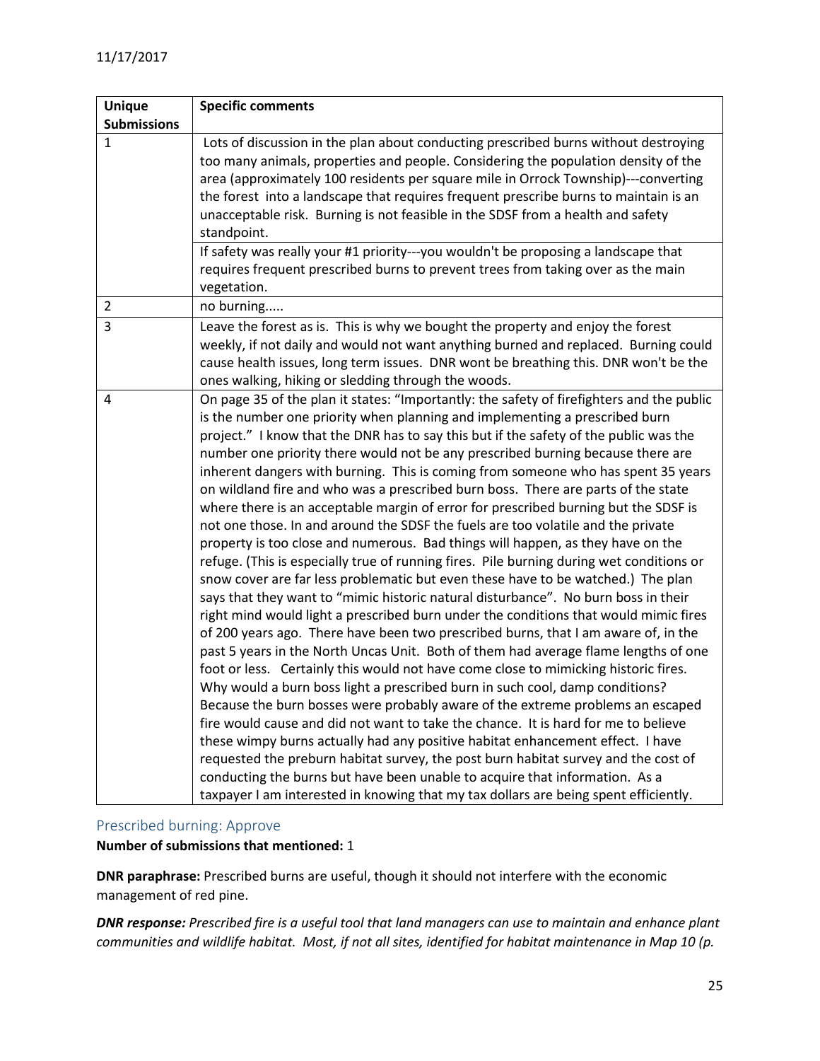| Unique Submissions | Specific comments |
|---|---|
| 1 | Lots of discussion in the plan about conducting prescribed burns without destroying too many animals, properties and people. Considering the population density of the area (approximately 100 residents per square mile in Orrock Township)---converting the forest into a landscape that requires frequent prescribe burns to maintain is an unacceptable risk. Burning is not feasible in the SDSF from a health and safety standpoint. |
| | If safety was really your #1 priority---you wouldn't be proposing a landscape that requires frequent prescribed burns to prevent trees from taking over as the main vegetation. |
| 2 | no burning..... |
| 3 | Leave the forest as is. This is why we bought the property and enjoy the forest weekly, if not daily and would not want anything burned and replaced. Burning could cause health issues, long term issues. DNR wont be breathing this. DNR won't be the ones walking, hiking or sledding through the woods. |
| 4 | On page 35 of the plan it states: "Importantly: the safety of firefighters and the public is the number one priority when planning and implementing a prescribed burn project." I know that the DNR has to say this but if the safety of the public was the number one priority there would not be any prescribed burning because there are inherent dangers with burning. This is coming from someone who has spent 35 years on wildland fire and who was a prescribed burn boss. There are parts of the state where there is an acceptable margin of error for prescribed burning but the SDSF is not one those. In and around the SDSF the fuels are too volatile and the private property is too close and numerous. Bad things will happen, as they have on the refuge. (This is especially true of running fires. Pile burning during wet conditions or snow cover are far less problematic but even these have to be watched.) The plan says that they want to "mimic historic natural disturbance". No burn boss in their right mind would light a prescribed burn under the conditions that would mimic fires of 200 years ago. There have been two prescribed burns, that I am aware of, in the past 5 years in the North Uncas Unit. Both of them had average flame lengths of one foot or less. Certainly this would not have come close to mimicking historic fires. Why would a burn boss light a prescribed burn in such cool, damp conditions? Because the burn bosses were probably aware of the extreme problems an escaped fire would cause and did not want to take the chance. It is hard for me to believe these wimpy burns actually had any positive habitat enhancement effect. I have requested the preburn habitat survey, the post burn habitat survey and the cost of conducting the burns but have been unable to acquire that information. As a taxpayer I am interested in knowing that my tax dollars are being spent efficiently. |

## Prescribed burning: Approve

**Number of submissions that mentioned:** 1

**DNR paraphrase:** Prescribed burns are useful, though it should not interfere with the economic management of red pine.

***DNR response:*** *Prescribed fire is a useful tool that land managers can use to maintain and enhance plant communities and wildlife habitat. Most, if not all sites, identified for habitat maintenance in Map 10 (p.*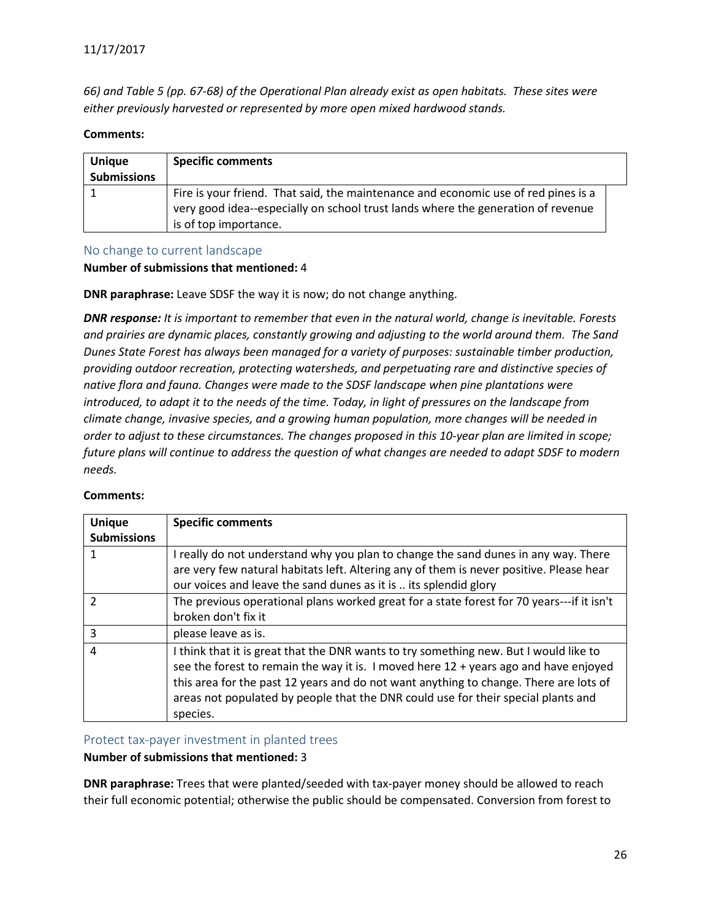*66) and Table 5 (pp. 67-68) of the Operational Plan already exist as open habitats. These sites were either previously harvested or represented by more open mixed hardwood stands.*

**Comments:**

| Unique Submissions | Specific comments |
|---|---|
| 1 | Fire is your friend. That said, the maintenance and economic use of red pines is a very good idea--especially on school trust lands where the generation of revenue is of top importance. |

### No change to current landscape

**Number of submissions that mentioned:** 4

**DNR paraphrase:** Leave SDSF the way it is now; do not change anything.

***DNR response:*** *It is important to remember that even in the natural world, change is inevitable. Forests and prairies are dynamic places, constantly growing and adjusting to the world around them. The Sand Dunes State Forest has always been managed for a variety of purposes: sustainable timber production, providing outdoor recreation, protecting watersheds, and perpetuating rare and distinctive species of native flora and fauna. Changes were made to the SDSF landscape when pine plantations were introduced, to adapt it to the needs of the time. Today, in light of pressures on the landscape from climate change, invasive species, and a growing human population, more changes will be needed in order to adjust to these circumstances. The changes proposed in this 10-year plan are limited in scope; future plans will continue to address the question of what changes are needed to adapt SDSF to modern needs.*

**Comments:**

| Unique Submissions | Specific comments |
|---|---|
| 1 | I really do not understand why you plan to change the sand dunes in any way. There are very few natural habitats left. Altering any of them is never positive. Please hear our voices and leave the sand dunes as it is .. its splendid glory |
| 2 | The previous operational plans worked great for a state forest for 70 years---if it isn't broken don't fix it |
| 3 | please leave as is. |
| 4 | I think that it is great that the DNR wants to try something new. But I would like to see the forest to remain the way it is. I moved here 12 + years ago and have enjoyed this area for the past 12 years and do not want anything to change. There are lots of areas not populated by people that the DNR could use for their special plants and species. |

### Protect tax-payer investment in planted trees

**Number of submissions that mentioned:** 3

**DNR paraphrase:** Trees that were planted/seeded with tax-payer money should be allowed to reach their full economic potential; otherwise the public should be compensated. Conversion from forest to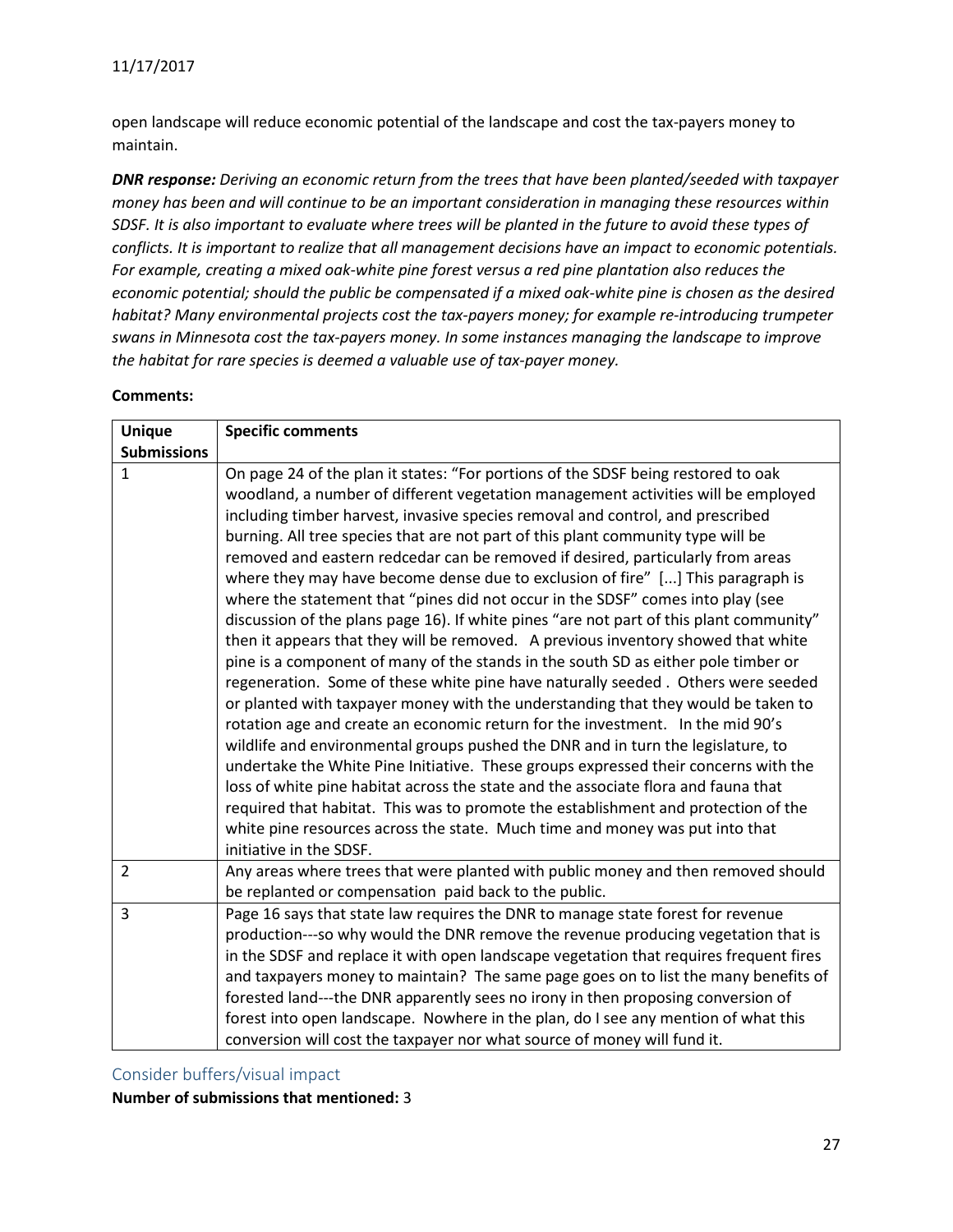open landscape will reduce economic potential of the landscape and cost the tax-payers money to maintain.

***DNR response:*** *Deriving an economic return from the trees that have been planted/seeded with taxpayer money has been and will continue to be an important consideration in managing these resources within SDSF. It is also important to evaluate where trees will be planted in the future to avoid these types of conflicts. It is important to realize that all management decisions have an impact to economic potentials. For example, creating a mixed oak-white pine forest versus a red pine plantation also reduces the economic potential; should the public be compensated if a mixed oak-white pine is chosen as the desired habitat? Many environmental projects cost the tax-payers money; for example re-introducing trumpeter swans in Minnesota cost the tax-payers money. In some instances managing the landscape to improve the habitat for rare species is deemed a valuable use of tax-payer money.*

**Comments:**

| Unique Submissions | Specific comments |
|---|---|
| 1 | On page 24 of the plan it states: "For portions of the SDSF being restored to oak woodland, a number of different vegetation management activities will be employed including timber harvest, invasive species removal and control, and prescribed burning. All tree species that are not part of this plant community type will be removed and eastern redcedar can be removed if desired, particularly from areas where they may have become dense due to exclusion of fire" [...] This paragraph is where the statement that "pines did not occur in the SDSF" comes into play (see discussion of the plans page 16). If white pines "are not part of this plant community" then it appears that they will be removed. A previous inventory showed that white pine is a component of many of the stands in the south SD as either pole timber or regeneration. Some of these white pine have naturally seeded . Others were seeded or planted with taxpayer money with the understanding that they would be taken to rotation age and create an economic return for the investment. In the mid 90's wildlife and environmental groups pushed the DNR and in turn the legislature, to undertake the White Pine Initiative. These groups expressed their concerns with the loss of white pine habitat across the state and the associate flora and fauna that required that habitat. This was to promote the establishment and protection of the white pine resources across the state. Much time and money was put into that initiative in the SDSF. |
| 2 | Any areas where trees that were planted with public money and then removed should be replanted or compensation paid back to the public. |
| 3 | Page 16 says that state law requires the DNR to manage state forest for revenue production---so why would the DNR remove the revenue producing vegetation that is in the SDSF and replace it with open landscape vegetation that requires frequent fires and taxpayers money to maintain? The same page goes on to list the many benefits of forested land---the DNR apparently sees no irony in then proposing conversion of forest into open landscape. Nowhere in the plan, do I see any mention of what this conversion will cost the taxpayer nor what source of money will fund it. |

## Consider buffers/visual impact

**Number of submissions that mentioned:** 3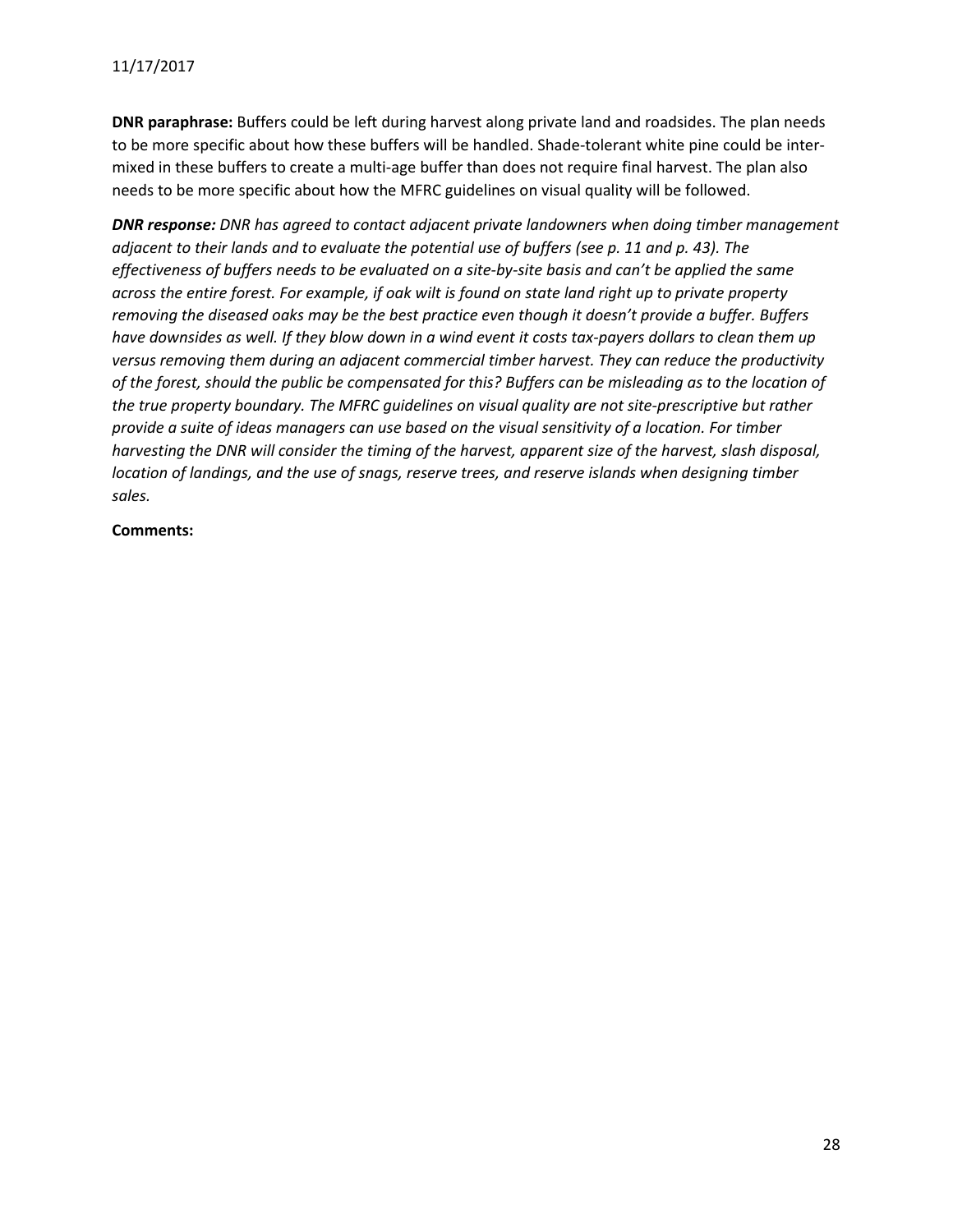**DNR paraphrase:** Buffers could be left during harvest along private land and roadsides. The plan needs to be more specific about how these buffers will be handled. Shade-tolerant white pine could be inter-mixed in these buffers to create a multi-age buffer than does not require final harvest. The plan also needs to be more specific about how the MFRC guidelines on visual quality will be followed.

***DNR response:*** *DNR has agreed to contact adjacent private landowners when doing timber management adjacent to their lands and to evaluate the potential use of buffers (see p. 11 and p. 43). The effectiveness of buffers needs to be evaluated on a site-by-site basis and can't be applied the same across the entire forest. For example, if oak wilt is found on state land right up to private property removing the diseased oaks may be the best practice even though it doesn't provide a buffer. Buffers have downsides as well. If they blow down in a wind event it costs tax-payers dollars to clean them up versus removing them during an adjacent commercial timber harvest. They can reduce the productivity of the forest, should the public be compensated for this? Buffers can be misleading as to the location of the true property boundary. The MFRC guidelines on visual quality are not site-prescriptive but rather provide a suite of ideas managers can use based on the visual sensitivity of a location. For timber harvesting the DNR will consider the timing of the harvest, apparent size of the harvest, slash disposal, location of landings, and the use of snags, reserve trees, and reserve islands when designing timber sales.*

**Comments:**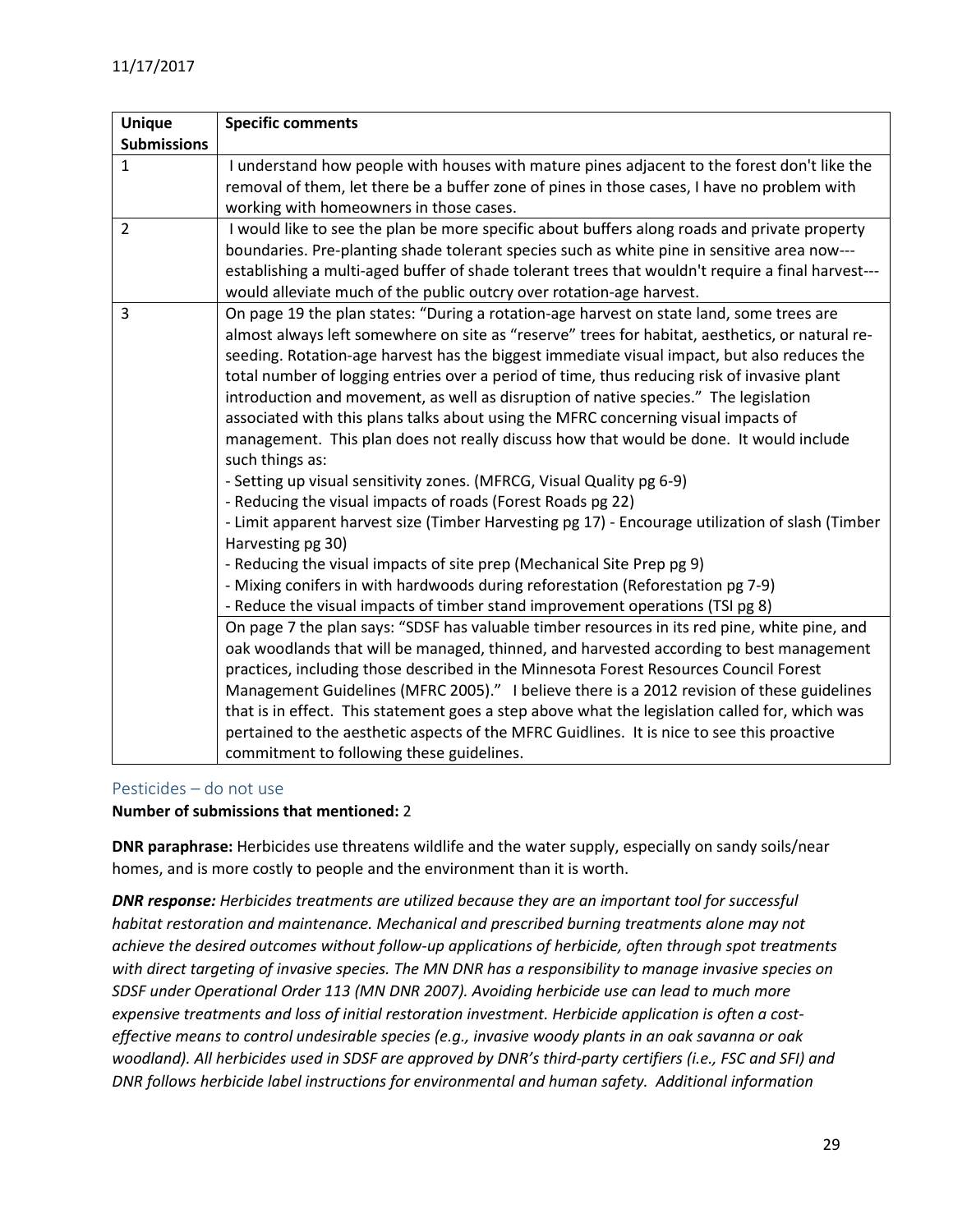| Unique Submissions | Specific comments |
|---|---|
| 1 | I understand how people with houses with mature pines adjacent to the forest don't like the removal of them, let there be a buffer zone of pines in those cases, I have no problem with working with homeowners in those cases. |
| 2 | I would like to see the plan be more specific about buffers along roads and private property boundaries. Pre-planting shade tolerant species such as white pine in sensitive area now---establishing a multi-aged buffer of shade tolerant trees that wouldn't require a final harvest---would alleviate much of the public outcry over rotation-age harvest. |
| 3 | On page 19 the plan states: "During a rotation-age harvest on state land, some trees are almost always left somewhere on site as "reserve" trees for habitat, aesthetics, or natural re-seeding. Rotation-age harvest has the biggest immediate visual impact, but also reduces the total number of logging entries over a period of time, thus reducing risk of invasive plant introduction and movement, as well as disruption of native species." The legislation associated with this plans talks about using the MFRC concerning visual impacts of management. This plan does not really discuss how that would be done. It would include such things as:<br>- Setting up visual sensitivity zones. (MFRCG, Visual Quality pg 6-9)<br>- Reducing the visual impacts of roads (Forest Roads pg 22)<br>- Limit apparent harvest size (Timber Harvesting pg 17) - Encourage utilization of slash (Timber Harvesting pg 30)<br>- Reducing the visual impacts of site prep (Mechanical Site Prep pg 9)<br>- Mixing conifers in with hardwoods during reforestation (Reforestation pg 7-9)<br>- Reduce the visual impacts of timber stand improvement operations (TSI pg 8) |
| | On page 7 the plan says: "SDSF has valuable timber resources in its red pine, white pine, and oak woodlands that will be managed, thinned, and harvested according to best management practices, including those described in the Minnesota Forest Resources Council Forest Management Guidelines (MFRC 2005)." I believe there is a 2012 revision of these guidelines that is in effect. This statement goes a step above what the legislation called for, which was pertained to the aesthetic aspects of the MFRC Guidlines. It is nice to see this proactive commitment to following these guidelines. |

## Pesticides – do not use

**Number of submissions that mentioned:** 2

**DNR paraphrase:** Herbicides use threatens wildlife and the water supply, especially on sandy soils/near homes, and is more costly to people and the environment than it is worth.

***DNR response:*** *Herbicides treatments are utilized because they are an important tool for successful habitat restoration and maintenance. Mechanical and prescribed burning treatments alone may not achieve the desired outcomes without follow-up applications of herbicide, often through spot treatments with direct targeting of invasive species. The MN DNR has a responsibility to manage invasive species on SDSF under Operational Order 113 (MN DNR 2007). Avoiding herbicide use can lead to much more expensive treatments and loss of initial restoration investment. Herbicide application is often a cost-effective means to control undesirable species (e.g., invasive woody plants in an oak savanna or oak woodland). All herbicides used in SDSF are approved by DNR's third-party certifiers (i.e., FSC and SFI) and DNR follows herbicide label instructions for environmental and human safety. Additional information*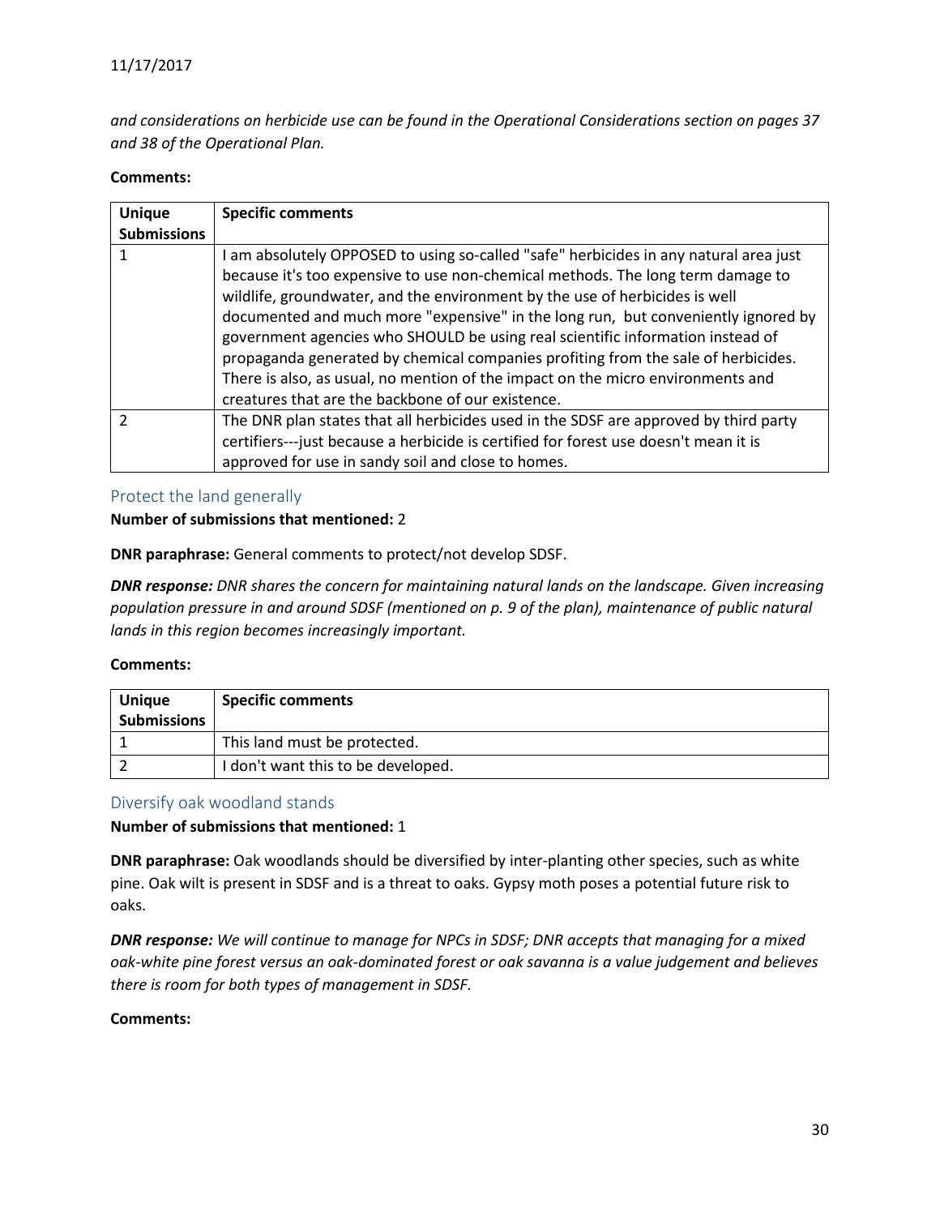*and considerations on herbicide use can be found in the Operational Considerations section on pages 37 and 38 of the Operational Plan.*

**Comments:**

| Unique Submissions | Specific comments |
|---|---|
| 1 | I am absolutely OPPOSED to using so-called "safe" herbicides in any natural area just because it's too expensive to use non-chemical methods. The long term damage to wildlife, groundwater, and the environment by the use of herbicides is well documented and much more "expensive" in the long run, but conveniently ignored by government agencies who SHOULD be using real scientific information instead of propaganda generated by chemical companies profiting from the sale of herbicides. There is also, as usual, no mention of the impact on the micro environments and creatures that are the backbone of our existence. |
| 2 | The DNR plan states that all herbicides used in the SDSF are approved by third party certifiers---just because a herbicide is certified for forest use doesn't mean it is approved for use in sandy soil and close to homes. |

### Protect the land generally

**Number of submissions that mentioned:** 2

**DNR paraphrase:** General comments to protect/not develop SDSF.

***DNR response:*** *DNR shares the concern for maintaining natural lands on the landscape. Given increasing population pressure in and around SDSF (mentioned on p. 9 of the plan), maintenance of public natural lands in this region becomes increasingly important.*

**Comments:**

| Unique Submissions | Specific comments |
|---|---|
| 1 | This land must be protected. |
| 2 | I don't want this to be developed. |

### Diversify oak woodland stands

**Number of submissions that mentioned:** 1

**DNR paraphrase:** Oak woodlands should be diversified by inter-planting other species, such as white pine. Oak wilt is present in SDSF and is a threat to oaks. Gypsy moth poses a potential future risk to oaks.

***DNR response:*** *We will continue to manage for NPCs in SDSF; DNR accepts that managing for a mixed oak-white pine forest versus an oak-dominated forest or oak savanna is a value judgement and believes there is room for both types of management in SDSF.*

**Comments:**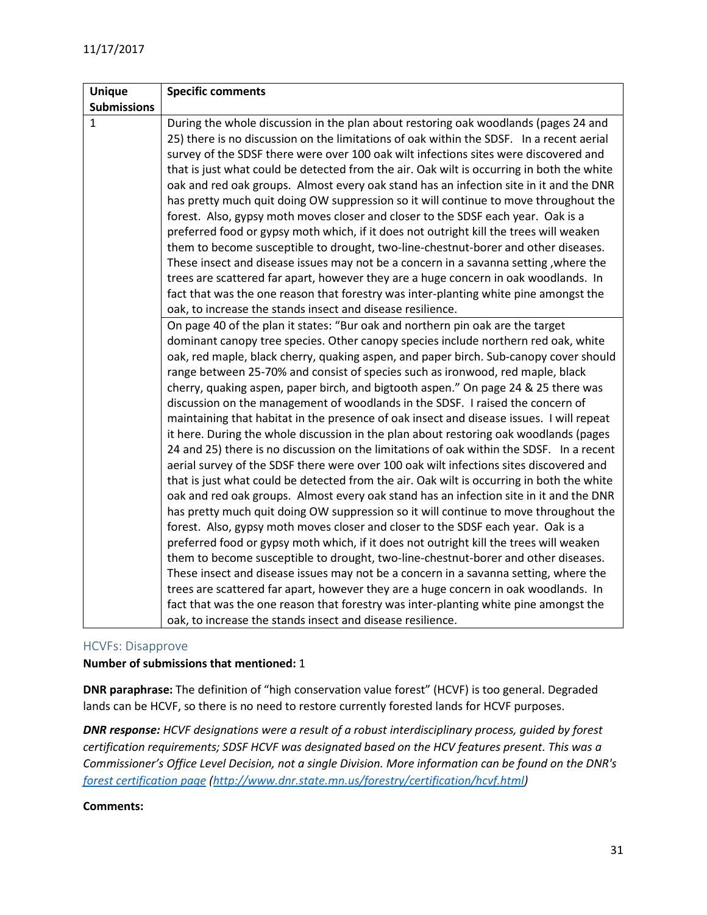| Unique Submissions | Specific comments |
|---|---|
| 1 | During the whole discussion in the plan about restoring oak woodlands (pages 24 and 25) there is no discussion on the limitations of oak within the SDSF. In a recent aerial survey of the SDSF there were over 100 oak wilt infections sites were discovered and that is just what could be detected from the air. Oak wilt is occurring in both the white oak and red oak groups. Almost every oak stand has an infection site in it and the DNR has pretty much quit doing OW suppression so it will continue to move throughout the forest. Also, gypsy moth moves closer and closer to the SDSF each year. Oak is a preferred food or gypsy moth which, if it does not outright kill the trees will weaken them to become susceptible to drought, two-line-chestnut-borer and other diseases. These insect and disease issues may not be a concern in a savanna setting ,where the trees are scattered far apart, however they are a huge concern in oak woodlands. In fact that was the one reason that forestry was inter-planting white pine amongst the oak, to increase the stands insect and disease resilience. |
| | On page 40 of the plan it states: "Bur oak and northern pin oak are the target dominant canopy tree species. Other canopy species include northern red oak, white oak, red maple, black cherry, quaking aspen, and paper birch. Sub-canopy cover should range between 25-70% and consist of species such as ironwood, red maple, black cherry, quaking aspen, paper birch, and bigtooth aspen." On page 24 & 25 there was discussion on the management of woodlands in the SDSF. I raised the concern of maintaining that habitat in the presence of oak insect and disease issues. I will repeat it here. During the whole discussion in the plan about restoring oak woodlands (pages 24 and 25) there is no discussion on the limitations of oak within the SDSF. In a recent aerial survey of the SDSF there were over 100 oak wilt infections sites were discovered and that is just what could be detected from the air. Oak wilt is occurring in both the white oak and red oak groups. Almost every oak stand has an infection site in it and the DNR has pretty much quit doing OW suppression so it will continue to move throughout the forest. Also, gypsy moth moves closer and closer to the SDSF each year. Oak is a preferred food or gypsy moth which, if it does not outright kill the trees will weaken them to become susceptible to drought, two-line-chestnut-borer and other diseases. These insect and disease issues may not be a concern in a savanna setting, where the trees are scattered far apart, however they are a huge concern in oak woodlands. In fact that was the one reason that forestry was inter-planting white pine amongst the oak, to increase the stands insect and disease resilience. |

### HCVFs: Disapprove

**Number of submissions that mentioned:** 1

**DNR paraphrase:** The definition of "high conservation value forest" (HCVF) is too general. Degraded lands can be HCVF, so there is no need to restore currently forested lands for HCVF purposes.

***DNR response:*** *HCVF designations were a result of a robust interdisciplinary process, guided by forest certification requirements; SDSF HCVF was designated based on the HCV features present. This was a Commissioner's Office Level Decision, not a single Division. More information can be found on the DNR's [forest certification page](http://www.dnr.state.mn.us/forestry/certification/hcvf.html) (http://www.dnr.state.mn.us/forestry/certification/hcvf.html)*

**Comments:**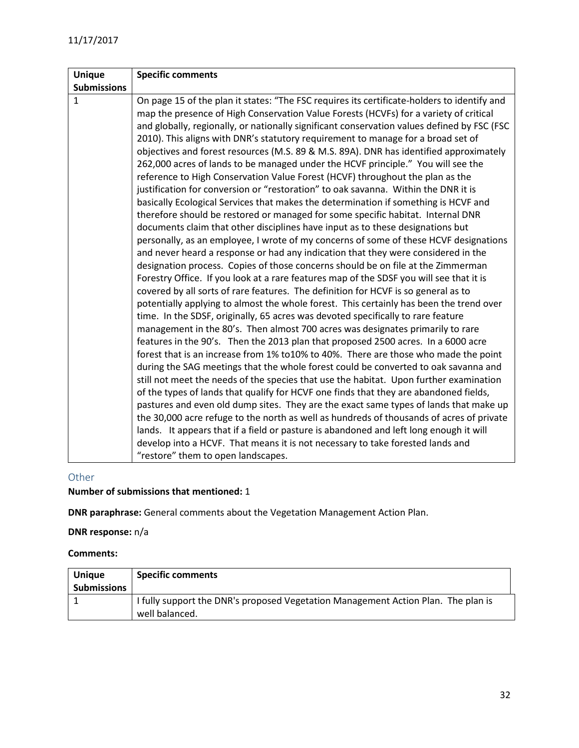| Unique Submissions | Specific comments |
|---|---|
| 1 | On page 15 of the plan it states: "The FSC requires its certificate-holders to identify and map the presence of High Conservation Value Forests (HCVFs) for a variety of critical and globally, regionally, or nationally significant conservation values defined by FSC (FSC 2010). This aligns with DNR's statutory requirement to manage for a broad set of objectives and forest resources (M.S. 89 & M.S. 89A). DNR has identified approximately 262,000 acres of lands to be managed under the HCVF principle." You will see the reference to High Conservation Value Forest (HCVF) throughout the plan as the justification for conversion or "restoration" to oak savanna. Within the DNR it is basically Ecological Services that makes the determination if something is HCVF and therefore should be restored or managed for some specific habitat. Internal DNR documents claim that other disciplines have input as to these designations but personally, as an employee, I wrote of my concerns of some of these HCVF designations and never heard a response or had any indication that they were considered in the designation process. Copies of those concerns should be on file at the Zimmerman Forestry Office. If you look at a rare features map of the SDSF you will see that it is covered by all sorts of rare features. The definition for HCVF is so general as to potentially applying to almost the whole forest. This certainly has been the trend over time. In the SDSF, originally, 65 acres was devoted specifically to rare feature management in the 80's. Then almost 700 acres was designates primarily to rare features in the 90's. Then the 2013 plan that proposed 2500 acres. In a 6000 acre forest that is an increase from 1% to10% to 40%. There are those who made the point during the SAG meetings that the whole forest could be converted to oak savanna and still not meet the needs of the species that use the habitat. Upon further examination of the types of lands that qualify for HCVF one finds that they are abandoned fields, pastures and even old dump sites. They are the exact same types of lands that make up the 30,000 acre refuge to the north as well as hundreds of thousands of acres of private lands. It appears that if a field or pasture is abandoned and left long enough it will develop into a HCVF. That means it is not necessary to take forested lands and "restore" them to open landscapes. |

## Other

**Number of submissions that mentioned:** 1

**DNR paraphrase:** General comments about the Vegetation Management Action Plan.

**DNR response:** n/a

**Comments:**

| Unique Submissions | Specific comments |
|---|---|
| 1 | I fully support the DNR's proposed Vegetation Management Action Plan. The plan is well balanced. |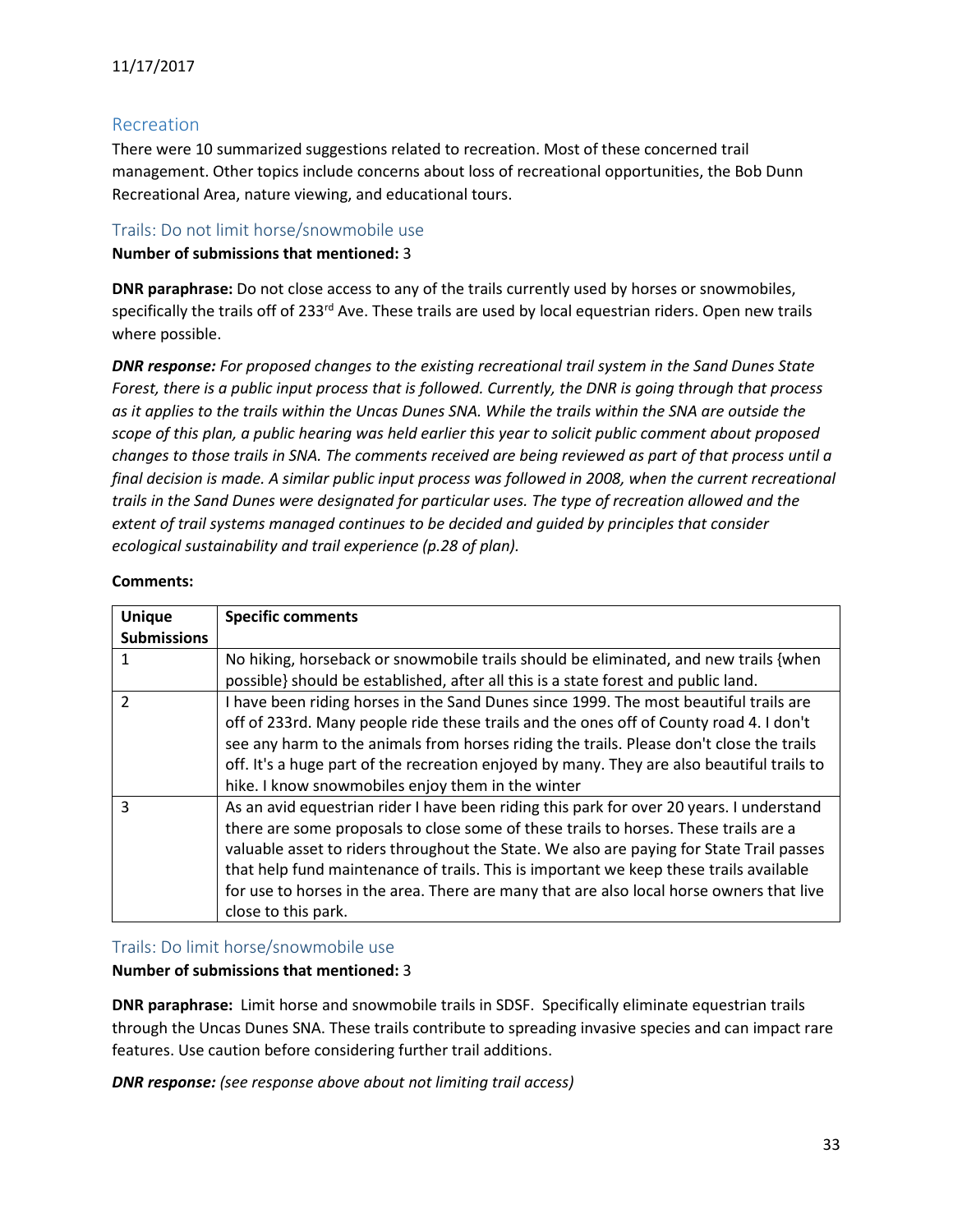11/17/2017

## Recreation

There were 10 summarized suggestions related to recreation. Most of these concerned trail management. Other topics include concerns about loss of recreational opportunities, the Bob Dunn Recreational Area, nature viewing, and educational tours.

### Trails: Do not limit horse/snowmobile use

**Number of submissions that mentioned:** 3

**DNR paraphrase:** Do not close access to any of the trails currently used by horses or snowmobiles, specifically the trails off of 233rd Ave. These trails are used by local equestrian riders. Open new trails where possible.

***DNR response:*** *For proposed changes to the existing recreational trail system in the Sand Dunes State Forest, there is a public input process that is followed. Currently, the DNR is going through that process as it applies to the trails within the Uncas Dunes SNA. While the trails within the SNA are outside the scope of this plan, a public hearing was held earlier this year to solicit public comment about proposed changes to those trails in SNA. The comments received are being reviewed as part of that process until a final decision is made. A similar public input process was followed in 2008, when the current recreational trails in the Sand Dunes were designated for particular uses. The type of recreation allowed and the extent of trail systems managed continues to be decided and guided by principles that consider ecological sustainability and trail experience (p.28 of plan).*

**Comments:**

| Unique Submissions | Specific comments |
|---|---|
| 1 | No hiking, horseback or snowmobile trails should be eliminated, and new trails {when possible} should be established, after all this is a state forest and public land. |
| 2 | I have been riding horses in the Sand Dunes since 1999. The most beautiful trails are off of 233rd. Many people ride these trails and the ones off of County road 4. I don't see any harm to the animals from horses riding the trails. Please don't close the trails off. It's a huge part of the recreation enjoyed by many. They are also beautiful trails to hike. I know snowmobiles enjoy them in the winter |
| 3 | As an avid equestrian rider I have been riding this park for over 20 years. I understand there are some proposals to close some of these trails to horses. These trails are a valuable asset to riders throughout the State. We also are paying for State Trail passes that help fund maintenance of trails. This is important we keep these trails available for use to horses in the area. There are many that are also local horse owners that live close to this park. |

### Trails: Do limit horse/snowmobile use

**Number of submissions that mentioned:** 3

**DNR paraphrase:** Limit horse and snowmobile trails in SDSF. Specifically eliminate equestrian trails through the Uncas Dunes SNA. These trails contribute to spreading invasive species and can impact rare features. Use caution before considering further trail additions.

***DNR response:*** *(see response above about not limiting trail access)*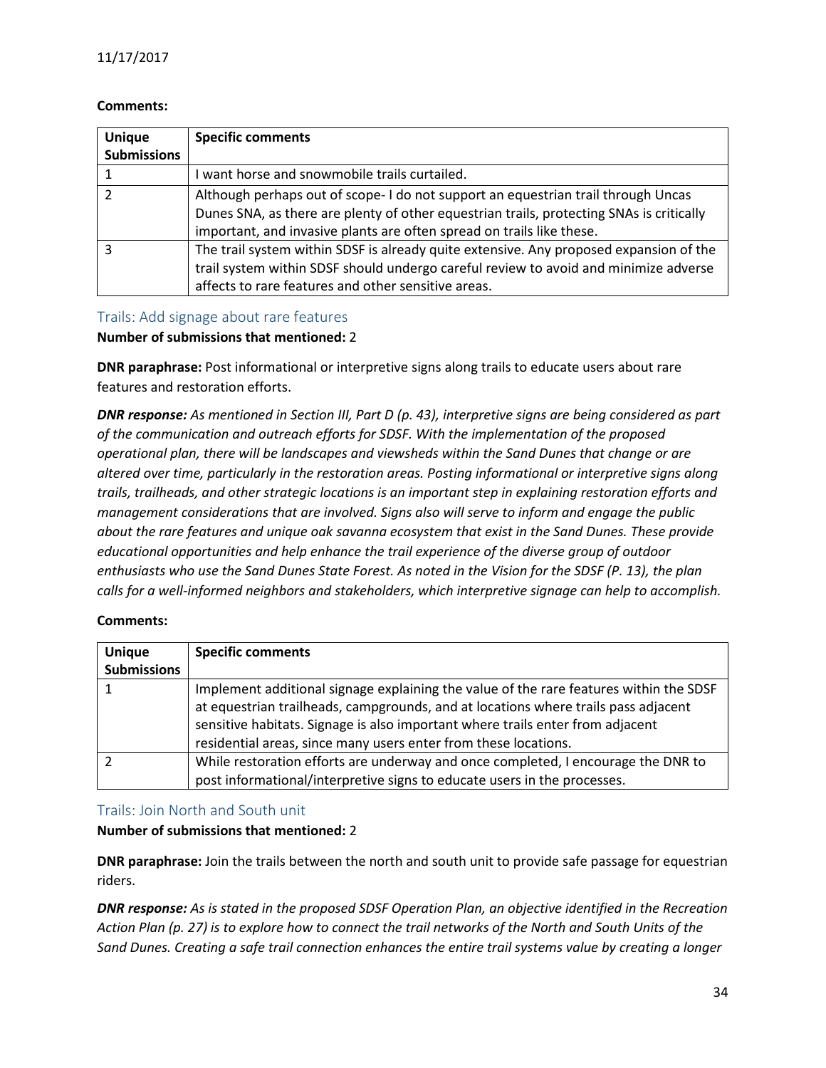**Comments:**

| Unique Submissions | Specific comments |
|---|---|
| 1 | I want horse and snowmobile trails curtailed. |
| 2 | Although perhaps out of scope- I do not support an equestrian trail through Uncas Dunes SNA, as there are plenty of other equestrian trails, protecting SNAs is critically important, and invasive plants are often spread on trails like these. |
| 3 | The trail system within SDSF is already quite extensive. Any proposed expansion of the trail system within SDSF should undergo careful review to avoid and minimize adverse affects to rare features and other sensitive areas. |

### Trails: Add signage about rare features

**Number of submissions that mentioned:** 2

**DNR paraphrase:** Post informational or interpretive signs along trails to educate users about rare features and restoration efforts.

***DNR response:*** *As mentioned in Section III, Part D (p. 43), interpretive signs are being considered as part of the communication and outreach efforts for SDSF. With the implementation of the proposed operational plan, there will be landscapes and viewsheds within the Sand Dunes that change or are altered over time, particularly in the restoration areas. Posting informational or interpretive signs along trails, trailheads, and other strategic locations is an important step in explaining restoration efforts and management considerations that are involved. Signs also will serve to inform and engage the public about the rare features and unique oak savanna ecosystem that exist in the Sand Dunes. These provide educational opportunities and help enhance the trail experience of the diverse group of outdoor enthusiasts who use the Sand Dunes State Forest. As noted in the Vision for the SDSF (P. 13), the plan calls for a well-informed neighbors and stakeholders, which interpretive signage can help to accomplish.*

**Comments:**

| Unique Submissions | Specific comments |
|---|---|
| 1 | Implement additional signage explaining the value of the rare features within the SDSF at equestrian trailheads, campgrounds, and at locations where trails pass adjacent sensitive habitats. Signage is also important where trails enter from adjacent residential areas, since many users enter from these locations. |
| 2 | While restoration efforts are underway and once completed, I encourage the DNR to post informational/interpretive signs to educate users in the processes. |

### Trails: Join North and South unit

**Number of submissions that mentioned:** 2

**DNR paraphrase:** Join the trails between the north and south unit to provide safe passage for equestrian riders.

***DNR response:*** *As is stated in the proposed SDSF Operation Plan, an objective identified in the Recreation Action Plan (p. 27) is to explore how to connect the trail networks of the North and South Units of the Sand Dunes. Creating a safe trail connection enhances the entire trail systems value by creating a longer*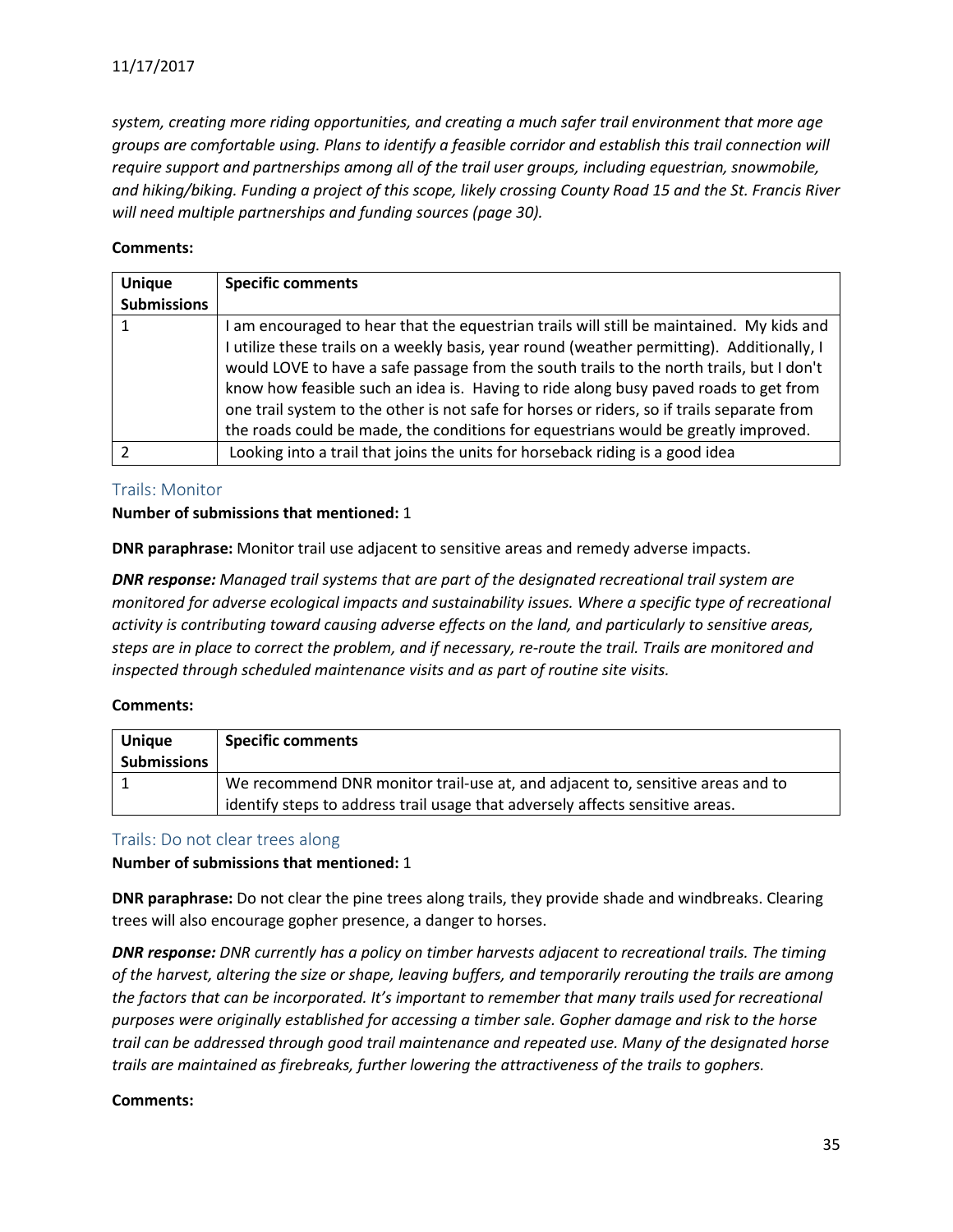*system, creating more riding opportunities, and creating a much safer trail environment that more age groups are comfortable using. Plans to identify a feasible corridor and establish this trail connection will require support and partnerships among all of the trail user groups, including equestrian, snowmobile, and hiking/biking. Funding a project of this scope, likely crossing County Road 15 and the St. Francis River will need multiple partnerships and funding sources (page 30).*

**Comments:**

| Unique Submissions | Specific comments |
|---|---|
| 1 | I am encouraged to hear that the equestrian trails will still be maintained. My kids and I utilize these trails on a weekly basis, year round (weather permitting). Additionally, I would LOVE to have a safe passage from the south trails to the north trails, but I don't know how feasible such an idea is. Having to ride along busy paved roads to get from one trail system to the other is not safe for horses or riders, so if trails separate from the roads could be made, the conditions for equestrians would be greatly improved. |
| 2 | Looking into a trail that joins the units for horseback riding is a good idea |

### Trails: Monitor

**Number of submissions that mentioned:** 1

**DNR paraphrase:** Monitor trail use adjacent to sensitive areas and remedy adverse impacts.

***DNR response:*** *Managed trail systems that are part of the designated recreational trail system are monitored for adverse ecological impacts and sustainability issues. Where a specific type of recreational activity is contributing toward causing adverse effects on the land, and particularly to sensitive areas, steps are in place to correct the problem, and if necessary, re-route the trail. Trails are monitored and inspected through scheduled maintenance visits and as part of routine site visits.*

**Comments:**

| Unique Submissions | Specific comments |
|---|---|
| 1 | We recommend DNR monitor trail-use at, and adjacent to, sensitive areas and to identify steps to address trail usage that adversely affects sensitive areas. |

### Trails: Do not clear trees along

**Number of submissions that mentioned:** 1

**DNR paraphrase:** Do not clear the pine trees along trails, they provide shade and windbreaks. Clearing trees will also encourage gopher presence, a danger to horses.

***DNR response:*** *DNR currently has a policy on timber harvests adjacent to recreational trails. The timing of the harvest, altering the size or shape, leaving buffers, and temporarily rerouting the trails are among the factors that can be incorporated. It's important to remember that many trails used for recreational purposes were originally established for accessing a timber sale. Gopher damage and risk to the horse trail can be addressed through good trail maintenance and repeated use. Many of the designated horse trails are maintained as firebreaks, further lowering the attractiveness of the trails to gophers.*

**Comments:**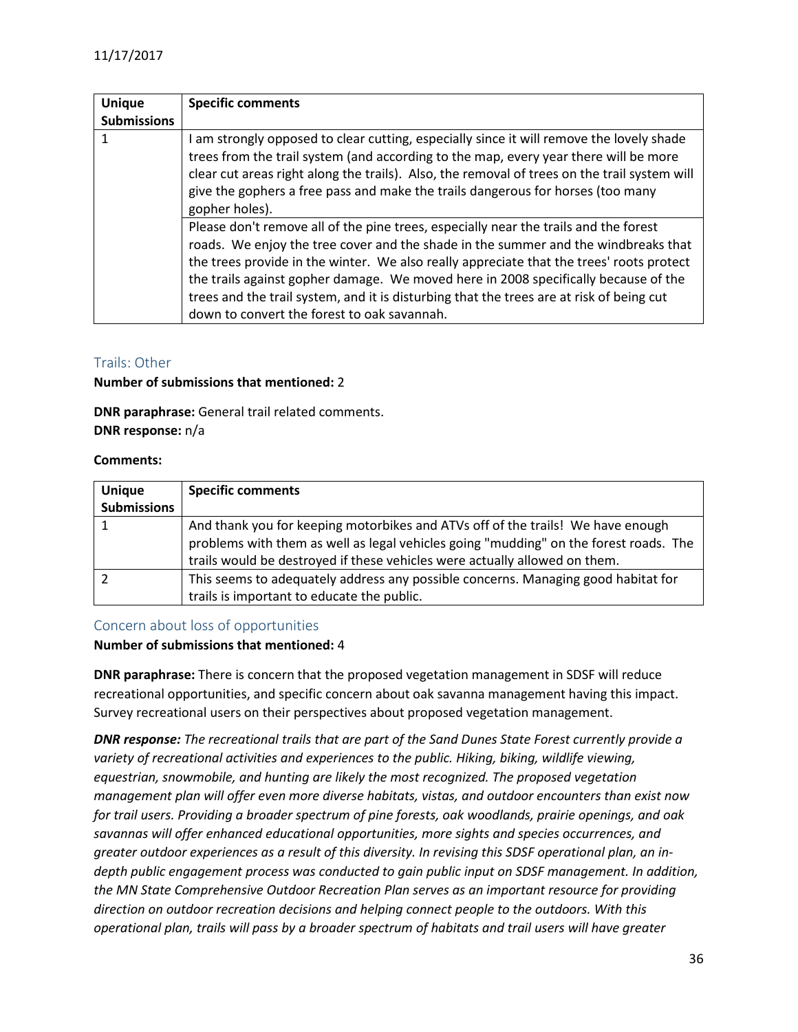| Unique Submissions | Specific comments |
|---|---|
| 1 | I am strongly opposed to clear cutting, especially since it will remove the lovely shade trees from the trail system (and according to the map, every year there will be more clear cut areas right along the trails). Also, the removal of trees on the trail system will give the gophers a free pass and make the trails dangerous for horses (too many gopher holes). |
| | Please don't remove all of the pine trees, especially near the trails and the forest roads. We enjoy the tree cover and the shade in the summer and the windbreaks that the trees provide in the winter. We also really appreciate that the trees' roots protect the trails against gopher damage. We moved here in 2008 specifically because of the trees and the trail system, and it is disturbing that the trees are at risk of being cut down to convert the forest to oak savannah. |

### Trails: Other

**Number of submissions that mentioned:** 2

**DNR paraphrase:** General trail related comments.
**DNR response:** n/a

**Comments:**

| Unique Submissions | Specific comments |
|---|---|
| 1 | And thank you for keeping motorbikes and ATVs off of the trails! We have enough problems with them as well as legal vehicles going "mudding" on the forest roads. The trails would be destroyed if these vehicles were actually allowed on them. |
| 2 | This seems to adequately address any possible concerns. Managing good habitat for trails is important to educate the public. |

### Concern about loss of opportunities

**Number of submissions that mentioned:** 4

**DNR paraphrase:** There is concern that the proposed vegetation management in SDSF will reduce recreational opportunities, and specific concern about oak savanna management having this impact. Survey recreational users on their perspectives about proposed vegetation management.

***DNR response:*** *The recreational trails that are part of the Sand Dunes State Forest currently provide a variety of recreational activities and experiences to the public. Hiking, biking, wildlife viewing, equestrian, snowmobile, and hunting are likely the most recognized. The proposed vegetation management plan will offer even more diverse habitats, vistas, and outdoor encounters than exist now for trail users. Providing a broader spectrum of pine forests, oak woodlands, prairie openings, and oak savannas will offer enhanced educational opportunities, more sights and species occurrences, and greater outdoor experiences as a result of this diversity. In revising this SDSF operational plan, an in-depth public engagement process was conducted to gain public input on SDSF management. In addition, the MN State Comprehensive Outdoor Recreation Plan serves as an important resource for providing direction on outdoor recreation decisions and helping connect people to the outdoors. With this operational plan, trails will pass by a broader spectrum of habitats and trail users will have greater*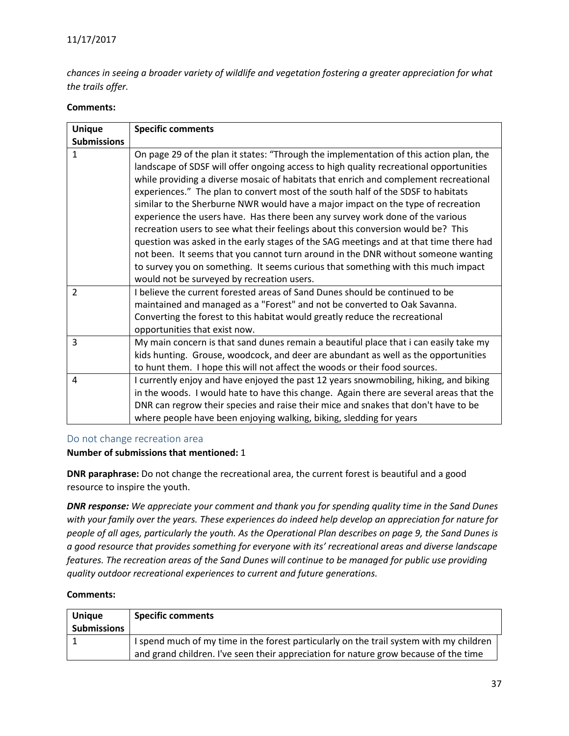*chances in seeing a broader variety of wildlife and vegetation fostering a greater appreciation for what the trails offer.*

**Comments:**

| Unique Submissions | Specific comments |
|---|---|
| 1 | On page 29 of the plan it states: "Through the implementation of this action plan, the landscape of SDSF will offer ongoing access to high quality recreational opportunities while providing a diverse mosaic of habitats that enrich and complement recreational experiences." The plan to convert most of the south half of the SDSF to habitats similar to the Sherburne NWR would have a major impact on the type of recreation experience the users have. Has there been any survey work done of the various recreation users to see what their feelings about this conversion would be? This question was asked in the early stages of the SAG meetings and at that time there had not been. It seems that you cannot turn around in the DNR without someone wanting to survey you on something. It seems curious that something with this much impact would not be surveyed by recreation users. |
| 2 | I believe the current forested areas of Sand Dunes should be continued to be maintained and managed as a "Forest" and not be converted to Oak Savanna. Converting the forest to this habitat would greatly reduce the recreational opportunities that exist now. |
| 3 | My main concern is that sand dunes remain a beautiful place that i can easily take my kids hunting. Grouse, woodcock, and deer are abundant as well as the opportunities to hunt them. I hope this will not affect the woods or their food sources. |
| 4 | I currently enjoy and have enjoyed the past 12 years snowmobiling, hiking, and biking in the woods. I would hate to have this change. Again there are several areas that the DNR can regrow their species and raise their mice and snakes that don't have to be where people have been enjoying walking, biking, sledding for years |

### Do not change recreation area

**Number of submissions that mentioned:** 1

**DNR paraphrase:** Do not change the recreational area, the current forest is beautiful and a good resource to inspire the youth.

***DNR response:*** *We appreciate your comment and thank you for spending quality time in the Sand Dunes with your family over the years. These experiences do indeed help develop an appreciation for nature for people of all ages, particularly the youth. As the Operational Plan describes on page 9, the Sand Dunes is a good resource that provides something for everyone with its' recreational areas and diverse landscape features. The recreation areas of the Sand Dunes will continue to be managed for public use providing quality outdoor recreational experiences to current and future generations.*

**Comments:**

| Unique Submissions | Specific comments |
|---|---|
| 1 | I spend much of my time in the forest particularly on the trail system with my children and grand children. I've seen their appreciation for nature grow because of the time |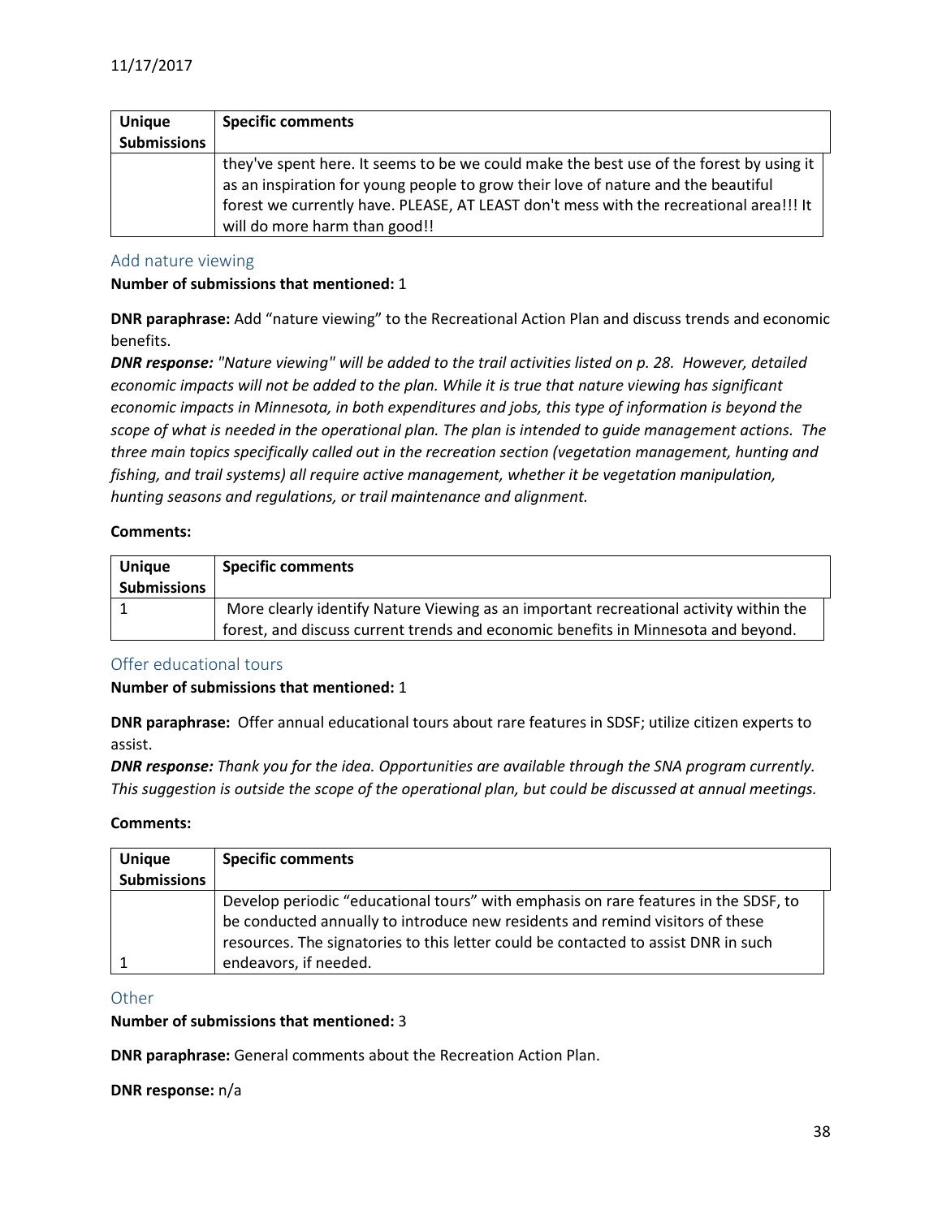| Unique Submissions | Specific comments |
|---|---|
| | they've spent here. It seems to be we could make the best use of the forest by using it as an inspiration for young people to grow their love of nature and the beautiful forest we currently have. PLEASE, AT LEAST don't mess with the recreational area!!! It will do more harm than good!! |

### Add nature viewing

**Number of submissions that mentioned:** 1

**DNR paraphrase:** Add "nature viewing" to the Recreational Action Plan and discuss trends and economic benefits.

***DNR response:*** *"Nature viewing" will be added to the trail activities listed on p. 28. However, detailed economic impacts will not be added to the plan. While it is true that nature viewing has significant economic impacts in Minnesota, in both expenditures and jobs, this type of information is beyond the scope of what is needed in the operational plan. The plan is intended to guide management actions. The three main topics specifically called out in the recreation section (vegetation management, hunting and fishing, and trail systems) all require active management, whether it be vegetation manipulation, hunting seasons and regulations, or trail maintenance and alignment.*

**Comments:**

| Unique Submissions | Specific comments |
|---|---|
| 1 | More clearly identify Nature Viewing as an important recreational activity within the forest, and discuss current trends and economic benefits in Minnesota and beyond. |

### Offer educational tours

**Number of submissions that mentioned:** 1

**DNR paraphrase:** Offer annual educational tours about rare features in SDSF; utilize citizen experts to assist.

***DNR response:*** *Thank you for the idea. Opportunities are available through the SNA program currently. This suggestion is outside the scope of the operational plan, but could be discussed at annual meetings.*

**Comments:**

| Unique Submissions | Specific comments |
|---|---|
| 1 | Develop periodic "educational tours" with emphasis on rare features in the SDSF, to be conducted annually to introduce new residents and remind visitors of these resources. The signatories to this letter could be contacted to assist DNR in such endeavors, if needed. |

### Other

**Number of submissions that mentioned:** 3

**DNR paraphrase:** General comments about the Recreation Action Plan.

**DNR response:** n/a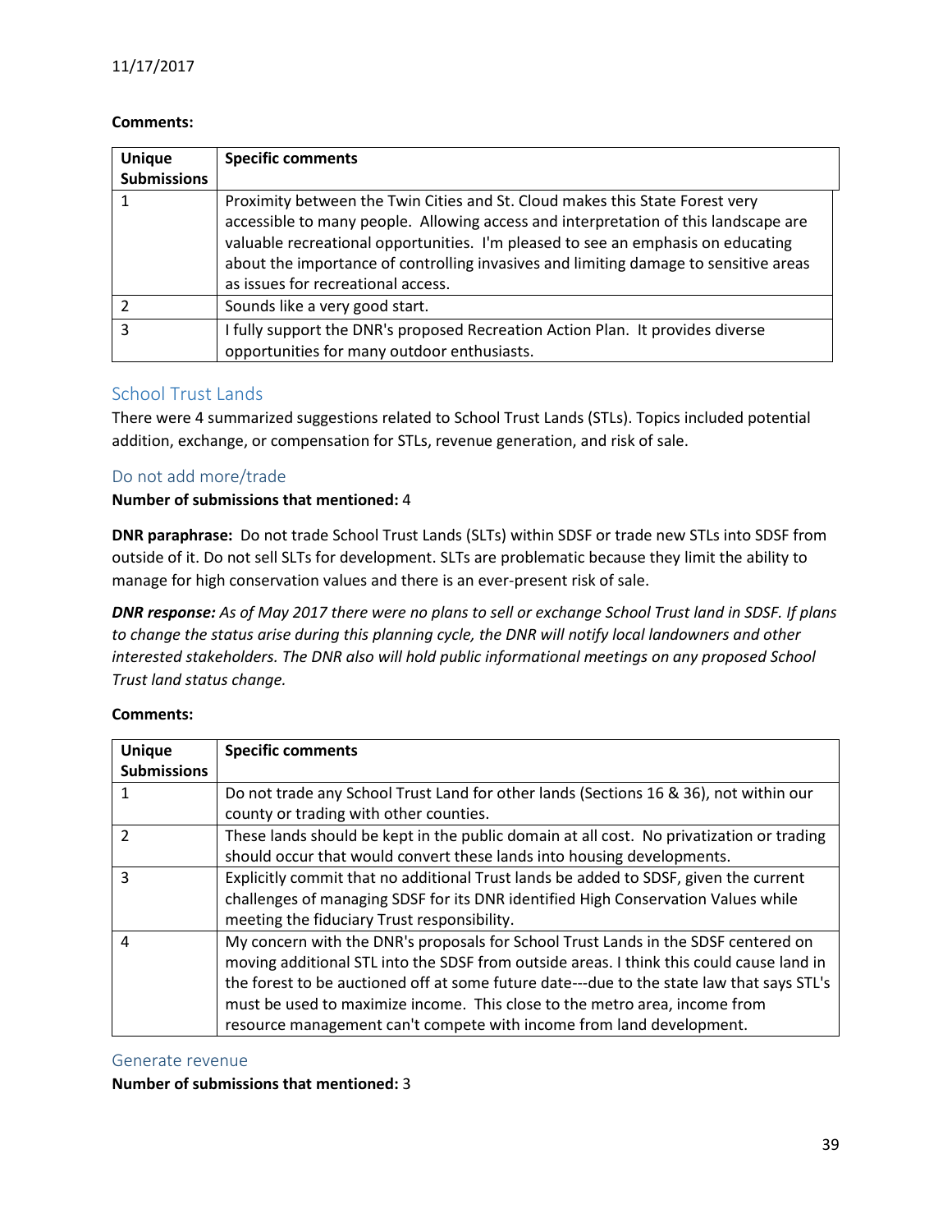11/17/2017

**Comments:**

| Unique Submissions | Specific comments |
|---|---|
| 1 | Proximity between the Twin Cities and St. Cloud makes this State Forest very accessible to many people. Allowing access and interpretation of this landscape are valuable recreational opportunities. I'm pleased to see an emphasis on educating about the importance of controlling invasives and limiting damage to sensitive areas as issues for recreational access. |
| 2 | Sounds like a very good start. |
| 3 | I fully support the DNR's proposed Recreation Action Plan. It provides diverse opportunities for many outdoor enthusiasts. |

## School Trust Lands

There were 4 summarized suggestions related to School Trust Lands (STLs). Topics included potential addition, exchange, or compensation for STLs, revenue generation, and risk of sale.

### Do not add more/trade

**Number of submissions that mentioned:** 4

**DNR paraphrase:** Do not trade School Trust Lands (SLTs) within SDSF or trade new STLs into SDSF from outside of it. Do not sell SLTs for development. SLTs are problematic because they limit the ability to manage for high conservation values and there is an ever-present risk of sale.

***DNR response:*** *As of May 2017 there were no plans to sell or exchange School Trust land in SDSF. If plans to change the status arise during this planning cycle, the DNR will notify local landowners and other interested stakeholders. The DNR also will hold public informational meetings on any proposed School Trust land status change.*

**Comments:**

| Unique Submissions | Specific comments |
|---|---|
| 1 | Do not trade any School Trust Land for other lands (Sections 16 & 36), not within our county or trading with other counties. |
| 2 | These lands should be kept in the public domain at all cost. No privatization or trading should occur that would convert these lands into housing developments. |
| 3 | Explicitly commit that no additional Trust lands be added to SDSF, given the current challenges of managing SDSF for its DNR identified High Conservation Values while meeting the fiduciary Trust responsibility. |
| 4 | My concern with the DNR's proposals for School Trust Lands in the SDSF centered on moving additional STL into the SDSF from outside areas. I think this could cause land in the forest to be auctioned off at some future date---due to the state law that says STL's must be used to maximize income. This close to the metro area, income from resource management can't compete with income from land development. |

### Generate revenue

**Number of submissions that mentioned:** 3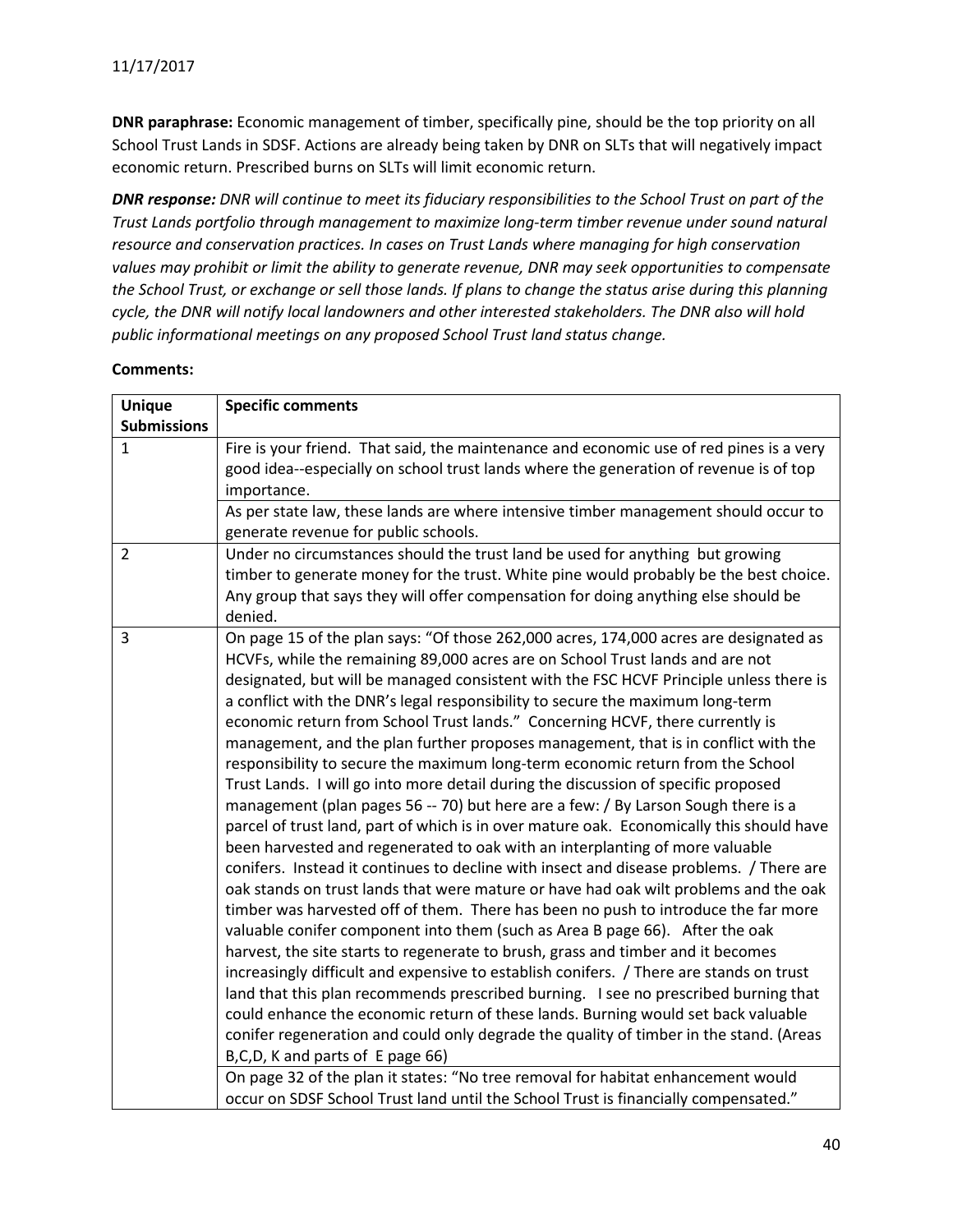11/17/2017

**DNR paraphrase:** Economic management of timber, specifically pine, should be the top priority on all School Trust Lands in SDSF. Actions are already being taken by DNR on SLTs that will negatively impact economic return. Prescribed burns on SLTs will limit economic return.

***DNR response:*** *DNR will continue to meet its fiduciary responsibilities to the School Trust on part of the Trust Lands portfolio through management to maximize long-term timber revenue under sound natural resource and conservation practices. In cases on Trust Lands where managing for high conservation values may prohibit or limit the ability to generate revenue, DNR may seek opportunities to compensate the School Trust, or exchange or sell those lands. If plans to change the status arise during this planning cycle, the DNR will notify local landowners and other interested stakeholders. The DNR also will hold public informational meetings on any proposed School Trust land status change.*

**Comments:**

| Unique Submissions | Specific comments |
|---|---|
| 1 | Fire is your friend. That said, the maintenance and economic use of red pines is a very good idea--especially on school trust lands where the generation of revenue is of top importance. |
| | As per state law, these lands are where intensive timber management should occur to generate revenue for public schools. |
| 2 | Under no circumstances should the trust land be used for anything but growing timber to generate money for the trust. White pine would probably be the best choice. Any group that says they will offer compensation for doing anything else should be denied. |
| 3 | On page 15 of the plan says: "Of those 262,000 acres, 174,000 acres are designated as HCVFs, while the remaining 89,000 acres are on School Trust lands and are not designated, but will be managed consistent with the FSC HCVF Principle unless there is a conflict with the DNR's legal responsibility to secure the maximum long-term economic return from School Trust lands." Concerning HCVF, there currently is management, and the plan further proposes management, that is in conflict with the responsibility to secure the maximum long-term economic return from the School Trust Lands. I will go into more detail during the discussion of specific proposed management (plan pages 56 -- 70) but here are a few: / By Larson Sough there is a parcel of trust land, part of which is in over mature oak. Economically this should have been harvested and regenerated to oak with an interplanting of more valuable conifers. Instead it continues to decline with insect and disease problems. / There are oak stands on trust lands that were mature or have had oak wilt problems and the oak timber was harvested off of them. There has been no push to introduce the far more valuable conifer component into them (such as Area B page 66). After the oak harvest, the site starts to regenerate to brush, grass and timber and it becomes increasingly difficult and expensive to establish conifers. / There are stands on trust land that this plan recommends prescribed burning. I see no prescribed burning that could enhance the economic return of these lands. Burning would set back valuable conifer regeneration and could only degrade the quality of timber in the stand. (Areas B,C,D, K and parts of E page 66) |
| | On page 32 of the plan it states: "No tree removal for habitat enhancement would occur on SDSF School Trust land until the School Trust is financially compensated." |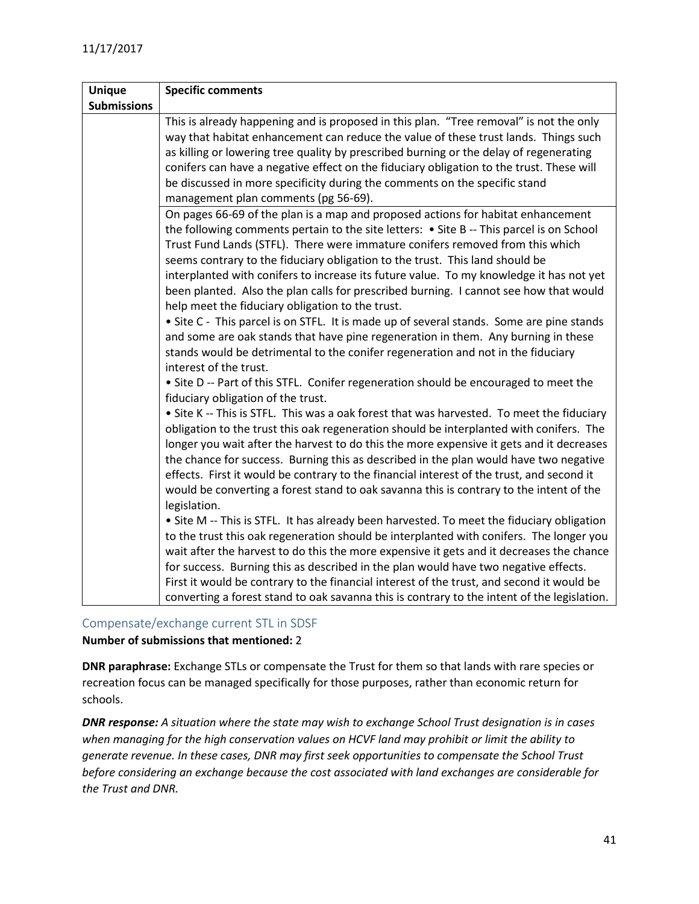| Unique Submissions | Specific comments |
|---|---|
| | This is already happening and is proposed in this plan. "Tree removal" is not the only way that habitat enhancement can reduce the value of these trust lands. Things such as killing or lowering tree quality by prescribed burning or the delay of regenerating conifers can have a negative effect on the fiduciary obligation to the trust. These will be discussed in more specificity during the comments on the specific stand management plan comments (pg 56-69). |
| | On pages 66-69 of the plan is a map and proposed actions for habitat enhancement the following comments pertain to the site letters: • Site B -- This parcel is on School Trust Fund Lands (STFL). There were immature conifers removed from this which seems contrary to the fiduciary obligation to the trust. This land should be interplanted with conifers to increase its future value. To my knowledge it has not yet been planted. Also the plan calls for prescribed burning. I cannot see how that would help meet the fiduciary obligation to the trust.<br>• Site C - This parcel is on STFL. It is made up of several stands. Some are pine stands and some are oak stands that have pine regeneration in them. Any burning in these stands would be detrimental to the conifer regeneration and not in the fiduciary interest of the trust.<br>• Site D -- Part of this STFL. Conifer regeneration should be encouraged to meet the fiduciary obligation of the trust.<br>• Site K -- This is STFL. This was a oak forest that was harvested. To meet the fiduciary obligation to the trust this oak regeneration should be interplanted with conifers. The longer you wait after the harvest to do this the more expensive it gets and it decreases the chance for success. Burning this as described in the plan would have two negative effects. First it would be contrary to the financial interest of the trust, and second it would be converting a forest stand to oak savanna this is contrary to the intent of the legislation.<br>• Site M -- This is STFL. It has already been harvested. To meet the fiduciary obligation to the trust this oak regeneration should be interplanted with conifers. The longer you wait after the harvest to do this the more expensive it gets and it decreases the chance for success. Burning this as described in the plan would have two negative effects. First it would be contrary to the financial interest of the trust, and second it would be converting a forest stand to oak savanna this is contrary to the intent of the legislation. |

## Compensate/exchange current STL in SDSF

**Number of submissions that mentioned:** 2

**DNR paraphrase:** Exchange STLs or compensate the Trust for them so that lands with rare species or recreation focus can be managed specifically for those purposes, rather than economic return for schools.

***DNR response:*** *A situation where the state may wish to exchange School Trust designation is in cases when managing for the high conservation values on HCVF land may prohibit or limit the ability to generate revenue. In these cases, DNR may first seek opportunities to compensate the School Trust before considering an exchange because the cost associated with land exchanges are considerable for the Trust and DNR.*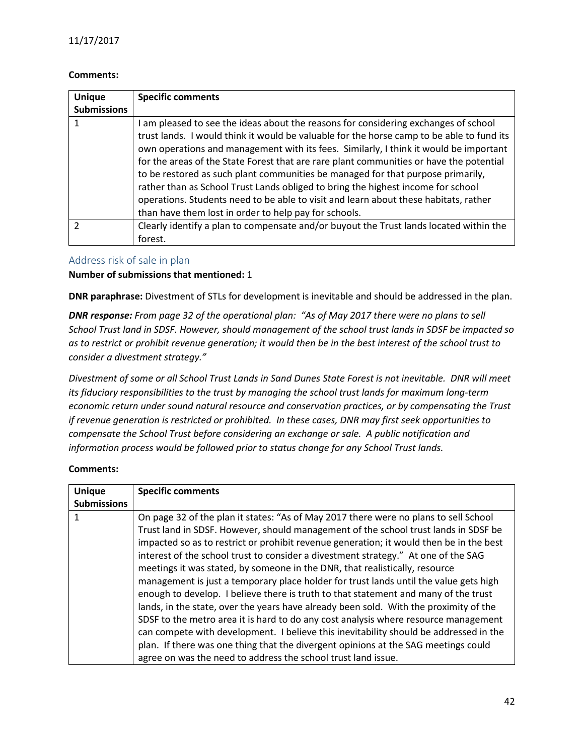**Comments:**

| Unique Submissions | Specific comments |
|---|---|
| 1 | I am pleased to see the ideas about the reasons for considering exchanges of school trust lands. I would think it would be valuable for the horse camp to be able to fund its own operations and management with its fees. Similarly, I think it would be important for the areas of the State Forest that are rare plant communities or have the potential to be restored as such plant communities be managed for that purpose primarily, rather than as School Trust Lands obliged to bring the highest income for school operations. Students need to be able to visit and learn about these habitats, rather than have them lost in order to help pay for schools. |
| 2 | Clearly identify a plan to compensate and/or buyout the Trust lands located within the forest. |

### Address risk of sale in plan

**Number of submissions that mentioned:** 1

**DNR paraphrase:** Divestment of STLs for development is inevitable and should be addressed in the plan.

***DNR response:*** *From page 32 of the operational plan: "As of May 2017 there were no plans to sell School Trust land in SDSF. However, should management of the school trust lands in SDSF be impacted so as to restrict or prohibit revenue generation; it would then be in the best interest of the school trust to consider a divestment strategy."*

*Divestment of some or all School Trust Lands in Sand Dunes State Forest is not inevitable. DNR will meet its fiduciary responsibilities to the trust by managing the school trust lands for maximum long-term economic return under sound natural resource and conservation practices, or by compensating the Trust if revenue generation is restricted or prohibited. In these cases, DNR may first seek opportunities to compensate the School Trust before considering an exchange or sale. A public notification and information process would be followed prior to status change for any School Trust lands.*

**Comments:**

| Unique Submissions | Specific comments |
|---|---|
| 1 | On page 32 of the plan it states: "As of May 2017 there were no plans to sell School Trust land in SDSF. However, should management of the school trust lands in SDSF be impacted so as to restrict or prohibit revenue generation; it would then be in the best interest of the school trust to consider a divestment strategy." At one of the SAG meetings it was stated, by someone in the DNR, that realistically, resource management is just a temporary place holder for trust lands until the value gets high enough to develop. I believe there is truth to that statement and many of the trust lands, in the state, over the years have already been sold. With the proximity of the SDSF to the metro area it is hard to do any cost analysis where resource management can compete with development. I believe this inevitability should be addressed in the plan. If there was one thing that the divergent opinions at the SAG meetings could agree on was the need to address the school trust land issue. |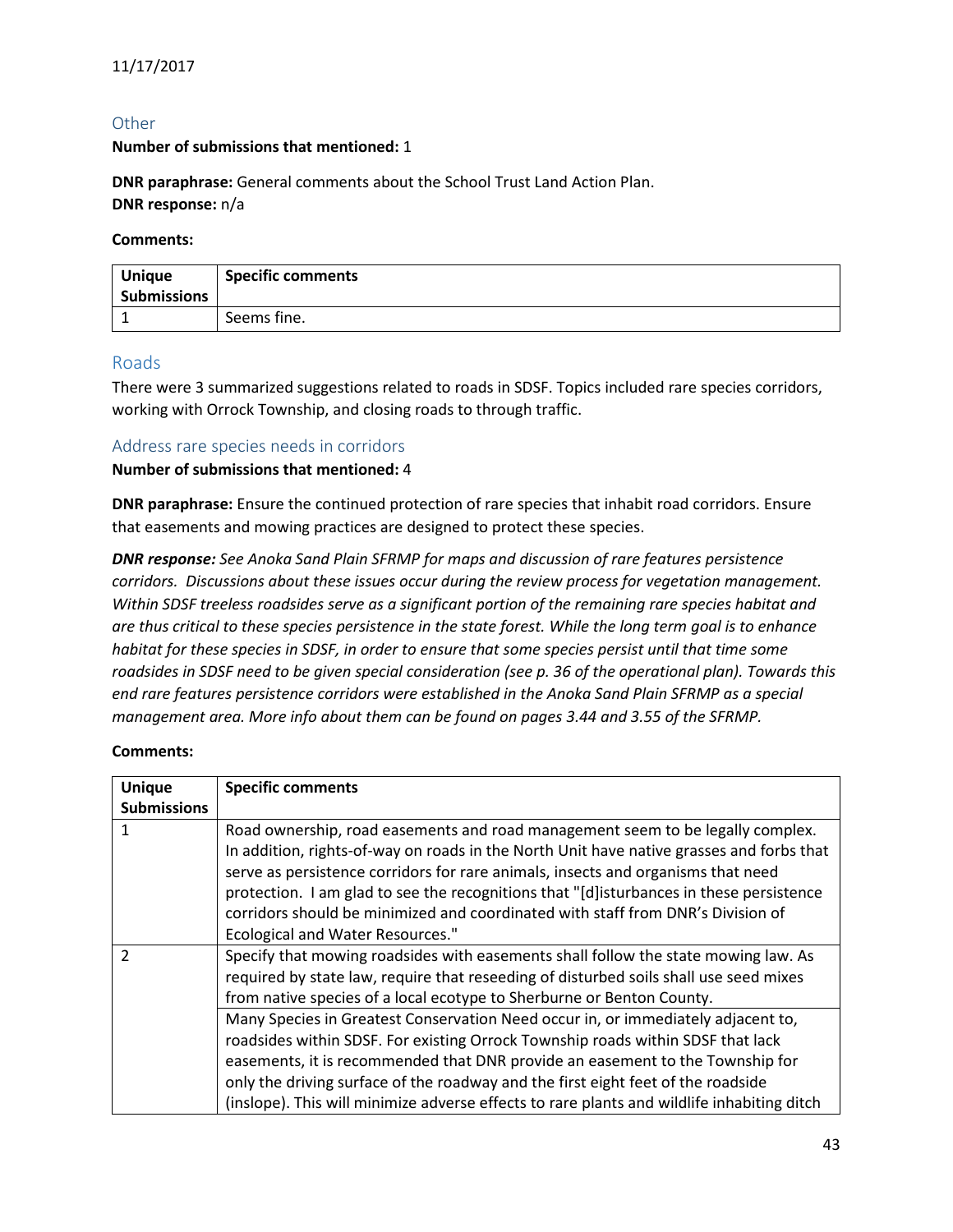11/17/2017

### Other

**Number of submissions that mentioned:** 1

**DNR paraphrase:** General comments about the School Trust Land Action Plan.
**DNR response:** n/a

**Comments:**

| Unique Submissions | Specific comments |
|---|---|
| 1 | Seems fine. |

## Roads

There were 3 summarized suggestions related to roads in SDSF. Topics included rare species corridors, working with Orrock Township, and closing roads to through traffic.

### Address rare species needs in corridors

**Number of submissions that mentioned:** 4

**DNR paraphrase:** Ensure the continued protection of rare species that inhabit road corridors. Ensure that easements and mowing practices are designed to protect these species.

***DNR response:*** *See Anoka Sand Plain SFRMP for maps and discussion of rare features persistence corridors. Discussions about these issues occur during the review process for vegetation management. Within SDSF treeless roadsides serve as a significant portion of the remaining rare species habitat and are thus critical to these species persistence in the state forest. While the long term goal is to enhance habitat for these species in SDSF, in order to ensure that some species persist until that time some roadsides in SDSF need to be given special consideration (see p. 36 of the operational plan). Towards this end rare features persistence corridors were established in the Anoka Sand Plain SFRMP as a special management area. More info about them can be found on pages 3.44 and 3.55 of the SFRMP.*

**Comments:**

| Unique Submissions | Specific comments |
|---|---|
| 1 | Road ownership, road easements and road management seem to be legally complex. In addition, rights-of-way on roads in the North Unit have native grasses and forbs that serve as persistence corridors for rare animals, insects and organisms that need protection. I am glad to see the recognitions that "[d]isturbances in these persistence corridors should be minimized and coordinated with staff from DNR's Division of Ecological and Water Resources." |
| 2 | Specify that mowing roadsides with easements shall follow the state mowing law. As required by state law, require that reseeding of disturbed soils shall use seed mixes from native species of a local ecotype to Sherburne or Benton County. |
| | Many Species in Greatest Conservation Need occur in, or immediately adjacent to, roadsides within SDSF. For existing Orrock Township roads within SDSF that lack easements, it is recommended that DNR provide an easement to the Township for only the driving surface of the roadway and the first eight feet of the roadside (inslope). This will minimize adverse effects to rare plants and wildlife inhabiting ditch |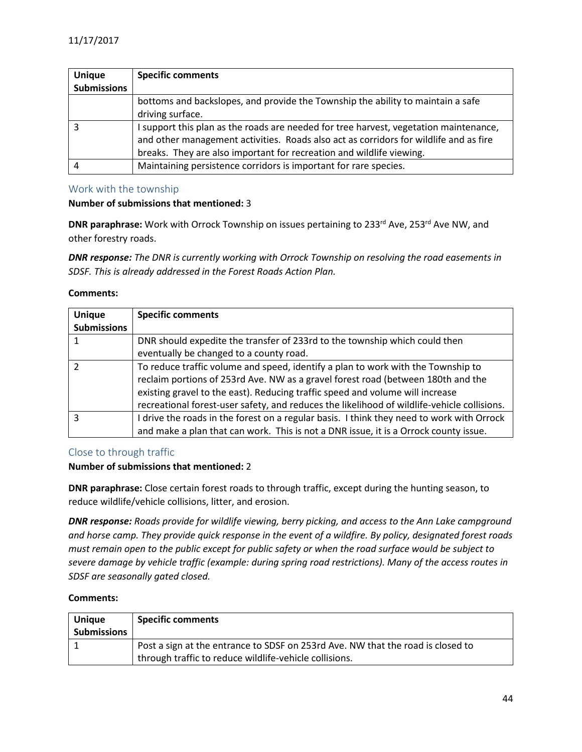| Unique Submissions | Specific comments |
|---|---|
| | bottoms and backslopes, and provide the Township the ability to maintain a safe driving surface. |
| 3 | I support this plan as the roads are needed for tree harvest, vegetation maintenance, and other management activities. Roads also act as corridors for wildlife and as fire breaks. They are also important for recreation and wildlife viewing. |
| 4 | Maintaining persistence corridors is important for rare species. |

### Work with the township

**Number of submissions that mentioned:** 3

**DNR paraphrase:** Work with Orrock Township on issues pertaining to 233rd Ave, 253rd Ave NW, and other forestry roads.

***DNR response:*** *The DNR is currently working with Orrock Township on resolving the road easements in SDSF. This is already addressed in the Forest Roads Action Plan.*

**Comments:**

| Unique Submissions | Specific comments |
|---|---|
| 1 | DNR should expedite the transfer of 233rd to the township which could then eventually be changed to a county road. |
| 2 | To reduce traffic volume and speed, identify a plan to work with the Township to reclaim portions of 253rd Ave. NW as a gravel forest road (between 180th and the existing gravel to the east). Reducing traffic speed and volume will increase recreational forest-user safety, and reduces the likelihood of wildlife-vehicle collisions. |
| 3 | I drive the roads in the forest on a regular basis. I think they need to work with Orrock and make a plan that can work. This is not a DNR issue, it is a Orrock county issue. |

### Close to through traffic

**Number of submissions that mentioned:** 2

**DNR paraphrase:** Close certain forest roads to through traffic, except during the hunting season, to reduce wildlife/vehicle collisions, litter, and erosion.

***DNR response:*** *Roads provide for wildlife viewing, berry picking, and access to the Ann Lake campground and horse camp. They provide quick response in the event of a wildfire. By policy, designated forest roads must remain open to the public except for public safety or when the road surface would be subject to severe damage by vehicle traffic (example: during spring road restrictions). Many of the access routes in SDSF are seasonally gated closed.*

**Comments:**

| Unique Submissions | Specific comments |
|---|---|
| 1 | Post a sign at the entrance to SDSF on 253rd Ave. NW that the road is closed to through traffic to reduce wildlife-vehicle collisions. |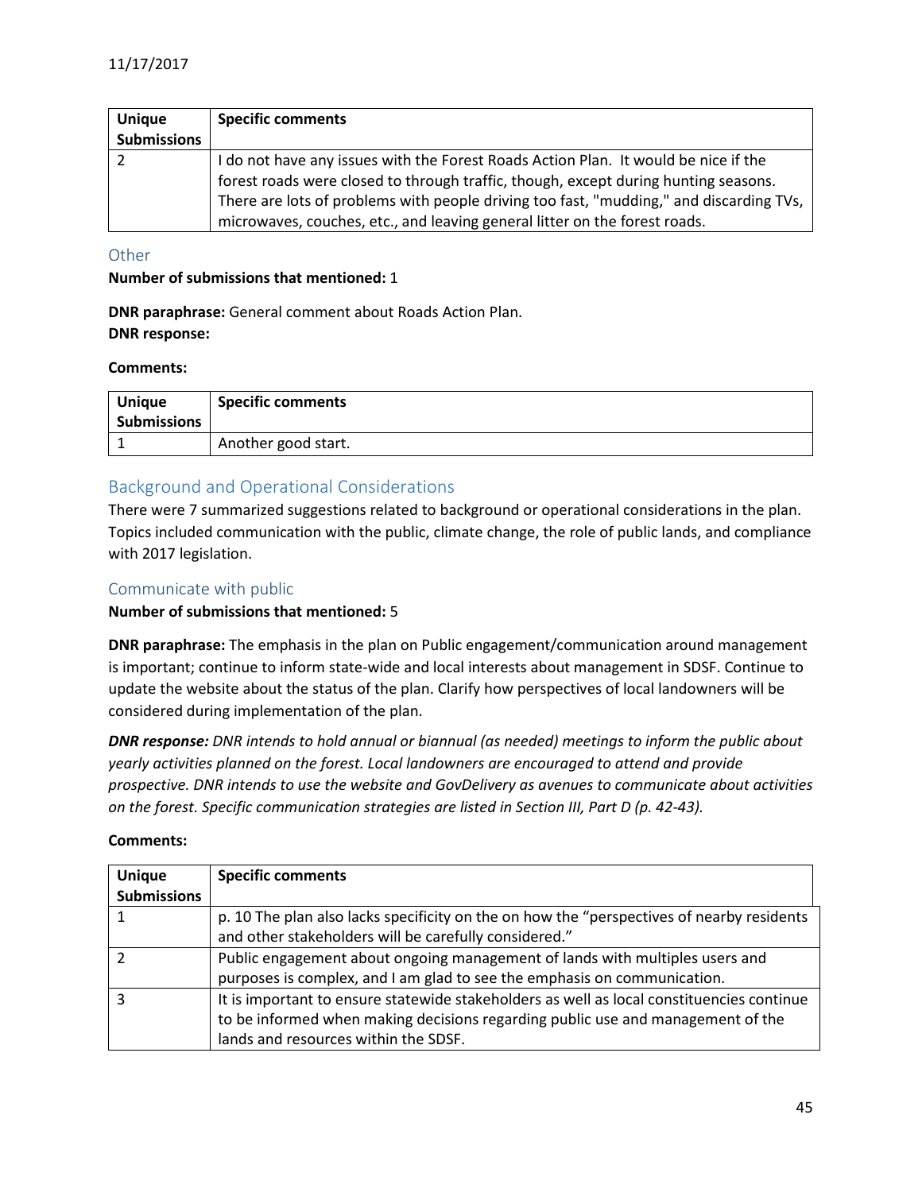| Unique Submissions | Specific comments |
|---|---|
| 2 | I do not have any issues with the Forest Roads Action Plan. It would be nice if the forest roads were closed to through traffic, though, except during hunting seasons. There are lots of problems with people driving too fast, "mudding," and discarding TVs, microwaves, couches, etc., and leaving general litter on the forest roads. |

### Other

**Number of submissions that mentioned:** 1

**DNR paraphrase:** General comment about Roads Action Plan.
**DNR response:**

**Comments:**

| Unique Submissions | Specific comments |
|---|---|
| 1 | Another good start. |

## Background and Operational Considerations

There were 7 summarized suggestions related to background or operational considerations in the plan. Topics included communication with the public, climate change, the role of public lands, and compliance with 2017 legislation.

### Communicate with public

**Number of submissions that mentioned:** 5

**DNR paraphrase:** The emphasis in the plan on Public engagement/communication around management is important; continue to inform state-wide and local interests about management in SDSF. Continue to update the website about the status of the plan. Clarify how perspectives of local landowners will be considered during implementation of the plan.

***DNR response:*** *DNR intends to hold annual or biannual (as needed) meetings to inform the public about yearly activities planned on the forest. Local landowners are encouraged to attend and provide prospective. DNR intends to use the website and GovDelivery as avenues to communicate about activities on the forest. Specific communication strategies are listed in Section III, Part D (p. 42-43).*

**Comments:**

| Unique Submissions | Specific comments |
|---|---|
| 1 | p. 10 The plan also lacks specificity on the on how the "perspectives of nearby residents and other stakeholders will be carefully considered." |
| 2 | Public engagement about ongoing management of lands with multiples users and purposes is complex, and I am glad to see the emphasis on communication. |
| 3 | It is important to ensure statewide stakeholders as well as local constituencies continue to be informed when making decisions regarding public use and management of the lands and resources within the SDSF. |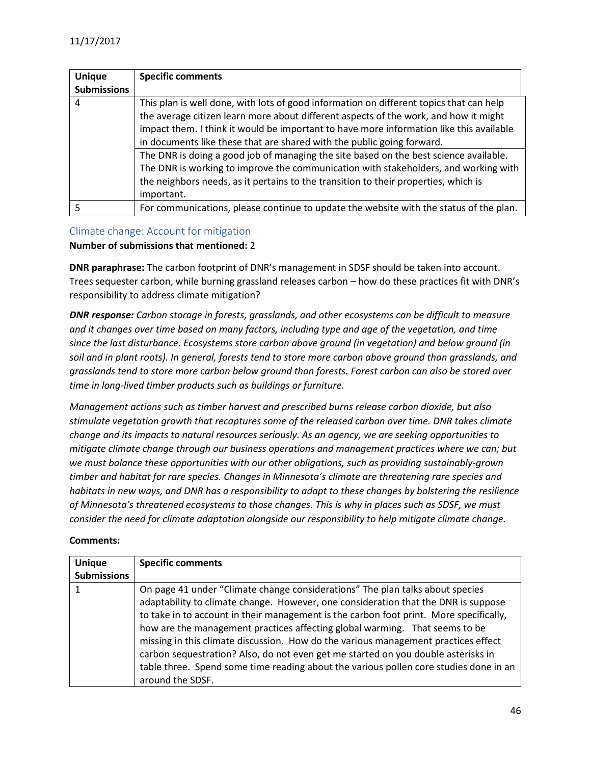| Unique Submissions | Specific comments |
| --- | --- |
| 4 | This plan is well done, with lots of good information on different topics that can help the average citizen learn more about different aspects of the work, and how it might impact them. I think it would be important to have more information like this available in documents like these that are shared with the public going forward. |
| | The DNR is doing a good job of managing the site based on the best science available. The DNR is working to improve the communication with stakeholders, and working with the neighbors needs, as it pertains to the transition to their properties, which is important. |
| 5 | For communications, please continue to update the website with the status of the plan. |

### Climate change: Account for mitigation

**Number of submissions that mentioned:** 2

**DNR paraphrase:** The carbon footprint of DNR's management in SDSF should be taken into account. Trees sequester carbon, while burning grassland releases carbon – how do these practices fit with DNR's responsibility to address climate mitigation?

***DNR response:*** *Carbon storage in forests, grasslands, and other ecosystems can be difficult to measure and it changes over time based on many factors, including type and age of the vegetation, and time since the last disturbance. Ecosystems store carbon above ground (in vegetation) and below ground (in soil and in plant roots). In general, forests tend to store more carbon above ground than grasslands, and grasslands tend to store more carbon below ground than forests. Forest carbon can also be stored over time in long-lived timber products such as buildings or furniture.*

*Management actions such as timber harvest and prescribed burns release carbon dioxide, but also stimulate vegetation growth that recaptures some of the released carbon over time. DNR takes climate change and its impacts to natural resources seriously. As an agency, we are seeking opportunities to mitigate climate change through our business operations and management practices where we can; but we must balance these opportunities with our other obligations, such as providing sustainably-grown timber and habitat for rare species. Changes in Minnesota's climate are threatening rare species and habitats in new ways, and DNR has a responsibility to adapt to these changes by bolstering the resilience of Minnesota's threatened ecosystems to those changes. This is why in places such as SDSF, we must consider the need for climate adaptation alongside our responsibility to help mitigate climate change.*

**Comments:**

| Unique Submissions | Specific comments |
| --- | --- |
| 1 | On page 41 under "Climate change considerations" The plan talks about species adaptability to climate change. However, one consideration that the DNR is suppose to take in to account in their management is the carbon foot print. More specifically, how are the management practices affecting global warming. That seems to be missing in this climate discussion. How do the various management practices effect carbon sequestration? Also, do not even get me started on you double asterisks in table three. Spend some time reading about the various pollen core studies done in an around the SDSF. |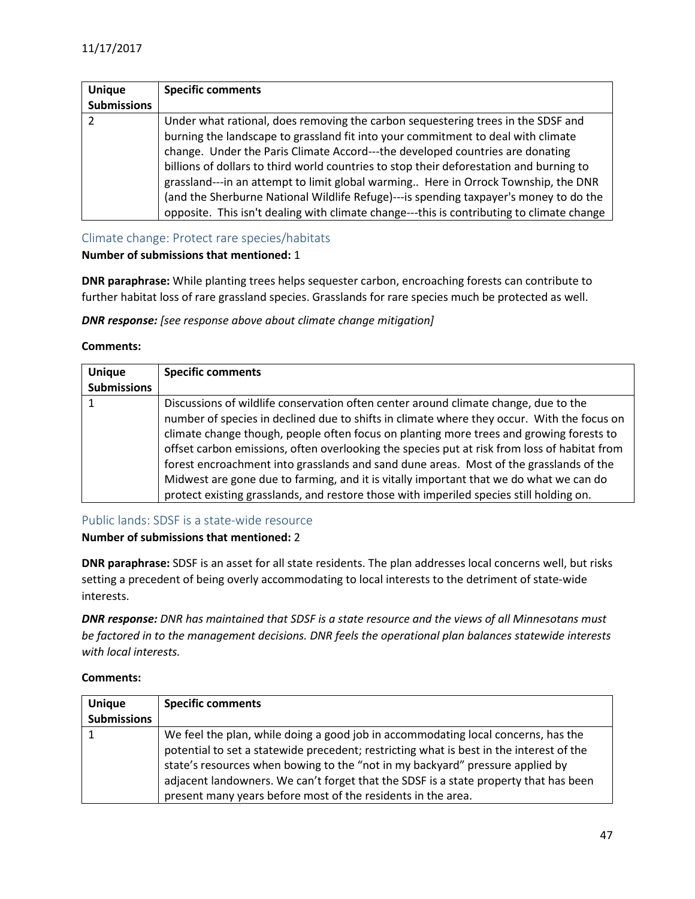| Unique Submissions | Specific comments |
|---|---|
| 2 | Under what rational, does removing the carbon sequestering trees in the SDSF and burning the landscape to grassland fit into your commitment to deal with climate change. Under the Paris Climate Accord---the developed countries are donating billions of dollars to third world countries to stop their deforestation and burning to grassland---in an attempt to limit global warming.. Here in Orrock Township, the DNR (and the Sherburne National Wildlife Refuge)---is spending taxpayer's money to do the opposite. This isn't dealing with climate change---this is contributing to climate change |

### Climate change: Protect rare species/habitats

**Number of submissions that mentioned:** 1

**DNR paraphrase:** While planting trees helps sequester carbon, encroaching forests can contribute to further habitat loss of rare grassland species. Grasslands for rare species much be protected as well.

***DNR response:*** *[see response above about climate change mitigation]*

**Comments:**

| Unique Submissions | Specific comments |
|---|---|
| 1 | Discussions of wildlife conservation often center around climate change, due to the number of species in declined due to shifts in climate where they occur. With the focus on climate change though, people often focus on planting more trees and growing forests to offset carbon emissions, often overlooking the species put at risk from loss of habitat from forest encroachment into grasslands and sand dune areas. Most of the grasslands of the Midwest are gone due to farming, and it is vitally important that we do what we can do protect existing grasslands, and restore those with imperiled species still holding on. |

### Public lands: SDSF is a state-wide resource

**Number of submissions that mentioned:** 2

**DNR paraphrase:** SDSF is an asset for all state residents. The plan addresses local concerns well, but risks setting a precedent of being overly accommodating to local interests to the detriment of state-wide interests.

***DNR response:*** *DNR has maintained that SDSF is a state resource and the views of all Minnesotans must be factored in to the management decisions. DNR feels the operational plan balances statewide interests with local interests.*

**Comments:**

| Unique Submissions | Specific comments |
|---|---|
| 1 | We feel the plan, while doing a good job in accommodating local concerns, has the potential to set a statewide precedent; restricting what is best in the interest of the state's resources when bowing to the "not in my backyard" pressure applied by adjacent landowners. We can't forget that the SDSF is a state property that has been present many years before most of the residents in the area. |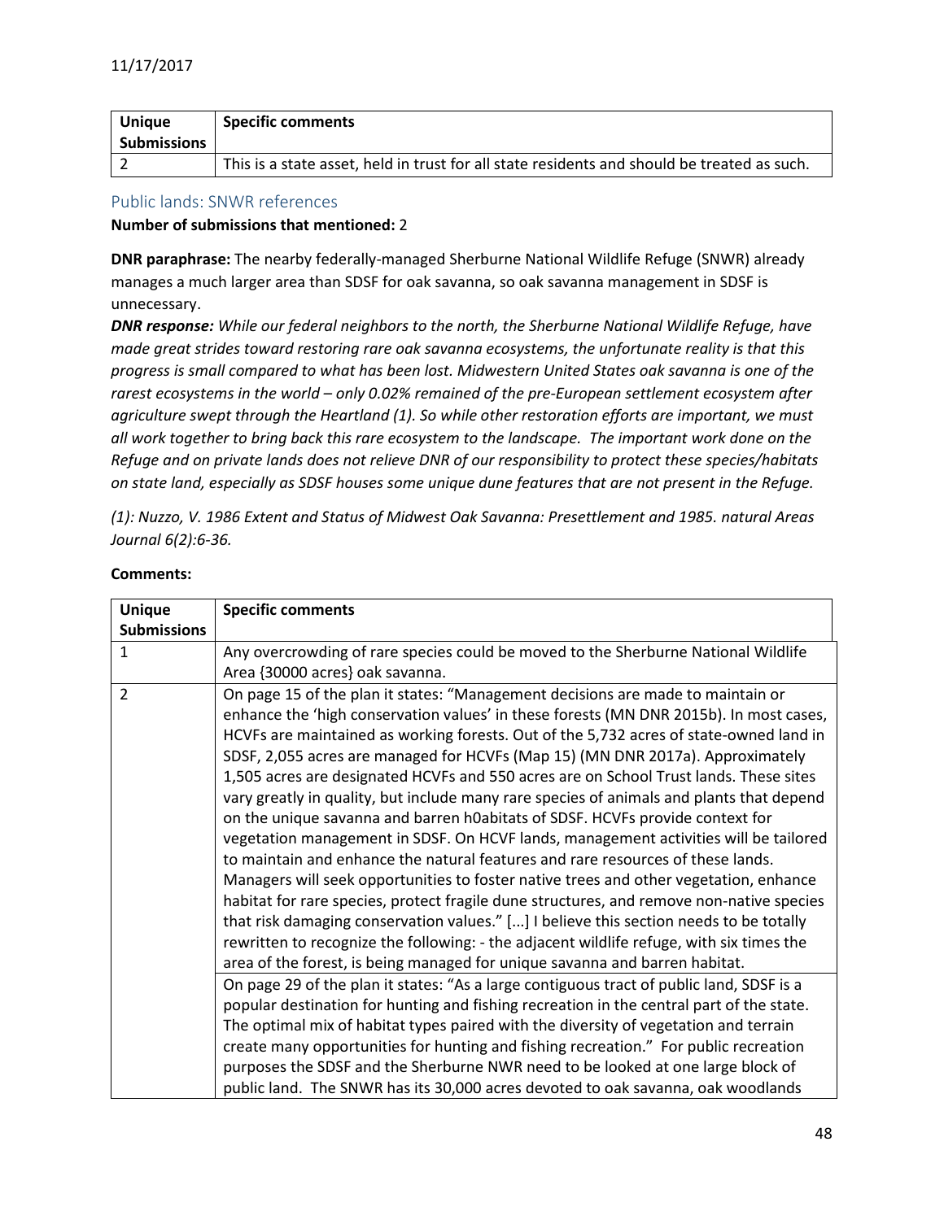| Unique Submissions | Specific comments |
| --- | --- |
| 2 | This is a state asset, held in trust for all state residents and should be treated as such. |

## Public lands: SNWR references

**Number of submissions that mentioned:** 2

**DNR paraphrase:** The nearby federally-managed Sherburne National Wildlife Refuge (SNWR) already manages a much larger area than SDSF for oak savanna, so oak savanna management in SDSF is unnecessary.

***DNR response:*** *While our federal neighbors to the north, the Sherburne National Wildlife Refuge, have made great strides toward restoring rare oak savanna ecosystems, the unfortunate reality is that this progress is small compared to what has been lost. Midwestern United States oak savanna is one of the rarest ecosystems in the world – only 0.02% remained of the pre-European settlement ecosystem after agriculture swept through the Heartland (1). So while other restoration efforts are important, we must all work together to bring back this rare ecosystem to the landscape. The important work done on the Refuge and on private lands does not relieve DNR of our responsibility to protect these species/habitats on state land, especially as SDSF houses some unique dune features that are not present in the Refuge.*

*(1): Nuzzo, V. 1986 Extent and Status of Midwest Oak Savanna: Presettlement and 1985. natural Areas Journal 6(2):6-36.*

**Comments:**

| Unique Submissions | Specific comments |
| --- | --- |
| 1 | Any overcrowding of rare species could be moved to the Sherburne National Wildlife Area {30000 acres} oak savanna. |
| 2 | On page 15 of the plan it states: "Management decisions are made to maintain or enhance the 'high conservation values' in these forests (MN DNR 2015b). In most cases, HCVFs are maintained as working forests. Out of the 5,732 acres of state-owned land in SDSF, 2,055 acres are managed for HCVFs (Map 15) (MN DNR 2017a). Approximately 1,505 acres are designated HCVFs and 550 acres are on School Trust lands. These sites vary greatly in quality, but include many rare species of animals and plants that depend on the unique savanna and barren h0abitats of SDSF. HCVFs provide context for vegetation management in SDSF. On HCVF lands, management activities will be tailored to maintain and enhance the natural features and rare resources of these lands. Managers will seek opportunities to foster native trees and other vegetation, enhance habitat for rare species, protect fragile dune structures, and remove non-native species that risk damaging conservation values." [...] I believe this section needs to be totally rewritten to recognize the following: - the adjacent wildlife refuge, with six times the area of the forest, is being managed for unique savanna and barren habitat. |
| | On page 29 of the plan it states: "As a large contiguous tract of public land, SDSF is a popular destination for hunting and fishing recreation in the central part of the state. The optimal mix of habitat types paired with the diversity of vegetation and terrain create many opportunities for hunting and fishing recreation." For public recreation purposes the SDSF and the Sherburne NWR need to be looked at one large block of public land. The SNWR has its 30,000 acres devoted to oak savanna, oak woodlands |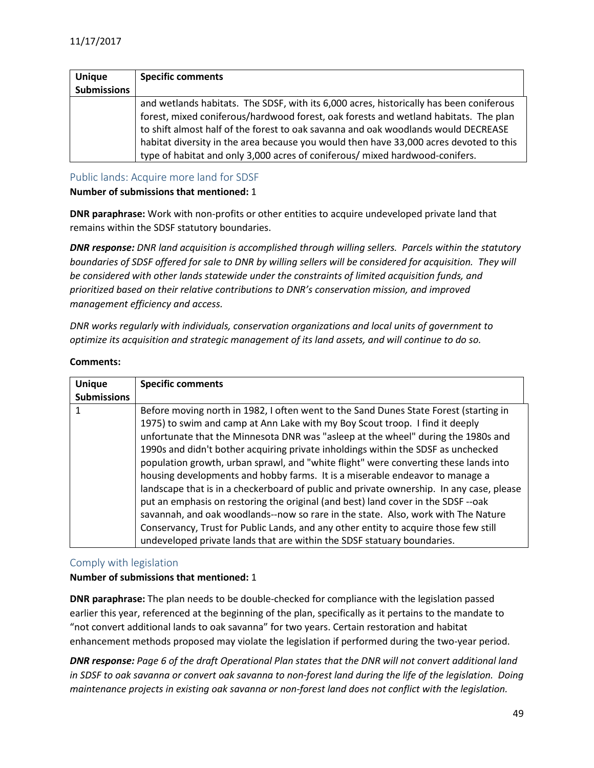| Unique Submissions | Specific comments |
|---|---|
| | and wetlands habitats. The SDSF, with its 6,000 acres, historically has been coniferous forest, mixed coniferous/hardwood forest, oak forests and wetland habitats. The plan to shift almost half of the forest to oak savanna and oak woodlands would DECREASE habitat diversity in the area because you would then have 33,000 acres devoted to this type of habitat and only 3,000 acres of coniferous/ mixed hardwood-conifers. |

### Public lands: Acquire more land for SDSF

**Number of submissions that mentioned:** 1

**DNR paraphrase:** Work with non-profits or other entities to acquire undeveloped private land that remains within the SDSF statutory boundaries.

***DNR response:*** *DNR land acquisition is accomplished through willing sellers. Parcels within the statutory boundaries of SDSF offered for sale to DNR by willing sellers will be considered for acquisition. They will be considered with other lands statewide under the constraints of limited acquisition funds, and prioritized based on their relative contributions to DNR's conservation mission, and improved management efficiency and access.*

*DNR works regularly with individuals, conservation organizations and local units of government to optimize its acquisition and strategic management of its land assets, and will continue to do so.*

**Comments:**

| Unique Submissions | Specific comments |
|---|---|
| 1 | Before moving north in 1982, I often went to the Sand Dunes State Forest (starting in 1975) to swim and camp at Ann Lake with my Boy Scout troop. I find it deeply unfortunate that the Minnesota DNR was "asleep at the wheel" during the 1980s and 1990s and didn't bother acquiring private inholdings within the SDSF as unchecked population growth, urban sprawl, and "white flight" were converting these lands into housing developments and hobby farms. It is a miserable endeavor to manage a landscape that is in a checkerboard of public and private ownership. In any case, please put an emphasis on restoring the original (and best) land cover in the SDSF --oak savannah, and oak woodlands--now so rare in the state. Also, work with The Nature Conservancy, Trust for Public Lands, and any other entity to acquire those few still undeveloped private lands that are within the SDSF statuary boundaries. |

### Comply with legislation

**Number of submissions that mentioned:** 1

**DNR paraphrase:** The plan needs to be double-checked for compliance with the legislation passed earlier this year, referenced at the beginning of the plan, specifically as it pertains to the mandate to "not convert additional lands to oak savanna" for two years. Certain restoration and habitat enhancement methods proposed may violate the legislation if performed during the two-year period.

***DNR response:*** *Page 6 of the draft Operational Plan states that the DNR will not convert additional land in SDSF to oak savanna or convert oak savanna to non-forest land during the life of the legislation. Doing maintenance projects in existing oak savanna or non-forest land does not conflict with the legislation.*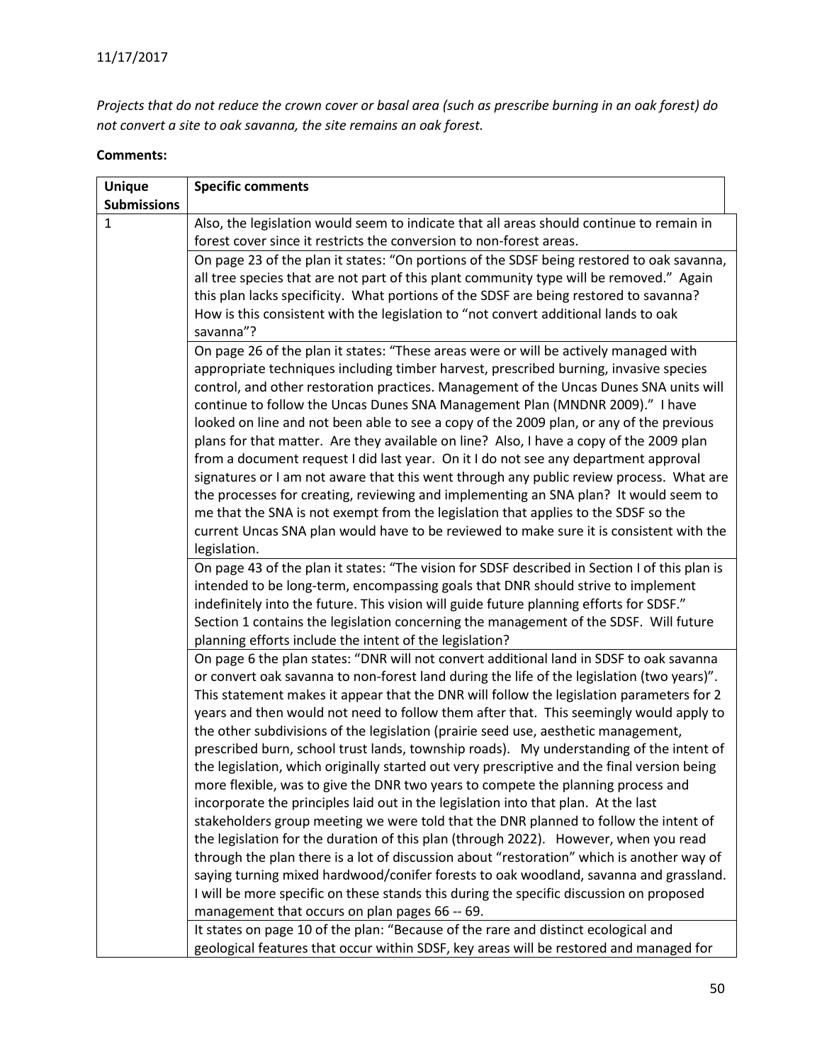11/17/2017

*Projects that do not reduce the crown cover or basal area (such as prescribe burning in an oak forest) do not convert a site to oak savanna, the site remains an oak forest.*

**Comments:**

| Unique Submissions | Specific comments |
|---|---|
| 1 | Also, the legislation would seem to indicate that all areas should continue to remain in forest cover since it restricts the conversion to non-forest areas. |
| | On page 23 of the plan it states: "On portions of the SDSF being restored to oak savanna, all tree species that are not part of this plant community type will be removed." Again this plan lacks specificity. What portions of the SDSF are being restored to savanna? How is this consistent with the legislation to "not convert additional lands to oak savanna"? |
| | On page 26 of the plan it states: "These areas were or will be actively managed with appropriate techniques including timber harvest, prescribed burning, invasive species control, and other restoration practices. Management of the Uncas Dunes SNA units will continue to follow the Uncas Dunes SNA Management Plan (MNDNR 2009)." I have looked on line and not been able to see a copy of the 2009 plan, or any of the previous plans for that matter. Are they available on line? Also, I have a copy of the 2009 plan from a document request I did last year. On it I do not see any department approval signatures or I am not aware that this went through any public review process. What are the processes for creating, reviewing and implementing an SNA plan? It would seem to me that the SNA is not exempt from the legislation that applies to the SDSF so the current Uncas SNA plan would have to be reviewed to make sure it is consistent with the legislation. |
| | On page 43 of the plan it states: "The vision for SDSF described in Section I of this plan is intended to be long-term, encompassing goals that DNR should strive to implement indefinitely into the future. This vision will guide future planning efforts for SDSF." Section 1 contains the legislation concerning the management of the SDSF. Will future planning efforts include the intent of the legislation? |
| | On page 6 the plan states: "DNR will not convert additional land in SDSF to oak savanna or convert oak savanna to non-forest land during the life of the legislation (two years)". This statement makes it appear that the DNR will follow the legislation parameters for 2 years and then would not need to follow them after that. This seemingly would apply to the other subdivisions of the legislation (prairie seed use, aesthetic management, prescribed burn, school trust lands, township roads). My understanding of the intent of the legislation, which originally started out very prescriptive and the final version being more flexible, was to give the DNR two years to compete the planning process and incorporate the principles laid out in the legislation into that plan. At the last stakeholders group meeting we were told that the DNR planned to follow the intent of the legislation for the duration of this plan (through 2022). However, when you read through the plan there is a lot of discussion about "restoration" which is another way of saying turning mixed hardwood/conifer forests to oak woodland, savanna and grassland. I will be more specific on these stands this during the specific discussion on proposed management that occurs on plan pages 66 -- 69. |
| | It states on page 10 of the plan: "Because of the rare and distinct ecological and geological features that occur within SDSF, key areas will be restored and managed for |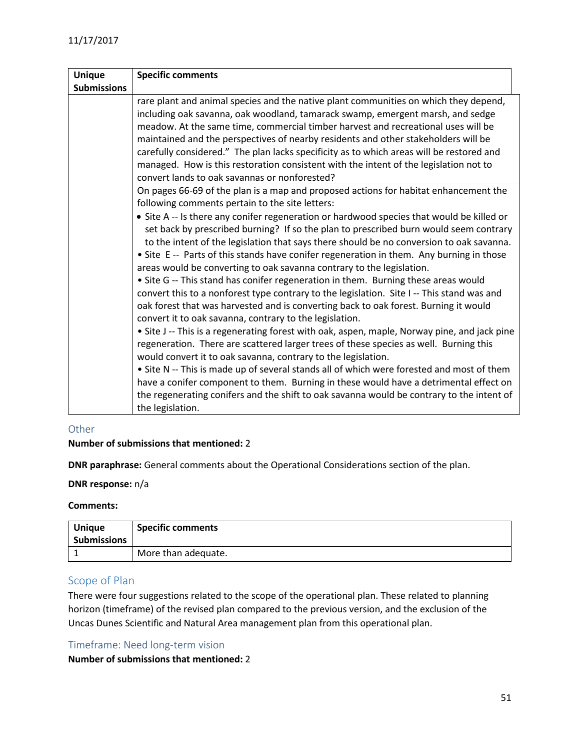| Unique Submissions | Specific comments |
| --- | --- |
| | rare plant and animal species and the native plant communities on which they depend, including oak savanna, oak woodland, tamarack swamp, emergent marsh, and sedge meadow. At the same time, commercial timber harvest and recreational uses will be maintained and the perspectives of nearby residents and other stakeholders will be carefully considered." The plan lacks specificity as to which areas will be restored and managed. How is this restoration consistent with the intent of the legislation not to convert lands to oak savannas or nonforested? |
| | On pages 66-69 of the plan is a map and proposed actions for habitat enhancement the following comments pertain to the site letters:<br>• Site A -- Is there any conifer regeneration or hardwood species that would be killed or set back by prescribed burning? If so the plan to prescribed burn would seem contrary to the intent of the legislation that says there should be no conversion to oak savanna.<br>• Site E -- Parts of this stands have conifer regeneration in them. Any burning in those areas would be converting to oak savanna contrary to the legislation.<br>• Site G -- This stand has conifer regeneration in them. Burning these areas would convert this to a nonforest type contrary to the legislation. Site I -- This stand was and oak forest that was harvested and is converting back to oak forest. Burning it would convert it to oak savanna, contrary to the legislation.<br>• Site J -- This is a regenerating forest with oak, aspen, maple, Norway pine, and jack pine regeneration. There are scattered larger trees of these species as well. Burning this would convert it to oak savanna, contrary to the legislation.<br>• Site N -- This is made up of several stands all of which were forested and most of them have a conifer component to them. Burning in these would have a detrimental effect on the regenerating conifers and the shift to oak savanna would be contrary to the intent of the legislation. |

### Other

**Number of submissions that mentioned:** 2

**DNR paraphrase:** General comments about the Operational Considerations section of the plan.

**DNR response:** n/a

**Comments:**

| Unique Submissions | Specific comments |
| --- | --- |
| 1 | More than adequate. |

## Scope of Plan

There were four suggestions related to the scope of the operational plan. These related to planning horizon (timeframe) of the revised plan compared to the previous version, and the exclusion of the Uncas Dunes Scientific and Natural Area management plan from this operational plan.

### Timeframe: Need long-term vision

**Number of submissions that mentioned:** 2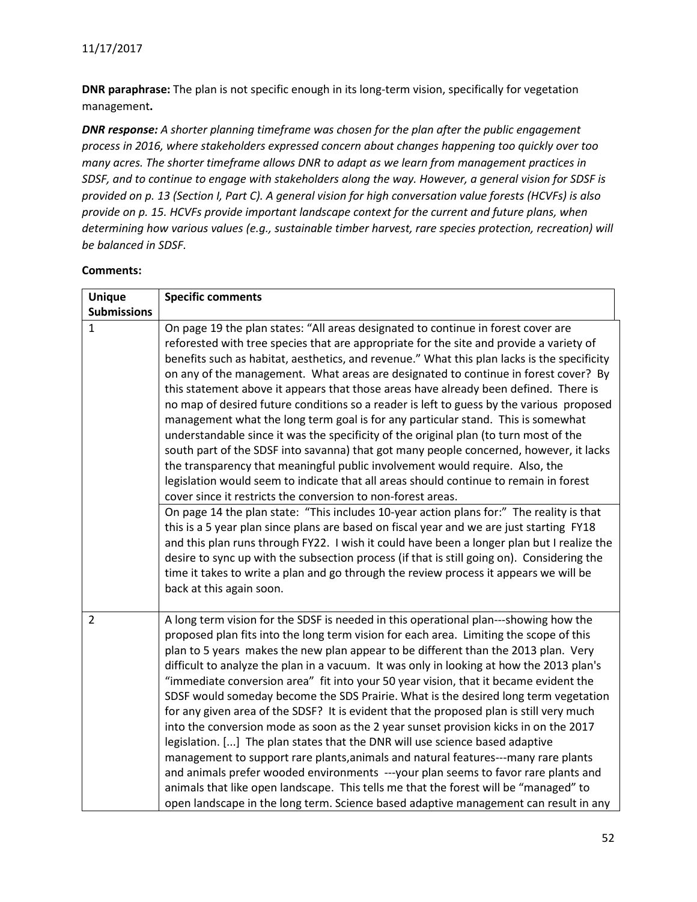**DNR paraphrase:** The plan is not specific enough in its long-term vision, specifically for vegetation management**.**

***DNR response:*** *A shorter planning timeframe was chosen for the plan after the public engagement process in 2016, where stakeholders expressed concern about changes happening too quickly over too many acres. The shorter timeframe allows DNR to adapt as we learn from management practices in SDSF, and to continue to engage with stakeholders along the way. However, a general vision for SDSF is provided on p. 13 (Section I, Part C). A general vision for high conversation value forests (HCVFs) is also provide on p. 15. HCVFs provide important landscape context for the current and future plans, when determining how various values (e.g., sustainable timber harvest, rare species protection, recreation) will be balanced in SDSF.*

**Comments:**

| **Unique Submissions** | **Specific comments** |
|---|---|
| 1 | On page 19 the plan states: "All areas designated to continue in forest cover are reforested with tree species that are appropriate for the site and provide a variety of benefits such as habitat, aesthetics, and revenue." What this plan lacks is the specificity on any of the management. What areas are designated to continue in forest cover? By this statement above it appears that those areas have already been defined. There is no map of desired future conditions so a reader is left to guess by the various proposed management what the long term goal is for any particular stand. This is somewhat understandable since it was the specificity of the original plan (to turn most of the south part of the SDSF into savanna) that got many people concerned, however, it lacks the transparency that meaningful public involvement would require. Also, the legislation would seem to indicate that all areas should continue to remain in forest cover since it restricts the conversion to non-forest areas. |
| | On page 14 the plan state: "This includes 10-year action plans for:" The reality is that this is a 5 year plan since plans are based on fiscal year and we are just starting FY18 and this plan runs through FY22. I wish it could have been a longer plan but I realize the desire to sync up with the subsection process (if that is still going on). Considering the time it takes to write a plan and go through the review process it appears we will be back at this again soon. |
| 2 | A long term vision for the SDSF is needed in this operational plan---showing how the proposed plan fits into the long term vision for each area. Limiting the scope of this plan to 5 years makes the new plan appear to be different than the 2013 plan. Very difficult to analyze the plan in a vacuum. It was only in looking at how the 2013 plan's "immediate conversion area" fit into your 50 year vision, that it became evident the SDSF would someday become the SDS Prairie. What is the desired long term vegetation for any given area of the SDSF? It is evident that the proposed plan is still very much into the conversion mode as soon as the 2 year sunset provision kicks in on the 2017 legislation. [...] The plan states that the DNR will use science based adaptive management to support rare plants,animals and natural features---many rare plants and animals prefer wooded environments ---your plan seems to favor rare plants and animals that like open landscape. This tells me that the forest will be "managed" to open landscape in the long term. Science based adaptive management can result in any |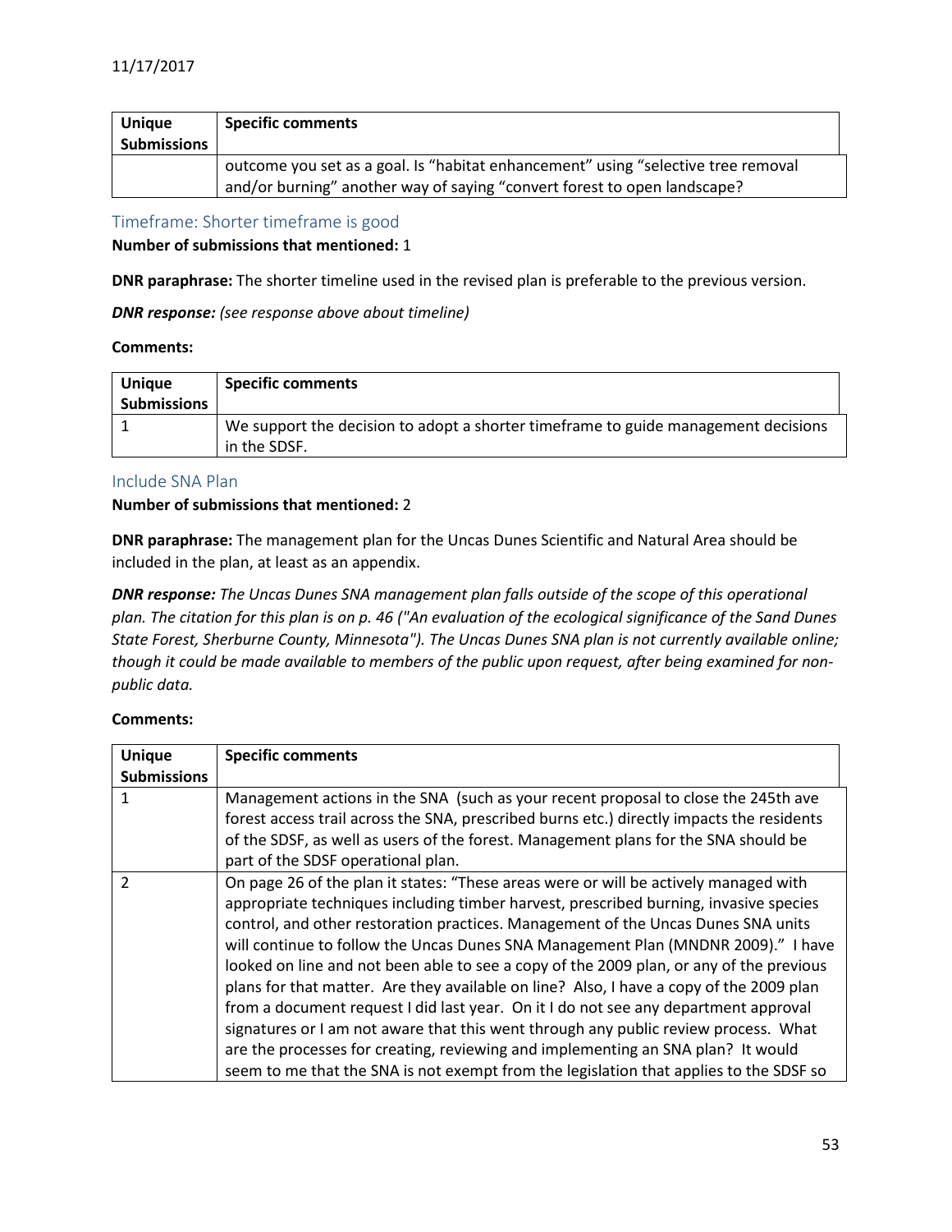| Unique Submissions | Specific comments |
|---|---|
| | outcome you set as a goal. Is “habitat enhancement” using “selective tree removal and/or burning” another way of saying “convert forest to open landscape? |

### Timeframe: Shorter timeframe is good

**Number of submissions that mentioned:** 1

**DNR paraphrase:** The shorter timeline used in the revised plan is preferable to the previous version.

***DNR response:*** *(see response above about timeline)*

**Comments:**

| Unique Submissions | Specific comments |
|---|---|
| 1 | We support the decision to adopt a shorter timeframe to guide management decisions in the SDSF. |

### Include SNA Plan

**Number of submissions that mentioned:** 2

**DNR paraphrase:** The management plan for the Uncas Dunes Scientific and Natural Area should be included in the plan, at least as an appendix.

***DNR response:*** *The Uncas Dunes SNA management plan falls outside of the scope of this operational plan. The citation for this plan is on p. 46 ("An evaluation of the ecological significance of the Sand Dunes State Forest, Sherburne County, Minnesota"). The Uncas Dunes SNA plan is not currently available online; though it could be made available to members of the public upon request, after being examined for non-public data.*

**Comments:**

| Unique Submissions | Specific comments |
|---|---|
| 1 | Management actions in the SNA (such as your recent proposal to close the 245th ave forest access trail across the SNA, prescribed burns etc.) directly impacts the residents of the SDSF, as well as users of the forest. Management plans for the SNA should be part of the SDSF operational plan. |
| 2 | On page 26 of the plan it states: “These areas were or will be actively managed with appropriate techniques including timber harvest, prescribed burning, invasive species control, and other restoration practices. Management of the Uncas Dunes SNA units will continue to follow the Uncas Dunes SNA Management Plan (MNDNR 2009).” I have looked on line and not been able to see a copy of the 2009 plan, or any of the previous plans for that matter. Are they available on line? Also, I have a copy of the 2009 plan from a document request I did last year. On it I do not see any department approval signatures or I am not aware that this went through any public review process. What are the processes for creating, reviewing and implementing an SNA plan? It would seem to me that the SNA is not exempt from the legislation that applies to the SDSF so |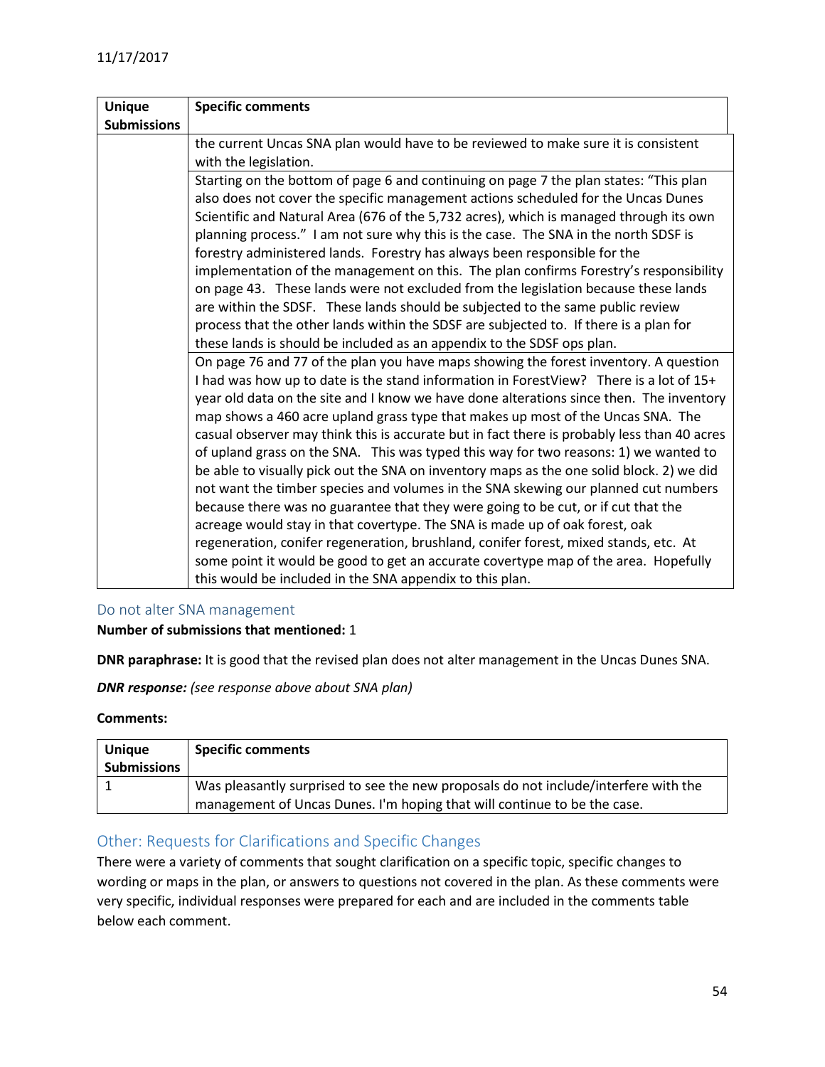| Unique Submissions | Specific comments |
|---|---|
| | the current Uncas SNA plan would have to be reviewed to make sure it is consistent with the legislation. |
| | Starting on the bottom of page 6 and continuing on page 7 the plan states: "This plan also does not cover the specific management actions scheduled for the Uncas Dunes Scientific and Natural Area (676 of the 5,732 acres), which is managed through its own planning process." I am not sure why this is the case. The SNA in the north SDSF is forestry administered lands. Forestry has always been responsible for the implementation of the management on this. The plan confirms Forestry's responsibility on page 43. These lands were not excluded from the legislation because these lands are within the SDSF. These lands should be subjected to the same public review process that the other lands within the SDSF are subjected to. If there is a plan for these lands is should be included as an appendix to the SDSF ops plan. |
| | On page 76 and 77 of the plan you have maps showing the forest inventory. A question I had was how up to date is the stand information in ForestView? There is a lot of 15+ year old data on the site and I know we have done alterations since then. The inventory map shows a 460 acre upland grass type that makes up most of the Uncas SNA. The casual observer may think this is accurate but in fact there is probably less than 40 acres of upland grass on the SNA. This was typed this way for two reasons: 1) we wanted to be able to visually pick out the SNA on inventory maps as the one solid block. 2) we did not want the timber species and volumes in the SNA skewing our planned cut numbers because there was no guarantee that they were going to be cut, or if cut that the acreage would stay in that covertype. The SNA is made up of oak forest, oak regeneration, conifer regeneration, brushland, conifer forest, mixed stands, etc. At some point it would be good to get an accurate covertype map of the area. Hopefully this would be included in the SNA appendix to this plan. |

## Do not alter SNA management

**Number of submissions that mentioned:** 1

**DNR paraphrase:** It is good that the revised plan does not alter management in the Uncas Dunes SNA.

***DNR response:*** *(see response above about SNA plan)*

**Comments:**

| Unique Submissions | Specific comments |
|---|---|
| 1 | Was pleasantly surprised to see the new proposals do not include/interfere with the management of Uncas Dunes. I'm hoping that will continue to be the case. |

## Other: Requests for Clarifications and Specific Changes

There were a variety of comments that sought clarification on a specific topic, specific changes to wording or maps in the plan, or answers to questions not covered in the plan. As these comments were very specific, individual responses were prepared for each and are included in the comments table below each comment.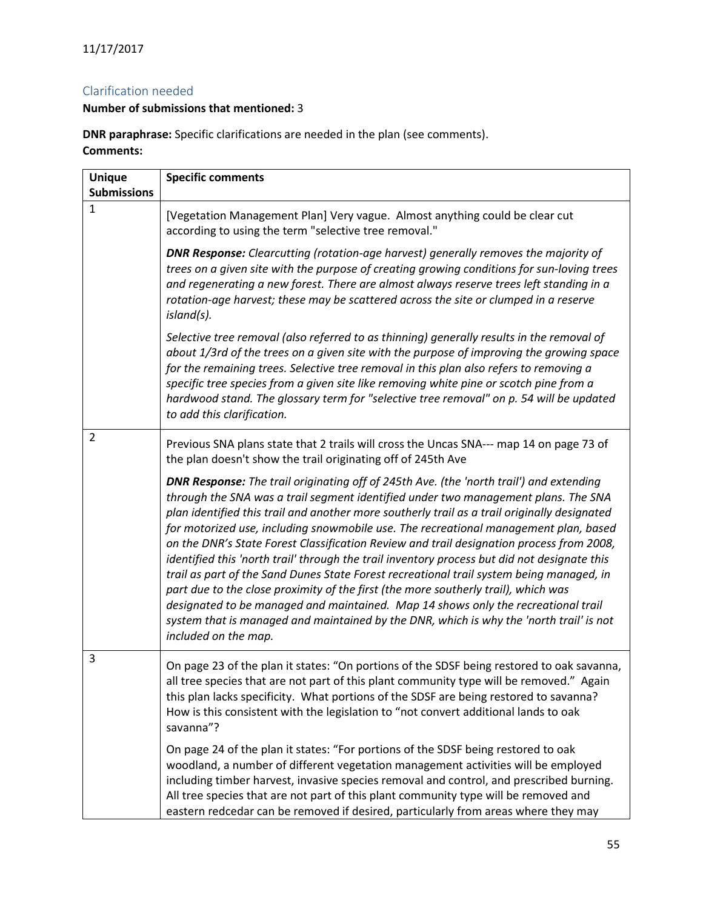11/17/2017

## Clarification needed

**Number of submissions that mentioned:** 3

**DNR paraphrase:** Specific clarifications are needed in the plan (see comments).

**Comments:**

| Unique Submissions | Specific comments |
|---|---|
| 1 | [Vegetation Management Plan] Very vague. Almost anything could be clear cut according to using the term "selective tree removal."<br><br>***DNR Response:*** *Clearcutting (rotation-age harvest) generally removes the majority of trees on a given site with the purpose of creating growing conditions for sun-loving trees and regenerating a new forest. There are almost always reserve trees left standing in a rotation-age harvest; these may be scattered across the site or clumped in a reserve island(s).*<br><br>*Selective tree removal (also referred to as thinning) generally results in the removal of about 1/3rd of the trees on a given site with the purpose of improving the growing space for the remaining trees. Selective tree removal in this plan also refers to removing a specific tree species from a given site like removing white pine or scotch pine from a hardwood stand. The glossary term for "selective tree removal" on p. 54 will be updated to add this clarification.* |
| 2 | Previous SNA plans state that 2 trails will cross the Uncas SNA--- map 14 on page 73 of the plan doesn't show the trail originating off of 245th Ave<br><br>***DNR Response:*** *The trail originating off of 245th Ave. (the 'north trail') and extending through the SNA was a trail segment identified under two management plans. The SNA plan identified this trail and another more southerly trail as a trail originally designated for motorized use, including snowmobile use. The recreational management plan, based on the DNR's State Forest Classification Review and trail designation process from 2008, identified this 'north trail' through the trail inventory process but did not designate this trail as part of the Sand Dunes State Forest recreational trail system being managed, in part due to the close proximity of the first (the more southerly trail), which was designated to be managed and maintained. Map 14 shows only the recreational trail system that is managed and maintained by the DNR, which is why the 'north trail' is not included on the map.* |
| 3 | On page 23 of the plan it states: "On portions of the SDSF being restored to oak savanna, all tree species that are not part of this plant community type will be removed." Again this plan lacks specificity. What portions of the SDSF are being restored to savanna? How is this consistent with the legislation to "not convert additional lands to oak savanna"?<br><br>On page 24 of the plan it states: "For portions of the SDSF being restored to oak woodland, a number of different vegetation management activities will be employed including timber harvest, invasive species removal and control, and prescribed burning. All tree species that are not part of this plant community type will be removed and eastern redcedar can be removed if desired, particularly from areas where they may |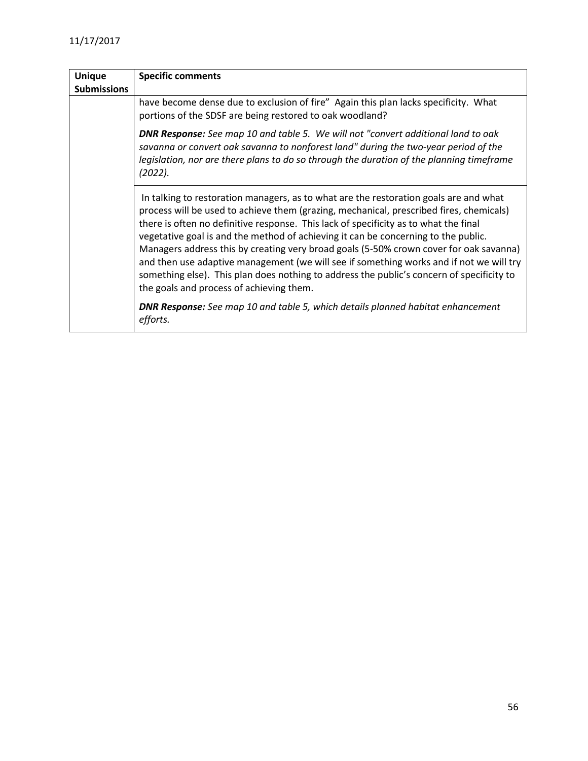| Unique Submissions | Specific comments |
|---|---|
| | have become dense due to exclusion of fire" Again this plan lacks specificity. What portions of the SDSF are being restored to oak woodland?<br><br>***DNR Response:*** *See map 10 and table 5. We will not "convert additional land to oak savanna or convert oak savanna to nonforest land" during the two-year period of the legislation, nor are there plans to do so through the duration of the planning timeframe (2022).* |
| | In talking to restoration managers, as to what are the restoration goals are and what process will be used to achieve them (grazing, mechanical, prescribed fires, chemicals) there is often no definitive response. This lack of specificity as to what the final vegetative goal is and the method of achieving it can be concerning to the public. Managers address this by creating very broad goals (5-50% crown cover for oak savanna) and then use adaptive management (we will see if something works and if not we will try something else). This plan does nothing to address the public's concern of specificity to the goals and process of achieving them.<br><br>***DNR Response:*** *See map 10 and table 5, which details planned habitat enhancement efforts.* |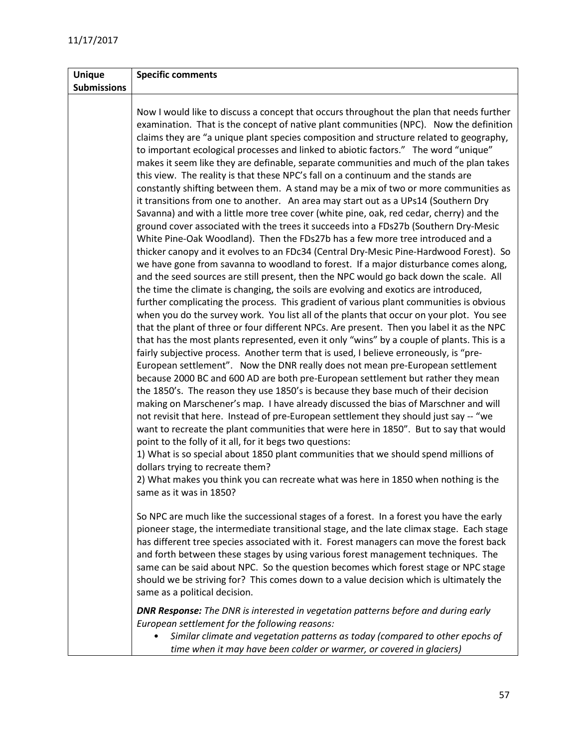| Unique Submissions | Specific comments |
|---|---|
| | Now I would like to discuss a concept that occurs throughout the plan that needs further examination. That is the concept of native plant communities (NPC). Now the definition claims they are "a unique plant species composition and structure related to geography, to important ecological processes and linked to abiotic factors." The word "unique" makes it seem like they are definable, separate communities and much of the plan takes this view. The reality is that these NPC's fall on a continuum and the stands are constantly shifting between them. A stand may be a mix of two or more communities as it transitions from one to another. An area may start out as a UPs14 (Southern Dry Savanna) and with a little more tree cover (white pine, oak, red cedar, cherry) and the ground cover associated with the trees it succeeds into a FDs27b (Southern Dry-Mesic White Pine-Oak Woodland). Then the FDs27b has a few more tree introduced and a thicker canopy and it evolves to an FDc34 (Central Dry-Mesic Pine-Hardwood Forest). So we have gone from savanna to woodland to forest. If a major disturbance comes along, and the seed sources are still present, then the NPC would go back down the scale. All the time the climate is changing, the soils are evolving and exotics are introduced, further complicating the process. This gradient of various plant communities is obvious when you do the survey work. You list all of the plants that occur on your plot. You see that the plant of three or four different NPCs. Are present. Then you label it as the NPC that has the most plants represented, even it only "wins" by a couple of plants. This is a fairly subjective process. Another term that is used, I believe erroneously, is "pre-European settlement". Now the DNR really does not mean pre-European settlement because 2000 BC and 600 AD are both pre-European settlement but rather they mean the 1850's. The reason they use 1850's is because they base much of their decision making on Marschener's map. I have already discussed the bias of Marschner and will not revisit that here. Instead of pre-European settlement they should just say -- "we want to recreate the plant communities that were here in 1850". But to say that would point to the folly of it all, for it begs two questions:<br>1) What is so special about 1850 plant communities that we should spend millions of dollars trying to recreate them?<br>2) What makes you think you can recreate what was here in 1850 when nothing is the same as it was in 1850?<br><br>So NPC are much like the successional stages of a forest. In a forest you have the early pioneer stage, the intermediate transitional stage, and the late climax stage. Each stage has different tree species associated with it. Forest managers can move the forest back and forth between these stages by using various forest management techniques. The same can be said about NPC. So the question becomes which forest stage or NPC stage should we be striving for? This comes down to a value decision which is ultimately the same as a political decision.<br><br>***DNR Response:*** *The DNR is interested in vegetation patterns before and during early European settlement for the following reasons:*<br>• *Similar climate and vegetation patterns as today (compared to other epochs of time when it may have been colder or warmer, or covered in glaciers)* |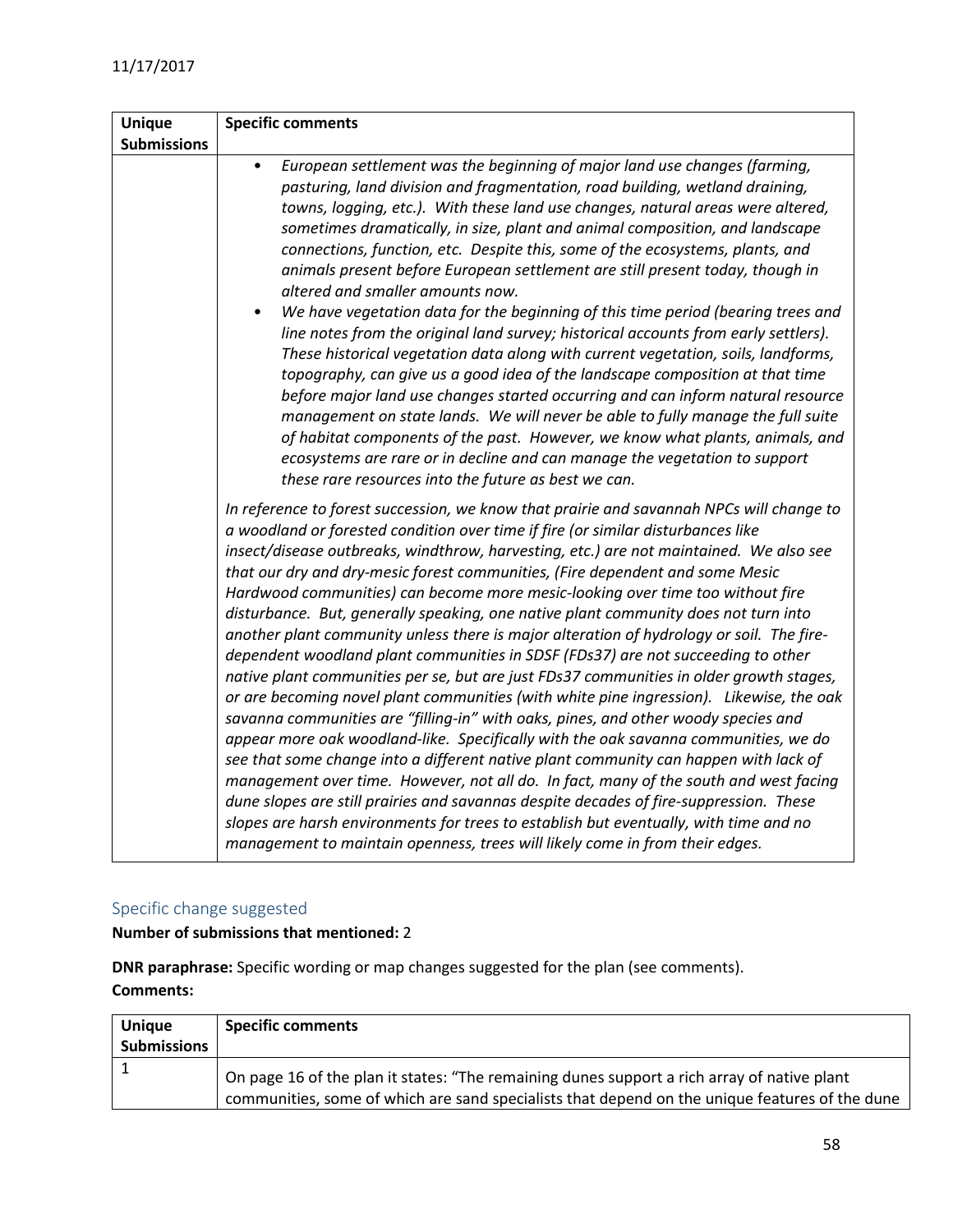| Unique Submissions | Specific comments |
|---|---|
| | • *European settlement was the beginning of major land use changes (farming, pasturing, land division and fragmentation, road building, wetland draining, towns, logging, etc.). With these land use changes, natural areas were altered, sometimes dramatically, in size, plant and animal composition, and landscape connections, function, etc. Despite this, some of the ecosystems, plants, and animals present before European settlement are still present today, though in altered and smaller amounts now.*<br>• *We have vegetation data for the beginning of this time period (bearing trees and line notes from the original land survey; historical accounts from early settlers). These historical vegetation data along with current vegetation, soils, landforms, topography, can give us a good idea of the landscape composition at that time before major land use changes started occurring and can inform natural resource management on state lands. We will never be able to fully manage the full suite of habitat components of the past. However, we know what plants, animals, and ecosystems are rare or in decline and can manage the vegetation to support these rare resources into the future as best we can.*<br><br>*In reference to forest succession, we know that prairie and savannah NPCs will change to a woodland or forested condition over time if fire (or similar disturbances like insect/disease outbreaks, windthrow, harvesting, etc.) are not maintained. We also see that our dry and dry-mesic forest communities, (Fire dependent and some Mesic Hardwood communities) can become more mesic-looking over time too without fire disturbance. But, generally speaking, one native plant community does not turn into another plant community unless there is major alteration of hydrology or soil. The fire-dependent woodland plant communities in SDSF (FDs37) are not succeeding to other native plant communities per se, but are just FDs37 communities in older growth stages, or are becoming novel plant communities (with white pine ingression). Likewise, the oak savanna communities are "filling-in" with oaks, pines, and other woody species and appear more oak woodland-like. Specifically with the oak savanna communities, we do see that some change into a different native plant community can happen with lack of management over time. However, not all do. In fact, many of the south and west facing dune slopes are still prairies and savannas despite decades of fire-suppression. These slopes are harsh environments for trees to establish but eventually, with time and no management to maintain openness, trees will likely come in from their edges.* |

## Specific change suggested

**Number of submissions that mentioned:** 2

**DNR paraphrase:** Specific wording or map changes suggested for the plan (see comments).

**Comments:**

| Unique Submissions | Specific comments |
|---|---|
| 1 | On page 16 of the plan it states: "The remaining dunes support a rich array of native plant communities, some of which are sand specialists that depend on the unique features of the dune |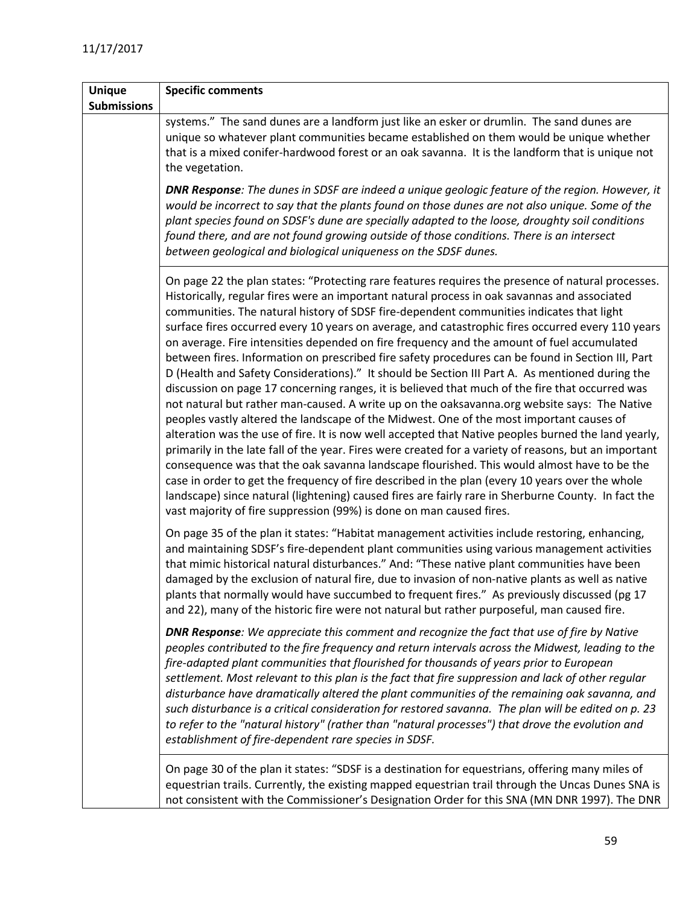| Unique Submissions | Specific comments |
|---|---|
| | systems." The sand dunes are a landform just like an esker or drumlin. The sand dunes are unique so whatever plant communities became established on them would be unique whether that is a mixed conifer-hardwood forest or an oak savanna. It is the landform that is unique not the vegetation.<br><br>***DNR Response**: The dunes in SDSF are indeed a unique geologic feature of the region. However, it would be incorrect to say that the plants found on those dunes are not also unique. Some of the plant species found on SDSF's dune are specially adapted to the loose, droughty soil conditions found there, and are not found growing outside of those conditions. There is an intersect between geological and biological uniqueness on the SDSF dunes.* |
| | On page 22 the plan states: "Protecting rare features requires the presence of natural processes. Historically, regular fires were an important natural process in oak savannas and associated communities. The natural history of SDSF fire-dependent communities indicates that light surface fires occurred every 10 years on average, and catastrophic fires occurred every 110 years on average. Fire intensities depended on fire frequency and the amount of fuel accumulated between fires. Information on prescribed fire safety procedures can be found in Section III, Part D (Health and Safety Considerations)." It should be Section III Part A. As mentioned during the discussion on page 17 concerning ranges, it is believed that much of the fire that occurred was not natural but rather man-caused. A write up on the oaksavanna.org website says: The Native peoples vastly altered the landscape of the Midwest. One of the most important causes of alteration was the use of fire. It is now well accepted that Native peoples burned the land yearly, primarily in the late fall of the year. Fires were created for a variety of reasons, but an important consequence was that the oak savanna landscape flourished. This would almost have to be the case in order to get the frequency of fire described in the plan (every 10 years over the whole landscape) since natural (lightening) caused fires are fairly rare in Sherburne County. In fact the vast majority of fire suppression (99%) is done on man caused fires.<br><br>On page 35 of the plan it states: "Habitat management activities include restoring, enhancing, and maintaining SDSF's fire-dependent plant communities using various management activities that mimic historical natural disturbances." And: "These native plant communities have been damaged by the exclusion of natural fire, due to invasion of non-native plants as well as native plants that normally would have succumbed to frequent fires." As previously discussed (pg 17 and 22), many of the historic fire were not natural but rather purposeful, man caused fire.<br><br>***DNR Response**: We appreciate this comment and recognize the fact that use of fire by Native peoples contributed to the fire frequency and return intervals across the Midwest, leading to the fire-adapted plant communities that flourished for thousands of years prior to European settlement. Most relevant to this plan is the fact that fire suppression and lack of other regular disturbance have dramatically altered the plant communities of the remaining oak savanna, and such disturbance is a critical consideration for restored savanna. The plan will be edited on p. 23 to refer to the "natural history" (rather than "natural processes") that drove the evolution and establishment of fire-dependent rare species in SDSF.* |
| | On page 30 of the plan it states: "SDSF is a destination for equestrians, offering many miles of equestrian trails. Currently, the existing mapped equestrian trail through the Uncas Dunes SNA is not consistent with the Commissioner's Designation Order for this SNA (MN DNR 1997). The DNR |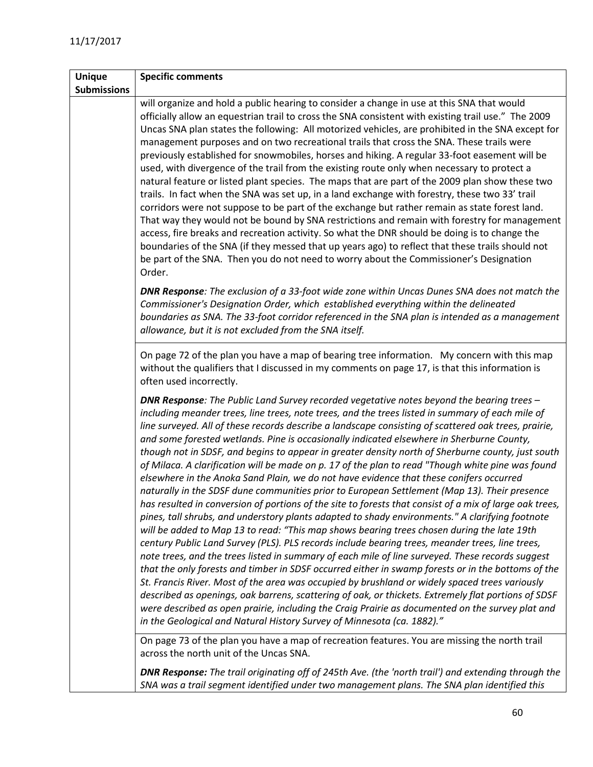| Unique Submissions | Specific comments |
|---|---|
| | will organize and hold a public hearing to consider a change in use at this SNA that would officially allow an equestrian trail to cross the SNA consistent with existing trail use." The 2009 Uncas SNA plan states the following: All motorized vehicles, are prohibited in the SNA except for management purposes and on two recreational trails that cross the SNA. These trails were previously established for snowmobiles, horses and hiking. A regular 33-foot easement will be used, with divergence of the trail from the existing route only when necessary to protect a natural feature or listed plant species. The maps that are part of the 2009 plan show these two trails. In fact when the SNA was set up, in a land exchange with forestry, these two 33' trail corridors were not suppose to be part of the exchange but rather remain as state forest land. That way they would not be bound by SNA restrictions and remain with forestry for management access, fire breaks and recreation activity. So what the DNR should be doing is to change the boundaries of the SNA (if they messed that up years ago) to reflect that these trails should not be part of the SNA. Then you do not need to worry about the Commissioner's Designation Order.<br><br>***DNR Response**: The exclusion of a 33-foot wide zone within Uncas Dunes SNA does not match the Commissioner's Designation Order, which established everything within the delineated boundaries as SNA. The 33-foot corridor referenced in the SNA plan is intended as a management allowance, but it is not excluded from the SNA itself.* |
| | On page 72 of the plan you have a map of bearing tree information. My concern with this map without the qualifiers that I discussed in my comments on page 17, is that this information is often used incorrectly.<br><br>***DNR Response**: The Public Land Survey recorded vegetative notes beyond the bearing trees – including meander trees, line trees, note trees, and the trees listed in summary of each mile of line surveyed. All of these records describe a landscape consisting of scattered oak trees, prairie, and some forested wetlands. Pine is occasionally indicated elsewhere in Sherburne County, though not in SDSF, and begins to appear in greater density north of Sherburne county, just south of Milaca. A clarification will be made on p. 17 of the plan to read "Though white pine was found elsewhere in the Anoka Sand Plain, we do not have evidence that these conifers occurred naturally in the SDSF dune communities prior to European Settlement (Map 13). Their presence has resulted in conversion of portions of the site to forests that consist of a mix of large oak trees, pines, tall shrubs, and understory plants adapted to shady environments." A clarifying footnote will be added to Map 13 to read: "This map shows bearing trees chosen during the late 19th century Public Land Survey (PLS). PLS records include bearing trees, meander trees, line trees, note trees, and the trees listed in summary of each mile of line surveyed. These records suggest that the only forests and timber in SDSF occurred either in swamp forests or in the bottoms of the St. Francis River. Most of the area was occupied by brushland or widely spaced trees variously described as openings, oak barrens, scattering of oak, or thickets. Extremely flat portions of SDSF were described as open prairie, including the Craig Prairie as documented on the survey plat and in the Geological and Natural History Survey of Minnesota (ca. 1882)."* |
| | On page 73 of the plan you have a map of recreation features. You are missing the north trail across the north unit of the Uncas SNA.<br><br>***DNR Response:** The trail originating off of 245th Ave. (the 'north trail') and extending through the SNA was a trail segment identified under two management plans. The SNA plan identified this* |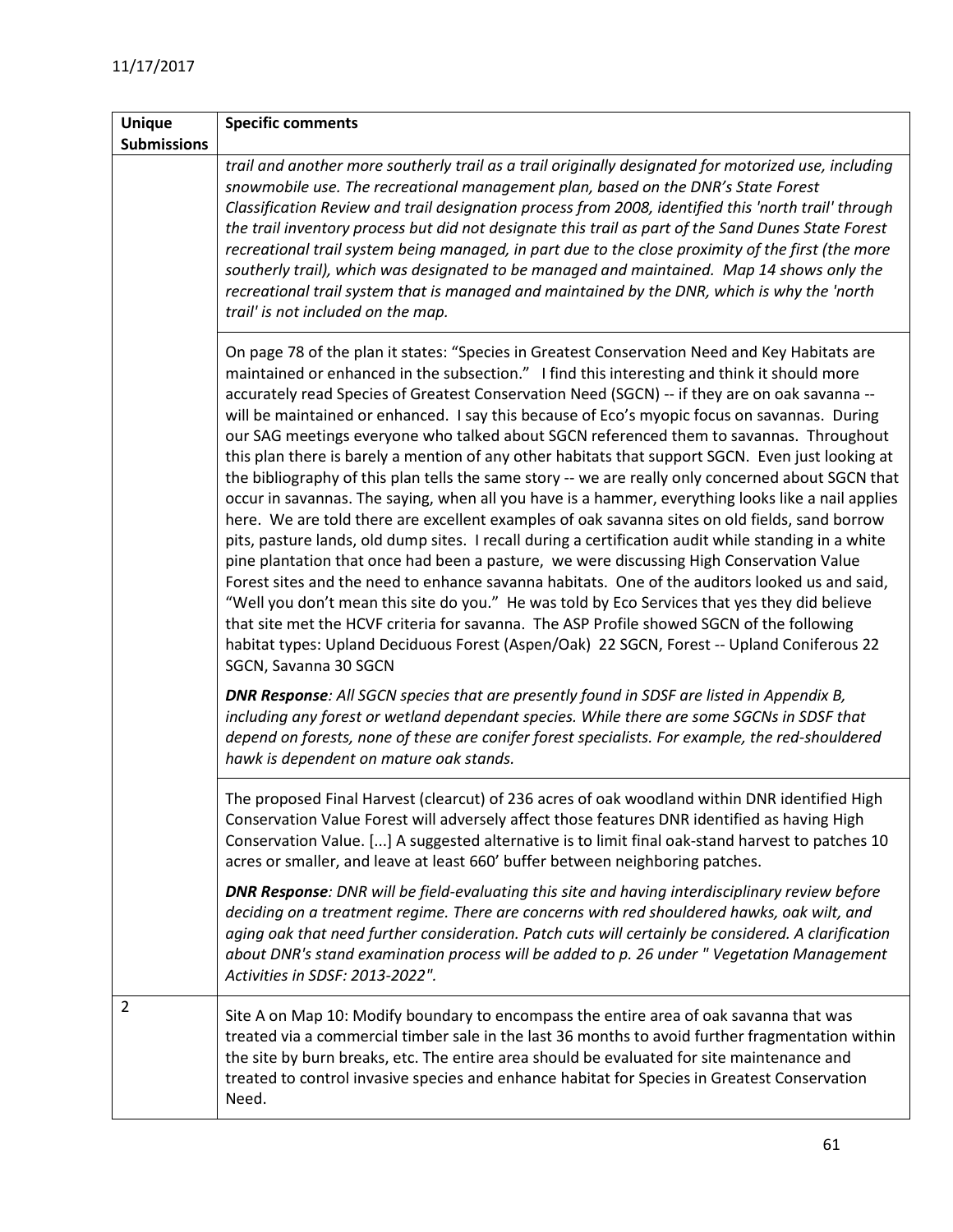11/17/2017

| Unique Submissions | Specific comments |
|---|---|
| | *trail and another more southerly trail as a trail originally designated for motorized use, including snowmobile use. The recreational management plan, based on the DNR's State Forest Classification Review and trail designation process from 2008, identified this 'north trail' through the trail inventory process but did not designate this trail as part of the Sand Dunes State Forest recreational trail system being managed, in part due to the close proximity of the first (the more southerly trail), which was designated to be managed and maintained. Map 14 shows only the recreational trail system that is managed and maintained by the DNR, which is why the 'north trail' is not included on the map.* |
| | On page 78 of the plan it states: "Species in Greatest Conservation Need and Key Habitats are maintained or enhanced in the subsection." I find this interesting and think it should more accurately read Species of Greatest Conservation Need (SGCN) -- if they are on oak savanna -- will be maintained or enhanced. I say this because of Eco's myopic focus on savannas. During our SAG meetings everyone who talked about SGCN referenced them to savannas. Throughout this plan there is barely a mention of any other habitats that support SGCN. Even just looking at the bibliography of this plan tells the same story -- we are really only concerned about SGCN that occur in savannas. The saying, when all you have is a hammer, everything looks like a nail applies here. We are told there are excellent examples of oak savanna sites on old fields, sand borrow pits, pasture lands, old dump sites. I recall during a certification audit while standing in a white pine plantation that once had been a pasture, we were discussing High Conservation Value Forest sites and the need to enhance savanna habitats. One of the auditors looked us and said, "Well you don't mean this site do you." He was told by Eco Services that yes they did believe that site met the HCVF criteria for savanna. The ASP Profile showed SGCN of the following habitat types: Upland Deciduous Forest (Aspen/Oak) 22 SGCN, Forest -- Upland Coniferous 22 SGCN, Savanna 30 SGCN<br><br>***DNR Response**: All SGCN species that are presently found in SDSF are listed in Appendix B, including any forest or wetland dependant species. While there are some SGCNs in SDSF that depend on forests, none of these are conifer forest specialists. For example, the red-shouldered hawk is dependent on mature oak stands.* |
| | The proposed Final Harvest (clearcut) of 236 acres of oak woodland within DNR identified High Conservation Value Forest will adversely affect those features DNR identified as having High Conservation Value. [...] A suggested alternative is to limit final oak-stand harvest to patches 10 acres or smaller, and leave at least 660' buffer between neighboring patches.<br><br>***DNR Response**: DNR will be field-evaluating this site and having interdisciplinary review before deciding on a treatment regime. There are concerns with red shouldered hawks, oak wilt, and aging oak that need further consideration. Patch cuts will certainly be considered. A clarification about DNR's stand examination process will be added to p. 26 under " Vegetation Management Activities in SDSF: 2013-2022".* |
| 2 | Site A on Map 10: Modify boundary to encompass the entire area of oak savanna that was treated via a commercial timber sale in the last 36 months to avoid further fragmentation within the site by burn breaks, etc. The entire area should be evaluated for site maintenance and treated to control invasive species and enhance habitat for Species in Greatest Conservation Need. |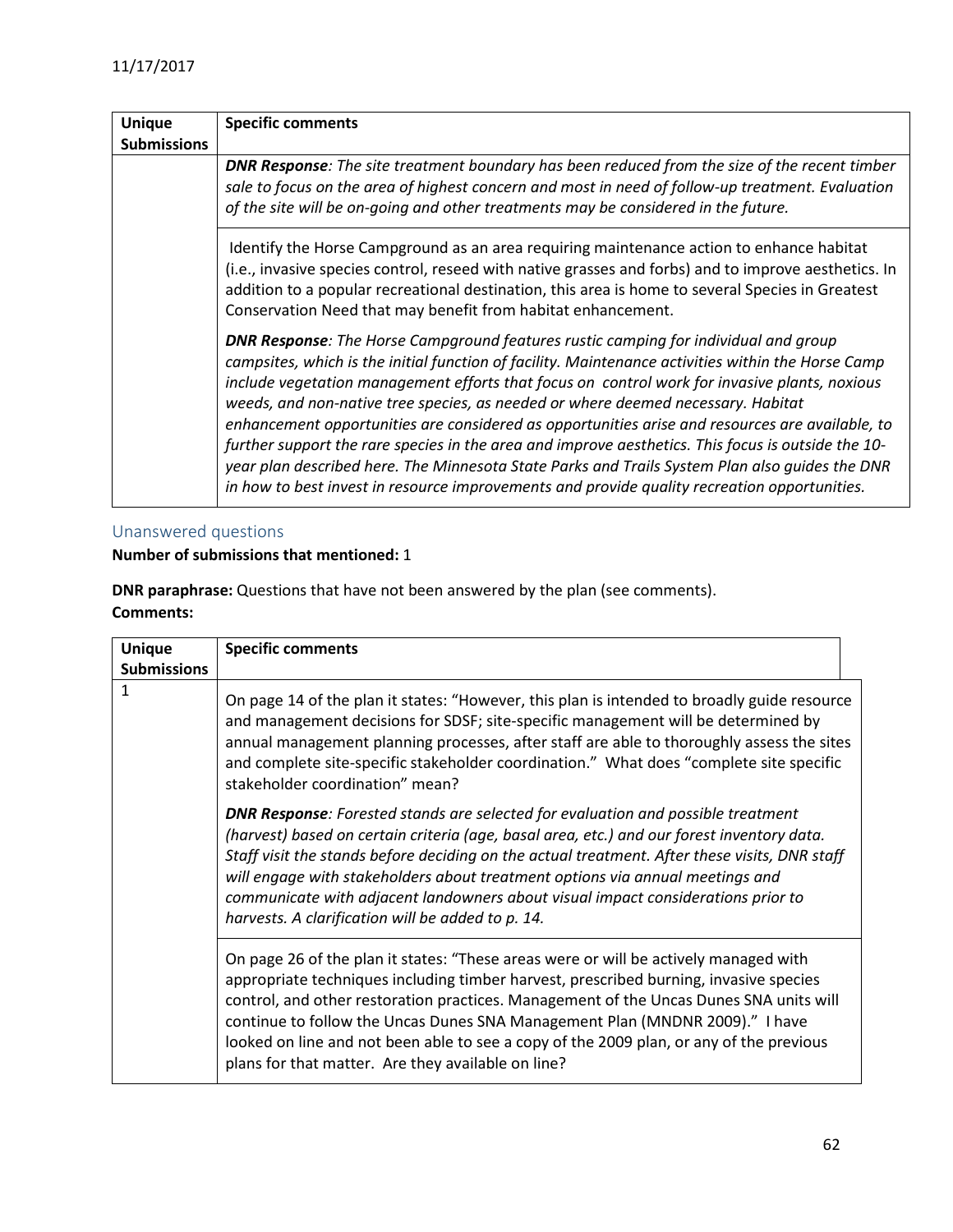| Unique Submissions | Specific comments |
| --- | --- |
| | ***DNR Response**: The site treatment boundary has been reduced from the size of the recent timber sale to focus on the area of highest concern and most in need of follow-up treatment. Evaluation of the site will be on-going and other treatments may be considered in the future.* |
| | Identify the Horse Campground as an area requiring maintenance action to enhance habitat (i.e., invasive species control, reseed with native grasses and forbs) and to improve aesthetics. In addition to a popular recreational destination, this area is home to several Species in Greatest Conservation Need that may benefit from habitat enhancement. |
| | ***DNR Response**: The Horse Campground features rustic camping for individual and group campsites, which is the initial function of facility. Maintenance activities within the Horse Camp include vegetation management efforts that focus on control work for invasive plants, noxious weeds, and non-native tree species, as needed or where deemed necessary. Habitat enhancement opportunities are considered as opportunities arise and resources are available, to further support the rare species in the area and improve aesthetics. This focus is outside the 10-year plan described here. The Minnesota State Parks and Trails System Plan also guides the DNR in how to best invest in resource improvements and provide quality recreation opportunities.* |

## Unanswered questions

**Number of submissions that mentioned:** 1

**DNR paraphrase:** Questions that have not been answered by the plan (see comments).

**Comments:**

| Unique Submissions | Specific comments |
| --- | --- |
| 1 | On page 14 of the plan it states: "However, this plan is intended to broadly guide resource and management decisions for SDSF; site-specific management will be determined by annual management planning processes, after staff are able to thoroughly assess the sites and complete site-specific stakeholder coordination." What does "complete site specific stakeholder coordination" mean? |
| | ***DNR Response**: Forested stands are selected for evaluation and possible treatment (harvest) based on certain criteria (age, basal area, etc.) and our forest inventory data. Staff visit the stands before deciding on the actual treatment. After these visits, DNR staff will engage with stakeholders about treatment options via annual meetings and communicate with adjacent landowners about visual impact considerations prior to harvests. A clarification will be added to p. 14.* |
| | On page 26 of the plan it states: "These areas were or will be actively managed with appropriate techniques including timber harvest, prescribed burning, invasive species control, and other restoration practices. Management of the Uncas Dunes SNA units will continue to follow the Uncas Dunes SNA Management Plan (MNDNR 2009)." I have looked on line and not been able to see a copy of the 2009 plan, or any of the previous plans for that matter. Are they available on line? |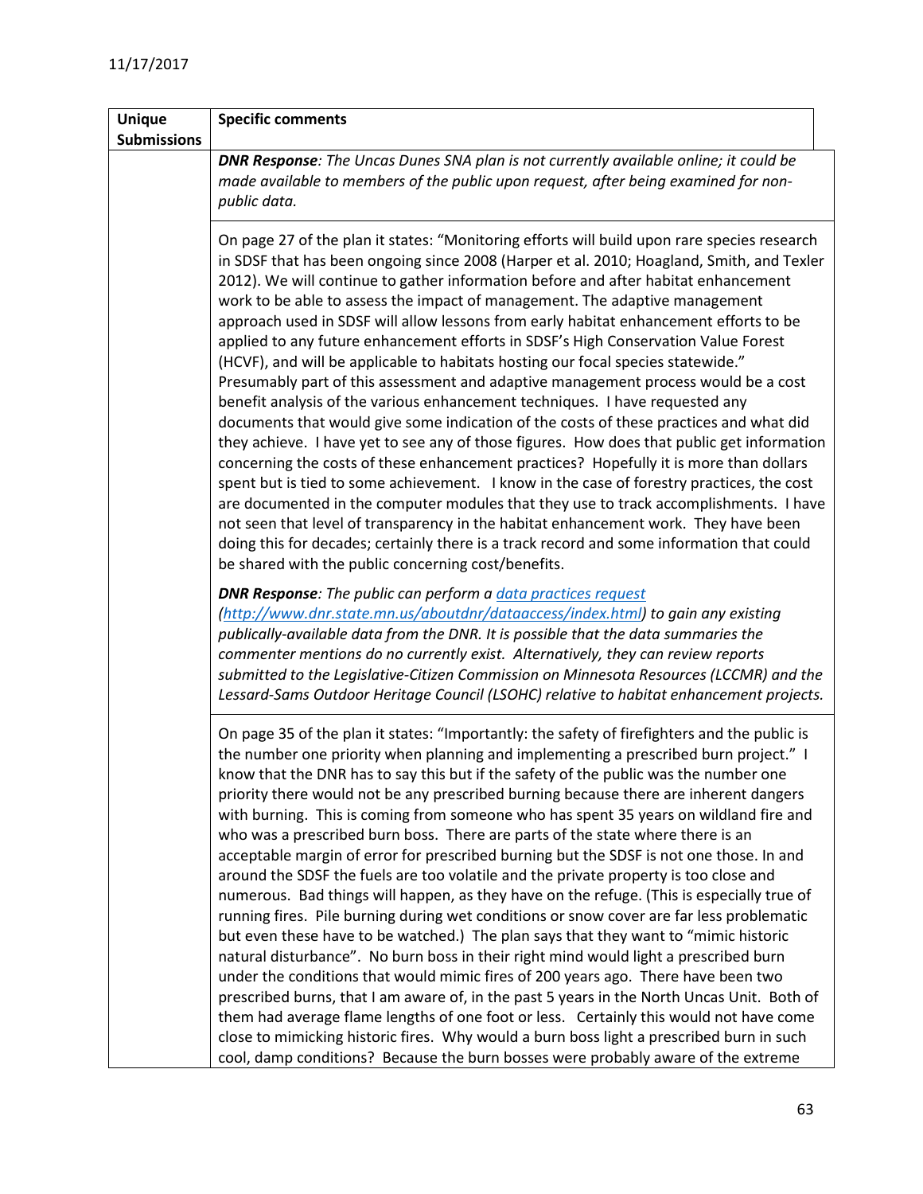11/17/2017

| Unique Submissions | Specific comments |
|---|---|
| | ***DNR Response**: The Uncas Dunes SNA plan is not currently available online; it could be made available to members of the public upon request, after being examined for non-public data.* |
| | On page 27 of the plan it states: "Monitoring efforts will build upon rare species research in SDSF that has been ongoing since 2008 (Harper et al. 2010; Hoagland, Smith, and Texler 2012). We will continue to gather information before and after habitat enhancement work to be able to assess the impact of management. The adaptive management approach used in SDSF will allow lessons from early habitat enhancement efforts to be applied to any future enhancement efforts in SDSF's High Conservation Value Forest (HCVF), and will be applicable to habitats hosting our focal species statewide." Presumably part of this assessment and adaptive management process would be a cost benefit analysis of the various enhancement techniques. I have requested any documents that would give some indication of the costs of these practices and what did they achieve. I have yet to see any of those figures. How does that public get information concerning the costs of these enhancement practices? Hopefully it is more than dollars spent but is tied to some achievement. I know in the case of forestry practices, the cost are documented in the computer modules that they use to track accomplishments. I have not seen that level of transparency in the habitat enhancement work. They have been doing this for decades; certainly there is a track record and some information that could be shared with the public concerning cost/benefits.<br><br>***DNR Response**: The public can perform a [data practices request](http://www.dnr.state.mn.us/aboutdnr/dataaccess/index.html) (http://www.dnr.state.mn.us/aboutdnr/dataaccess/index.html) to gain any existing publically-available data from the DNR. It is possible that the data summaries the commenter mentions do no currently exist. Alternatively, they can review reports submitted to the Legislative-Citizen Commission on Minnesota Resources (LCCMR) and the Lessard-Sams Outdoor Heritage Council (LSOHC) relative to habitat enhancement projects.* |
| | On page 35 of the plan it states: "Importantly: the safety of firefighters and the public is the number one priority when planning and implementing a prescribed burn project." I know that the DNR has to say this but if the safety of the public was the number one priority there would not be any prescribed burning because there are inherent dangers with burning. This is coming from someone who has spent 35 years on wildland fire and who was a prescribed burn boss. There are parts of the state where there is an acceptable margin of error for prescribed burning but the SDSF is not one those. In and around the SDSF the fuels are too volatile and the private property is too close and numerous. Bad things will happen, as they have on the refuge. (This is especially true of running fires. Pile burning during wet conditions or snow cover are far less problematic but even these have to be watched.) The plan says that they want to "mimic historic natural disturbance". No burn boss in their right mind would light a prescribed burn under the conditions that would mimic fires of 200 years ago. There have been two prescribed burns, that I am aware of, in the past 5 years in the North Uncas Unit. Both of them had average flame lengths of one foot or less. Certainly this would not have come close to mimicking historic fires. Why would a burn boss light a prescribed burn in such cool, damp conditions? Because the burn bosses were probably aware of the extreme |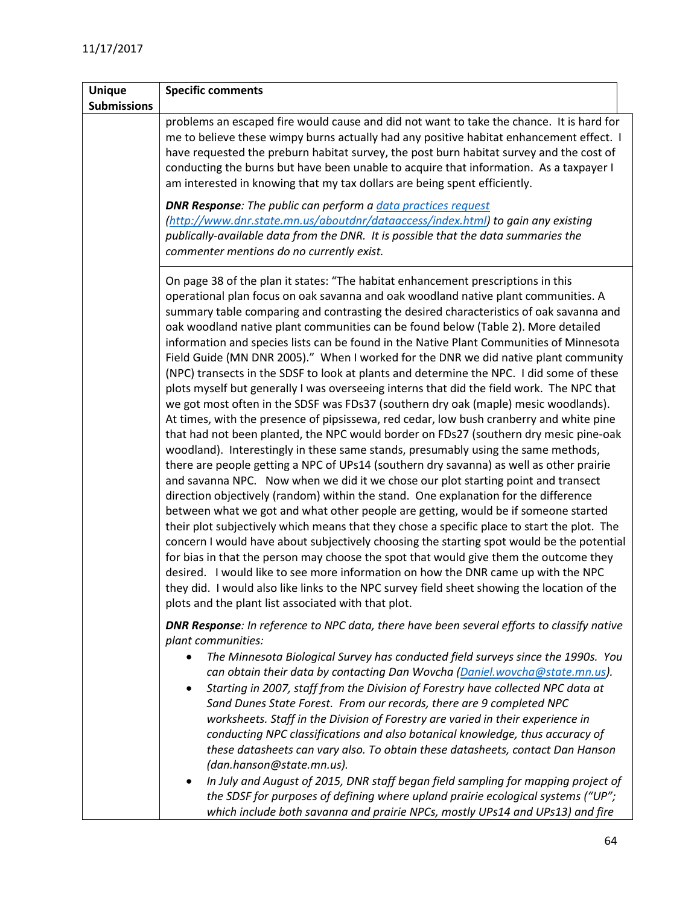11/17/2017

| Unique Submissions | Specific comments |
|---|---|
| | problems an escaped fire would cause and did not want to take the chance. It is hard for me to believe these wimpy burns actually had any positive habitat enhancement effect. I have requested the preburn habitat survey, the post burn habitat survey and the cost of conducting the burns but have been unable to acquire that information. As a taxpayer I am interested in knowing that my tax dollars are being spent efficiently.<br><br>***DNR Response****: The public can perform a [data practices request](http://www.dnr.state.mn.us/aboutdnr/dataaccess/index.html) (http://www.dnr.state.mn.us/aboutdnr/dataaccess/index.html) to gain any existing publically-available data from the DNR. It is possible that the data summaries the commenter mentions do no currently exist.* |
| | On page 38 of the plan it states: "The habitat enhancement prescriptions in this operational plan focus on oak savanna and oak woodland native plant communities. A summary table comparing and contrasting the desired characteristics of oak savanna and oak woodland native plant communities can be found below (Table 2). More detailed information and species lists can be found in the Native Plant Communities of Minnesota Field Guide (MN DNR 2005)." When I worked for the DNR we did native plant community (NPC) transects in the SDSF to look at plants and determine the NPC. I did some of these plots myself but generally I was overseeing interns that did the field work. The NPC that we got most often in the SDSF was FDs37 (southern dry oak (maple) mesic woodlands). At times, with the presence of pipsissewa, red cedar, low bush cranberry and white pine that had not been planted, the NPC would border on FDs27 (southern dry mesic pine-oak woodland). Interestingly in these same stands, presumably using the same methods, there are people getting a NPC of UPs14 (southern dry savanna) as well as other prairie and savanna NPC. Now when we did it we chose our plot starting point and transect direction objectively (random) within the stand. One explanation for the difference between what we got and what other people are getting, would be if someone started their plot subjectively which means that they chose a specific place to start the plot. The concern I would have about subjectively choosing the starting spot would be the potential for bias in that the person may choose the spot that would give them the outcome they desired. I would like to see more information on how the DNR came up with the NPC they did. I would also like links to the NPC survey field sheet showing the location of the plots and the plant list associated with that plot.<br><br>***DNR Response****: In reference to NPC data, there have been several efforts to classify native plant communities:*<br>• *The Minnesota Biological Survey has conducted field surveys since the 1990s. You can obtain their data by contacting Dan Wovcha ([Daniel.wovcha@state.mn.us](mailto:Daniel.wovcha@state.mn.us)).*<br>• *Starting in 2007, staff from the Division of Forestry have collected NPC data at Sand Dunes State Forest. From our records, there are 9 completed NPC worksheets. Staff in the Division of Forestry are varied in their experience in conducting NPC classifications and also botanical knowledge, thus accuracy of these datasheets can vary also. To obtain these datasheets, contact Dan Hanson (dan.hanson@state.mn.us).*<br>• *In July and August of 2015, DNR staff began field sampling for mapping project of the SDSF for purposes of defining where upland prairie ecological systems ("UP"; which include both savanna and prairie NPCs, mostly UPs14 and UPs13) and fire* |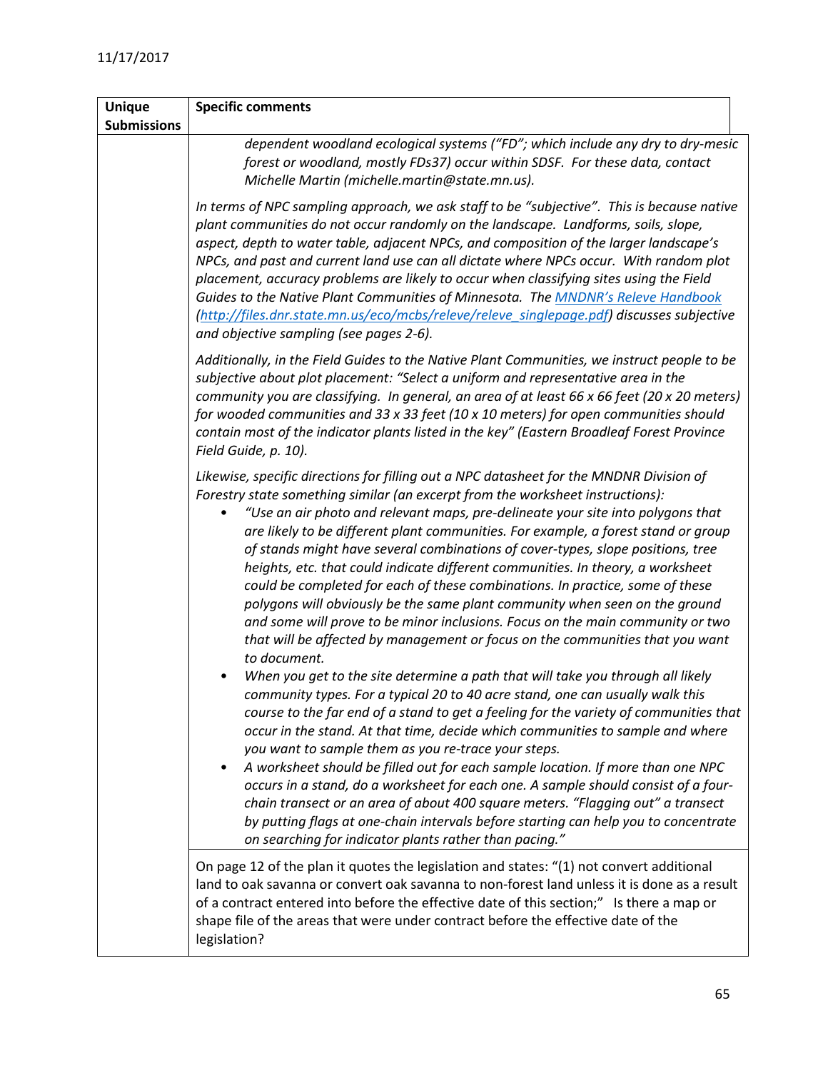| Unique Submissions | Specific comments |
|---|---|
| | *dependent woodland ecological systems ("FD"; which include any dry to dry-mesic forest or woodland, mostly FDs37) occur within SDSF. For these data, contact Michelle Martin (michelle.martin@state.mn.us).*<br><br>*In terms of NPC sampling approach, we ask staff to be "subjective". This is because native plant communities do not occur randomly on the landscape. Landforms, soils, slope, aspect, depth to water table, adjacent NPCs, and composition of the larger landscape's NPCs, and past and current land use can all dictate where NPCs occur. With random plot placement, accuracy problems are likely to occur when classifying sites using the Field Guides to the Native Plant Communities of Minnesota. The [MNDNR's Releve Handbook](http://files.dnr.state.mn.us/eco/mcbs/releve/releve_singlepage.pdf) (http://files.dnr.state.mn.us/eco/mcbs/releve/releve_singlepage.pdf) discusses subjective and objective sampling (see pages 2-6).*<br><br>*Additionally, in the Field Guides to the Native Plant Communities, we instruct people to be subjective about plot placement: "Select a uniform and representative area in the community you are classifying. In general, an area of at least 66 x 66 feet (20 x 20 meters) for wooded communities and 33 x 33 feet (10 x 10 meters) for open communities should contain most of the indicator plants listed in the key" (Eastern Broadleaf Forest Province Field Guide, p. 10).*<br><br>*Likewise, specific directions for filling out a NPC datasheet for the MNDNR Division of Forestry state something similar (an excerpt from the worksheet instructions):*<br>• *"Use an air photo and relevant maps, pre-delineate your site into polygons that are likely to be different plant communities. For example, a forest stand or group of stands might have several combinations of cover-types, slope positions, tree heights, etc. that could indicate different communities. In theory, a worksheet could be completed for each of these combinations. In practice, some of these polygons will obviously be the same plant community when seen on the ground and some will prove to be minor inclusions. Focus on the main community or two that will be affected by management or focus on the communities that you want to document.*<br>• *When you get to the site determine a path that will take you through all likely community types. For a typical 20 to 40 acre stand, one can usually walk this course to the far end of a stand to get a feeling for the variety of communities that occur in the stand. At that time, decide which communities to sample and where you want to sample them as you re-trace your steps.*<br>• *A worksheet should be filled out for each sample location. If more than one NPC occurs in a stand, do a worksheet for each one. A sample should consist of a four-chain transect or an area of about 400 square meters. "Flagging out" a transect by putting flags at one-chain intervals before starting can help you to concentrate on searching for indicator plants rather than pacing."* |
| | On page 12 of the plan it quotes the legislation and states: "(1) not convert additional land to oak savanna or convert oak savanna to non-forest land unless it is done as a result of a contract entered into before the effective date of this section;" Is there a map or shape file of the areas that were under contract before the effective date of the legislation? |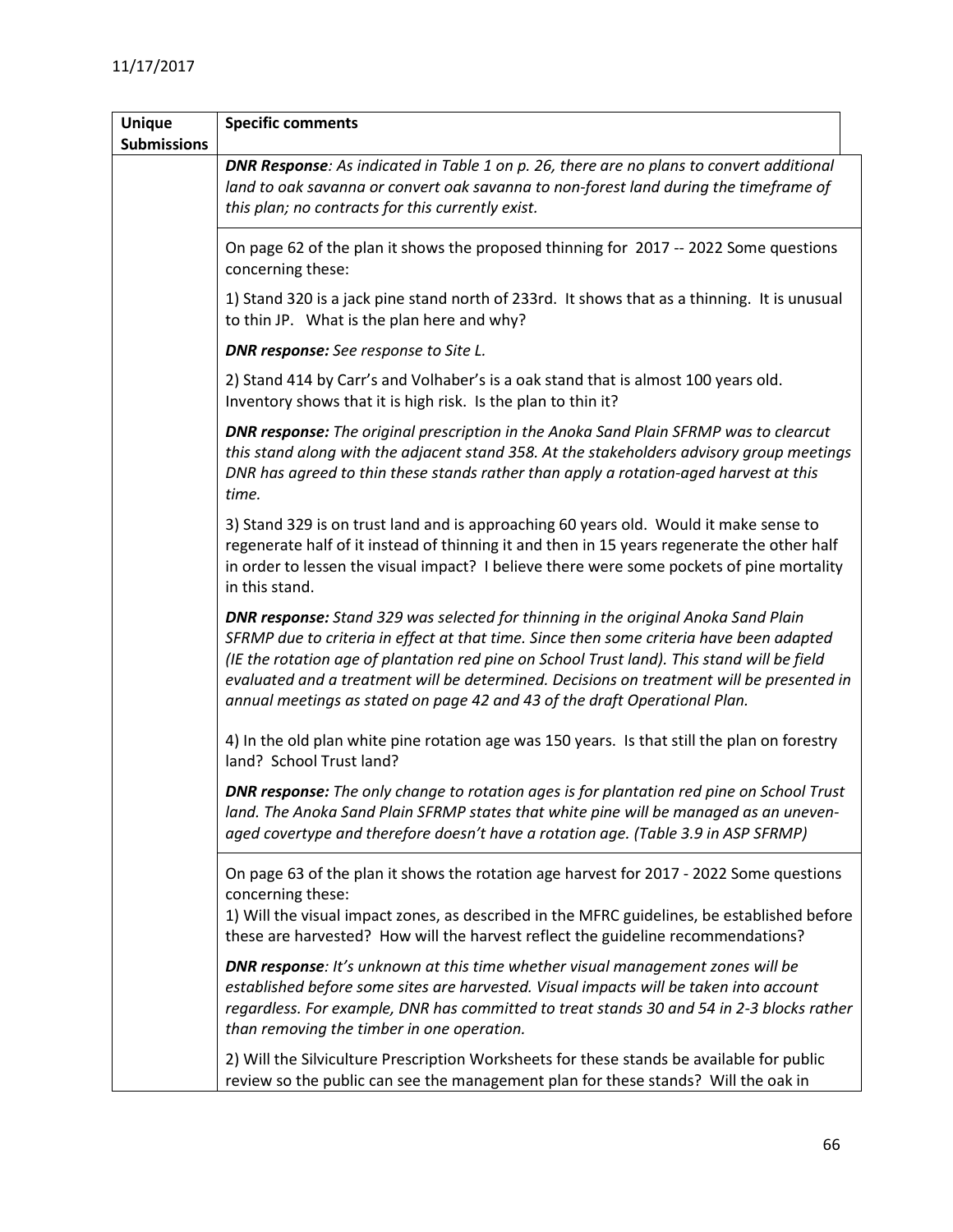11/17/2017

| Unique Submissions | Specific comments |
|---|---|
| | ***DNR Response**: As indicated in Table 1 on p. 26, there are no plans to convert additional land to oak savanna or convert oak savanna to non-forest land during the timeframe of this plan; no contracts for this currently exist.* |
| | On page 62 of the plan it shows the proposed thinning for 2017 -- 2022 Some questions concerning these:<br><br>1) Stand 320 is a jack pine stand north of 233rd. It shows that as a thinning. It is unusual to thin JP. What is the plan here and why?<br><br>***DNR response:** See response to Site L.*<br><br>2) Stand 414 by Carr's and Volhaber's is a oak stand that is almost 100 years old. Inventory shows that it is high risk. Is the plan to thin it?<br><br>***DNR response:** The original prescription in the Anoka Sand Plain SFRMP was to clearcut this stand along with the adjacent stand 358. At the stakeholders advisory group meetings DNR has agreed to thin these stands rather than apply a rotation-aged harvest at this time.*<br><br>3) Stand 329 is on trust land and is approaching 60 years old. Would it make sense to regenerate half of it instead of thinning it and then in 15 years regenerate the other half in order to lessen the visual impact? I believe there were some pockets of pine mortality in this stand.<br><br>***DNR response:** Stand 329 was selected for thinning in the original Anoka Sand Plain SFRMP due to criteria in effect at that time. Since then some criteria have been adapted (IE the rotation age of plantation red pine on School Trust land). This stand will be field evaluated and a treatment will be determined. Decisions on treatment will be presented in annual meetings as stated on page 42 and 43 of the draft Operational Plan.*<br><br>4) In the old plan white pine rotation age was 150 years. Is that still the plan on forestry land? School Trust land?<br><br>***DNR response:** The only change to rotation ages is for plantation red pine on School Trust land. The Anoka Sand Plain SFRMP states that white pine will be managed as an uneven-aged covertype and therefore doesn't have a rotation age. (Table 3.9 in ASP SFRMP)* |
| | On page 63 of the plan it shows the rotation age harvest for 2017 - 2022 Some questions concerning these:<br>1) Will the visual impact zones, as described in the MFRC guidelines, be established before these are harvested? How will the harvest reflect the guideline recommendations?<br><br>***DNR response**: It's unknown at this time whether visual management zones will be established before some sites are harvested. Visual impacts will be taken into account regardless. For example, DNR has committed to treat stands 30 and 54 in 2-3 blocks rather than removing the timber in one operation.*<br><br>2) Will the Silviculture Prescription Worksheets for these stands be available for public review so the public can see the management plan for these stands? Will the oak in |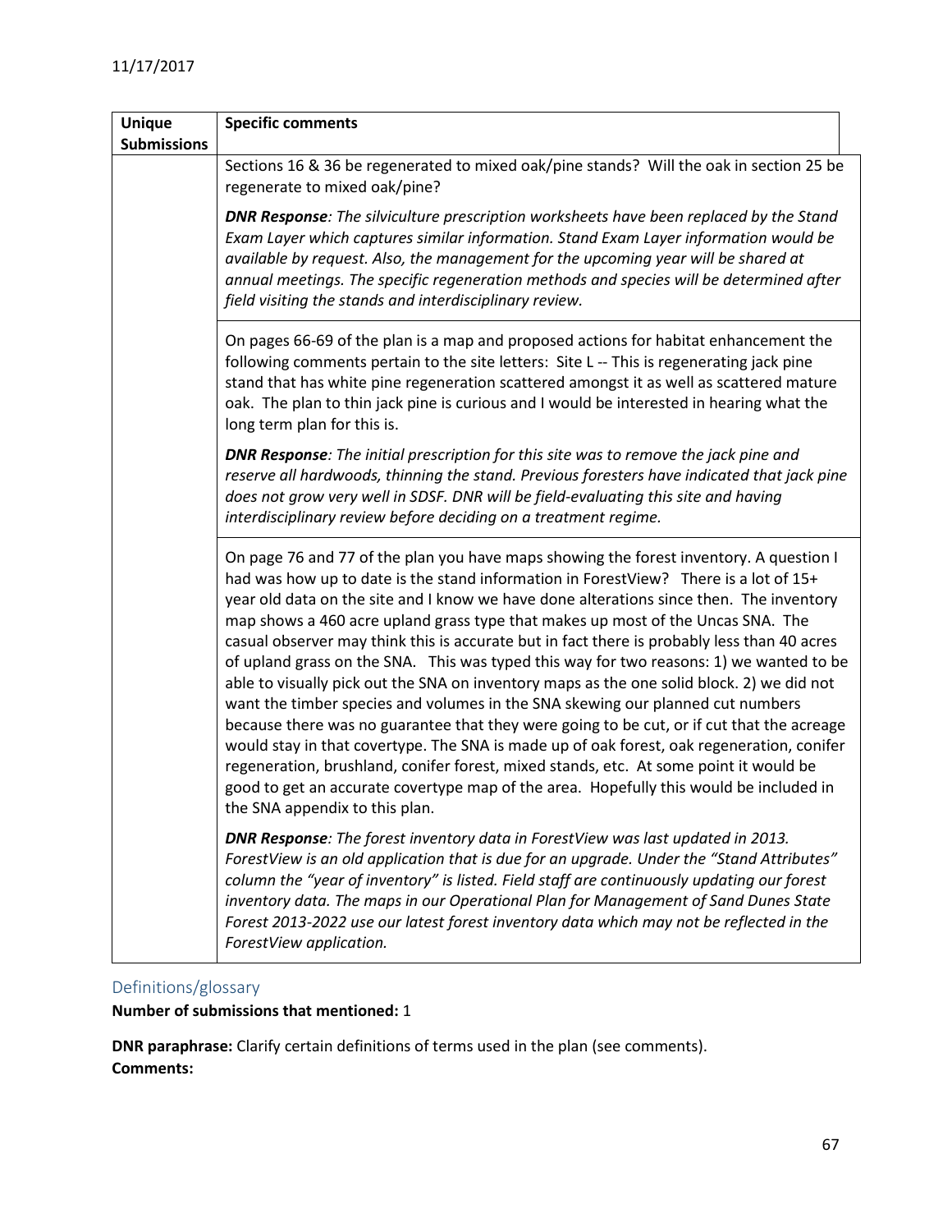| Unique Submissions | Specific comments |
| --- | --- |
| | Sections 16 & 36 be regenerated to mixed oak/pine stands? Will the oak in section 25 be regenerate to mixed oak/pine?<br><br>***DNR Response***: *The silviculture prescription worksheets have been replaced by the Stand Exam Layer which captures similar information. Stand Exam Layer information would be available by request. Also, the management for the upcoming year will be shared at annual meetings. The specific regeneration methods and species will be determined after field visiting the stands and interdisciplinary review.* |
| | On pages 66-69 of the plan is a map and proposed actions for habitat enhancement the following comments pertain to the site letters: Site L -- This is regenerating jack pine stand that has white pine regeneration scattered amongst it as well as scattered mature oak. The plan to thin jack pine is curious and I would be interested in hearing what the long term plan for this is.<br><br>***DNR Response***: *The initial prescription for this site was to remove the jack pine and reserve all hardwoods, thinning the stand. Previous foresters have indicated that jack pine does not grow very well in SDSF. DNR will be field-evaluating this site and having interdisciplinary review before deciding on a treatment regime.* |
| | On page 76 and 77 of the plan you have maps showing the forest inventory. A question I had was how up to date is the stand information in ForestView? There is a lot of 15+ year old data on the site and I know we have done alterations since then. The inventory map shows a 460 acre upland grass type that makes up most of the Uncas SNA. The casual observer may think this is accurate but in fact there is probably less than 40 acres of upland grass on the SNA. This was typed this way for two reasons: 1) we wanted to be able to visually pick out the SNA on inventory maps as the one solid block. 2) we did not want the timber species and volumes in the SNA skewing our planned cut numbers because there was no guarantee that they were going to be cut, or if cut that the acreage would stay in that covertype. The SNA is made up of oak forest, oak regeneration, conifer regeneration, brushland, conifer forest, mixed stands, etc. At some point it would be good to get an accurate covertype map of the area. Hopefully this would be included in the SNA appendix to this plan.<br><br>***DNR Response***: *The forest inventory data in ForestView was last updated in 2013. ForestView is an old application that is due for an upgrade. Under the "Stand Attributes" column the "year of inventory" is listed. Field staff are continuously updating our forest inventory data. The maps in our Operational Plan for Management of Sand Dunes State Forest 2013-2022 use our latest forest inventory data which may not be reflected in the ForestView application.* |

## Definitions/glossary

**Number of submissions that mentioned:** 1

**DNR paraphrase:** Clarify certain definitions of terms used in the plan (see comments).

**Comments:**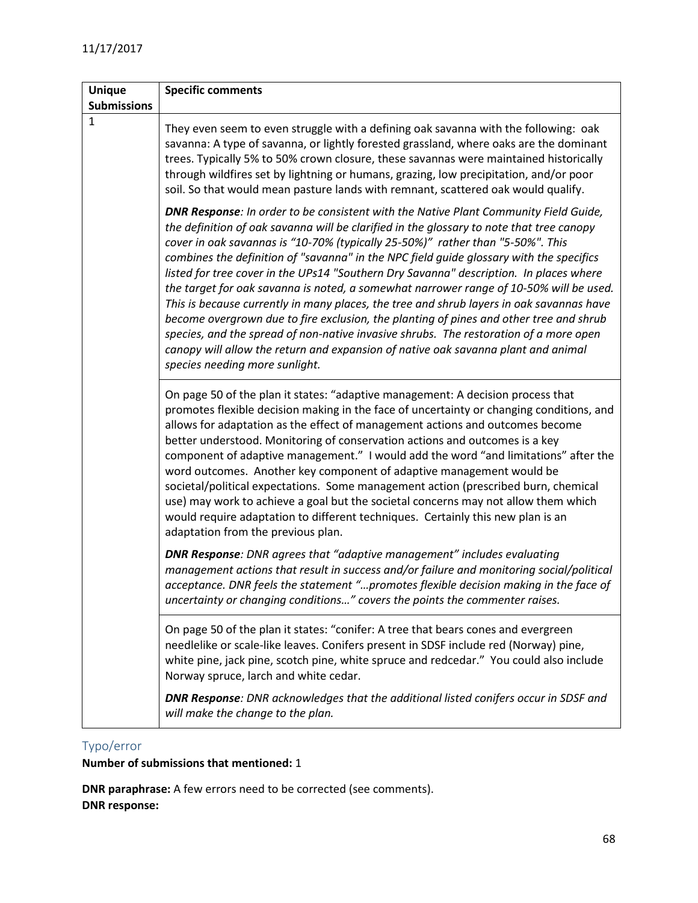11/17/2017

| Unique Submissions | Specific comments |
|---|---|
| 1 | They even seem to even struggle with a defining oak savanna with the following: oak savanna: A type of savanna, or lightly forested grassland, where oaks are the dominant trees. Typically 5% to 50% crown closure, these savannas were maintained historically through wildfires set by lightning or humans, grazing, low precipitation, and/or poor soil. So that would mean pasture lands with remnant, scattered oak would qualify.<br><br>***DNR Response****: In order to be consistent with the Native Plant Community Field Guide, the definition of oak savanna will be clarified in the glossary to note that tree canopy cover in oak savannas is "10-70% (typically 25-50%)" rather than "5-50%". This combines the definition of "savanna" in the NPC field guide glossary with the specifics listed for tree cover in the UPs14 "Southern Dry Savanna" description. In places where the target for oak savanna is noted, a somewhat narrower range of 10-50% will be used. This is because currently in many places, the tree and shrub layers in oak savannas have become overgrown due to fire exclusion, the planting of pines and other tree and shrub species, and the spread of non-native invasive shrubs. The restoration of a more open canopy will allow the return and expansion of native oak savanna plant and animal species needing more sunlight.* |
| | On page 50 of the plan it states: "adaptive management: A decision process that promotes flexible decision making in the face of uncertainty or changing conditions, and allows for adaptation as the effect of management actions and outcomes become better understood. Monitoring of conservation actions and outcomes is a key component of adaptive management." I would add the word "and limitations" after the word outcomes. Another key component of adaptive management would be societal/political expectations. Some management action (prescribed burn, chemical use) may work to achieve a goal but the societal concerns may not allow them which would require adaptation to different techniques. Certainly this new plan is an adaptation from the previous plan.<br><br>***DNR Response****: DNR agrees that "adaptive management" includes evaluating management actions that result in success and/or failure and monitoring social/political acceptance. DNR feels the statement "…promotes flexible decision making in the face of uncertainty or changing conditions…" covers the points the commenter raises.* |
| | On page 50 of the plan it states: "conifer: A tree that bears cones and evergreen needlelike or scale-like leaves. Conifers present in SDSF include red (Norway) pine, white pine, jack pine, scotch pine, white spruce and redcedar." You could also include Norway spruce, larch and white cedar.<br><br>***DNR Response****: DNR acknowledges that the additional listed conifers occur in SDSF and will make the change to the plan.* |

## Typo/error

**Number of submissions that mentioned:** 1

**DNR paraphrase:** A few errors need to be corrected (see comments).

**DNR response:**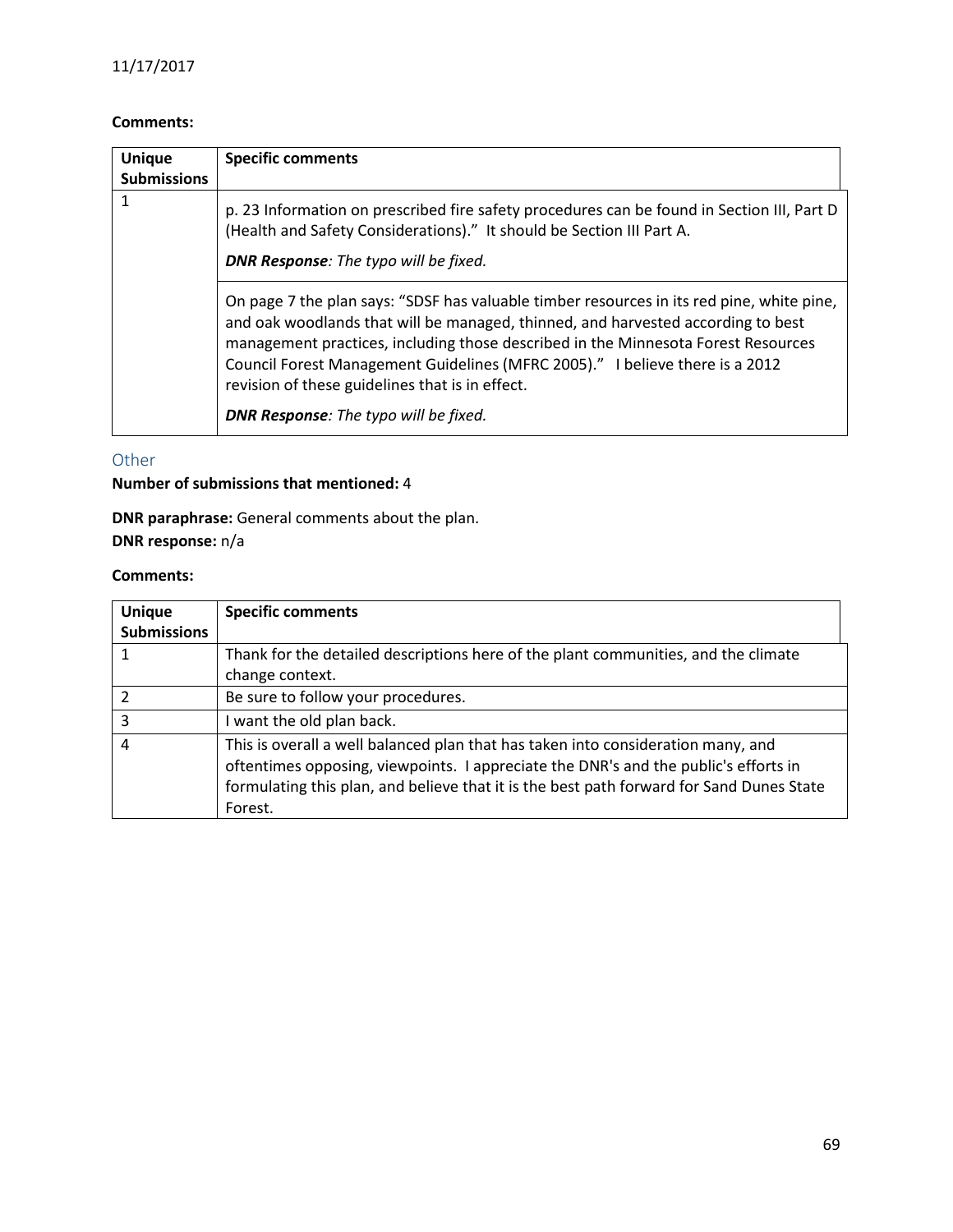**Comments:**

| Unique Submissions | Specific comments |
|---|---|
| 1 | p. 23 Information on prescribed fire safety procedures can be found in Section III, Part D (Health and Safety Considerations)." It should be Section III Part A. ***DNR Response****: The typo will be fixed.* |
| | On page 7 the plan says: "SDSF has valuable timber resources in its red pine, white pine, and oak woodlands that will be managed, thinned, and harvested according to best management practices, including those described in the Minnesota Forest Resources Council Forest Management Guidelines (MFRC 2005)." I believe there is a 2012 revision of these guidelines that is in effect. ***DNR Response****: The typo will be fixed.* |

## Other

**Number of submissions that mentioned:** 4

**DNR paraphrase:** General comments about the plan.
**DNR response:** n/a

**Comments:**

| Unique Submissions | Specific comments |
|---|---|
| 1 | Thank for the detailed descriptions here of the plant communities, and the climate change context. |
| 2 | Be sure to follow your procedures. |
| 3 | I want the old plan back. |
| 4 | This is overall a well balanced plan that has taken into consideration many, and oftentimes opposing, viewpoints. I appreciate the DNR's and the public's efforts in formulating this plan, and believe that it is the best path forward for Sand Dunes State Forest. |